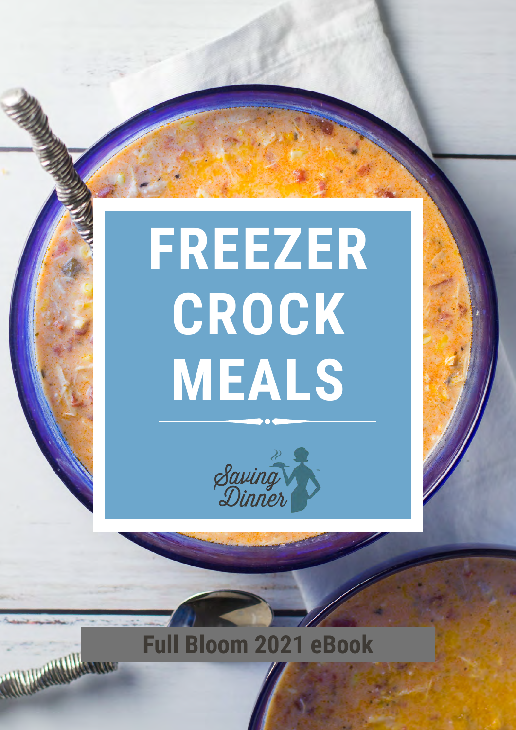# FREEZER CROCK MEALS

Saving Dinner™

Full Bloom 2021 eBook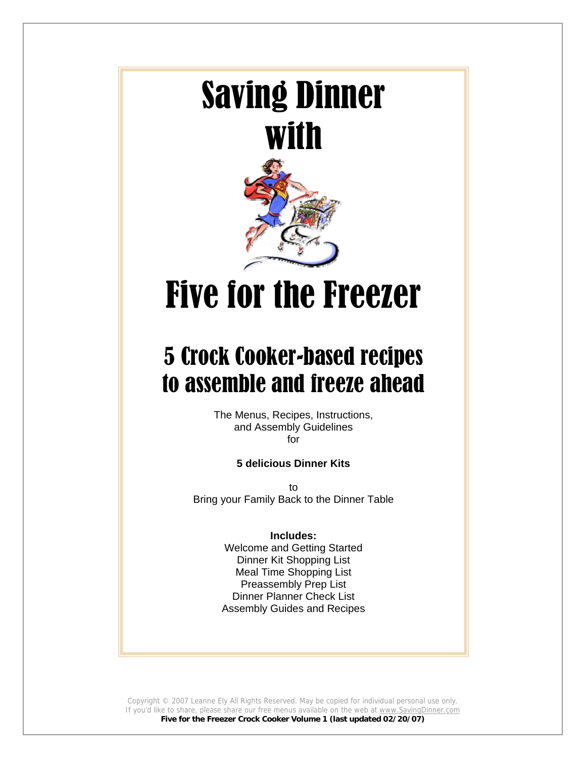# Saving Dinner with

# Five for the Freezer

## 5 Crock Cooker-based recipes to assemble and freeze ahead

The Menus, Recipes, Instructions,
and Assembly Guidelines
for

**5 delicious Dinner Kits**

to
Bring your Family Back to the Dinner Table

**Includes:**
Welcome and Getting Started
Dinner Kit Shopping List
Meal Time Shopping List
Preassembly Prep List
Dinner Planner Check List
Assembly Guides and Recipes

Copyright © 2007 Leanne Ely All Rights Reserved. May be copied for individual personal use only.
If you'd like to share, please share our free menus available on the web at www.SavingDinner.com
**Five for the Freezer Crock Cooker Volume 1 (last updated 02/20/07)**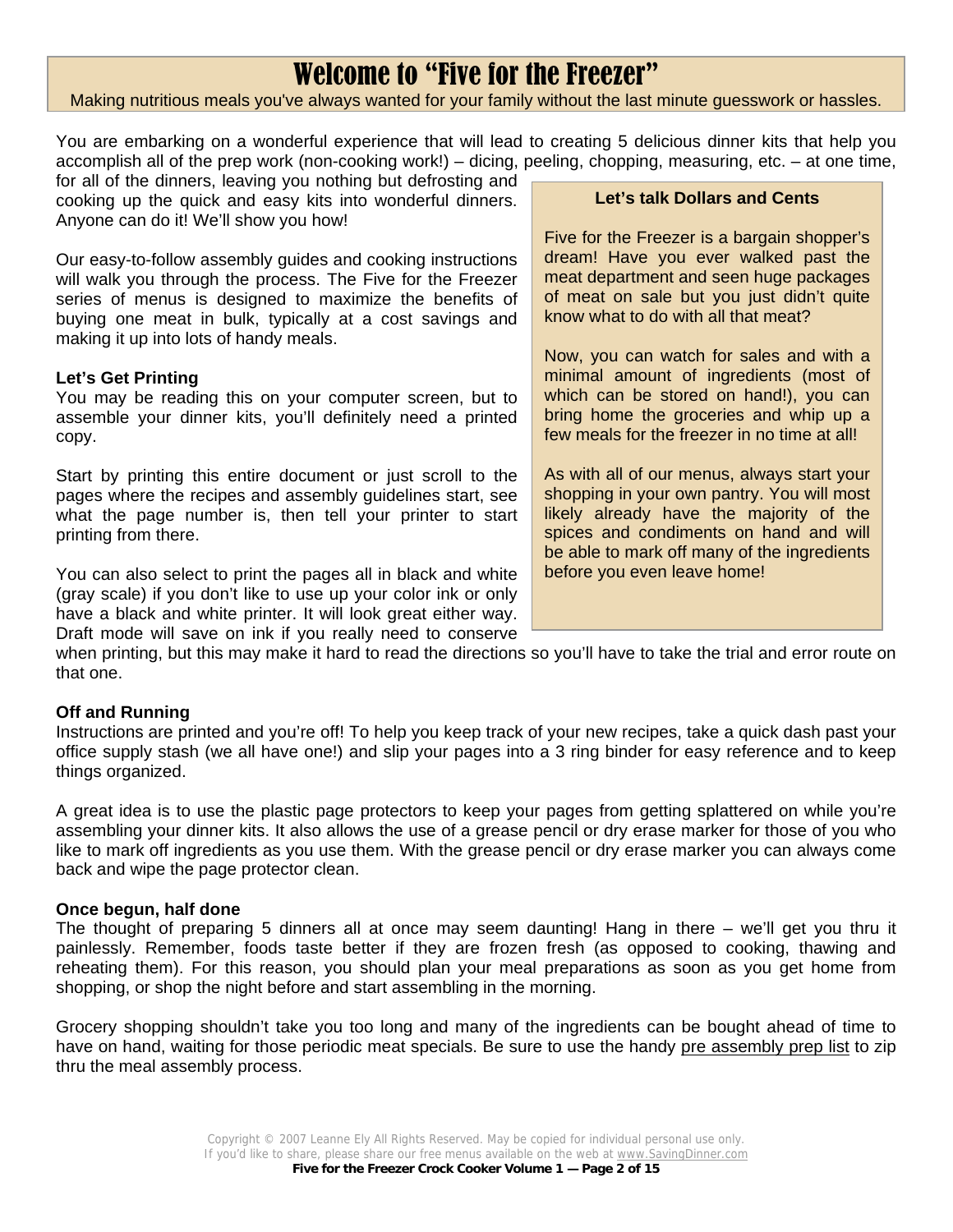# Welcome to "Five for the Freezer"

Making nutritious meals you've always wanted for your family without the last minute guesswork or hassles.

You are embarking on a wonderful experience that will lead to creating 5 delicious dinner kits that help you accomplish all of the prep work (non-cooking work!) – dicing, peeling, chopping, measuring, etc. – at one time, for all of the dinners, leaving you nothing but defrosting and cooking up the quick and easy kits into wonderful dinners. Anyone can do it! We'll show you how!

Our easy-to-follow assembly guides and cooking instructions will walk you through the process. The Five for the Freezer series of menus is designed to maximize the benefits of buying one meat in bulk, typically at a cost savings and making it up into lots of handy meals.

**Let's Get Printing**

You may be reading this on your computer screen, but to assemble your dinner kits, you'll definitely need a printed copy.

Start by printing this entire document or just scroll to the pages where the recipes and assembly guidelines start, see what the page number is, then tell your printer to start printing from there.

You can also select to print the pages all in black and white (gray scale) if you don't like to use up your color ink or only have a black and white printer. It will look great either way. Draft mode will save on ink if you really need to conserve when printing, but this may make it hard to read the directions so you'll have to take the trial and error route on that one.

**Let's talk Dollars and Cents**

Five for the Freezer is a bargain shopper's dream! Have you ever walked past the meat department and seen huge packages of meat on sale but you just didn't quite know what to do with all that meat?

Now, you can watch for sales and with a minimal amount of ingredients (most of which can be stored on hand!), you can bring home the groceries and whip up a few meals for the freezer in no time at all!

As with all of our menus, always start your shopping in your own pantry. You will most likely already have the majority of the spices and condiments on hand and will be able to mark off many of the ingredients before you even leave home!

**Off and Running**

Instructions are printed and you're off! To help you keep track of your new recipes, take a quick dash past your office supply stash (we all have one!) and slip your pages into a 3 ring binder for easy reference and to keep things organized.

A great idea is to use the plastic page protectors to keep your pages from getting splattered on while you're assembling your dinner kits. It also allows the use of a grease pencil or dry erase marker for those of you who like to mark off ingredients as you use them. With the grease pencil or dry erase marker you can always come back and wipe the page protector clean.

**Once begun, half done**

The thought of preparing 5 dinners all at once may seem daunting! Hang in there – we'll get you thru it painlessly. Remember, foods taste better if they are frozen fresh (as opposed to cooking, thawing and reheating them). For this reason, you should plan your meal preparations as soon as you get home from shopping, or shop the night before and start assembling in the morning.

Grocery shopping shouldn't take you too long and many of the ingredients can be bought ahead of time to have on hand, waiting for those periodic meat specials. Be sure to use the handy pre assembly prep list to zip thru the meal assembly process.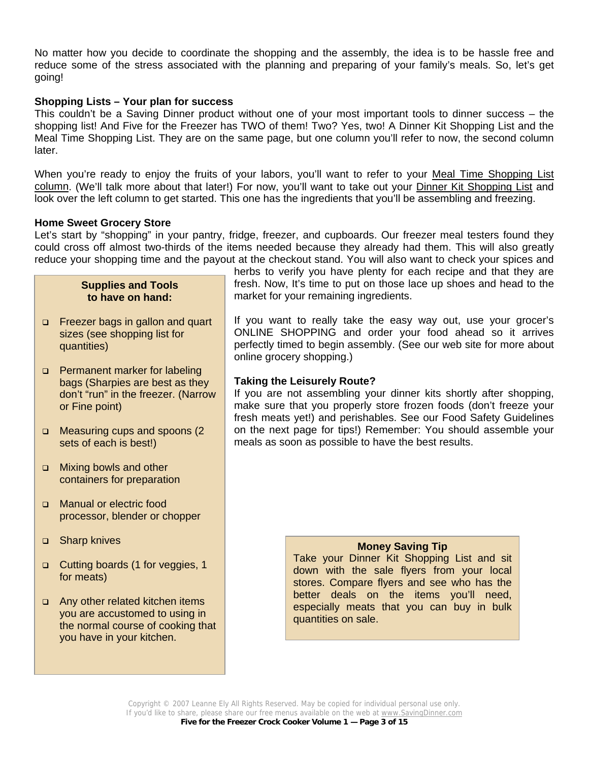No matter how you decide to coordinate the shopping and the assembly, the idea is to be hassle free and reduce some of the stress associated with the planning and preparing of your family's meals. So, let's get going!

**Shopping Lists – Your plan for success**

This couldn't be a Saving Dinner product without one of your most important tools to dinner success – the shopping list! And Five for the Freezer has TWO of them! Two? Yes, two! A Dinner Kit Shopping List and the Meal Time Shopping List. They are on the same page, but one column you'll refer to now, the second column later.

When you're ready to enjoy the fruits of your labors, you'll want to refer to your Meal Time Shopping List column. (We'll talk more about that later!) For now, you'll want to take out your Dinner Kit Shopping List and look over the left column to get started. This one has the ingredients that you'll be assembling and freezing.

**Home Sweet Grocery Store**

Let's start by "shopping" in your pantry, fridge, freezer, and cupboards. Our freezer meal testers found they could cross off almost two-thirds of the items needed because they already had them. This will also greatly reduce your shopping time and the payout at the checkout stand. You will also want to check your spices and herbs to verify you have plenty for each recipe and that they are fresh. Now, It's time to put on those lace up shoes and head to the market for your remaining ingredients.

If you want to really take the easy way out, use your grocer's ONLINE SHOPPING and order your food ahead so it arrives perfectly timed to begin assembly. (See our web site for more about online grocery shopping.)

**Taking the Leisurely Route?**

If you are not assembling your dinner kits shortly after shopping, make sure that you properly store frozen foods (don't freeze your fresh meats yet!) and perishables. See our Food Safety Guidelines on the next page for tips!) Remember: You should assemble your meals as soon as possible to have the best results.

**Supplies and Tools to have on hand:**

- Freezer bags in gallon and quart sizes (see shopping list for quantities)
- Permanent marker for labeling bags (Sharpies are best as they don't "run" in the freezer. (Narrow or Fine point)
- Measuring cups and spoons (2 sets of each is best!)
- Mixing bowls and other containers for preparation
- Manual or electric food processor, blender or chopper
- Sharp knives
- Cutting boards (1 for veggies, 1 for meats)
- Any other related kitchen items you are accustomed to using in the normal course of cooking that you have in your kitchen.

**Money Saving Tip**

Take your Dinner Kit Shopping List and sit down with the sale flyers from your local stores. Compare flyers and see who has the better deals on the items you'll need, especially meats that you can buy in bulk quantities on sale.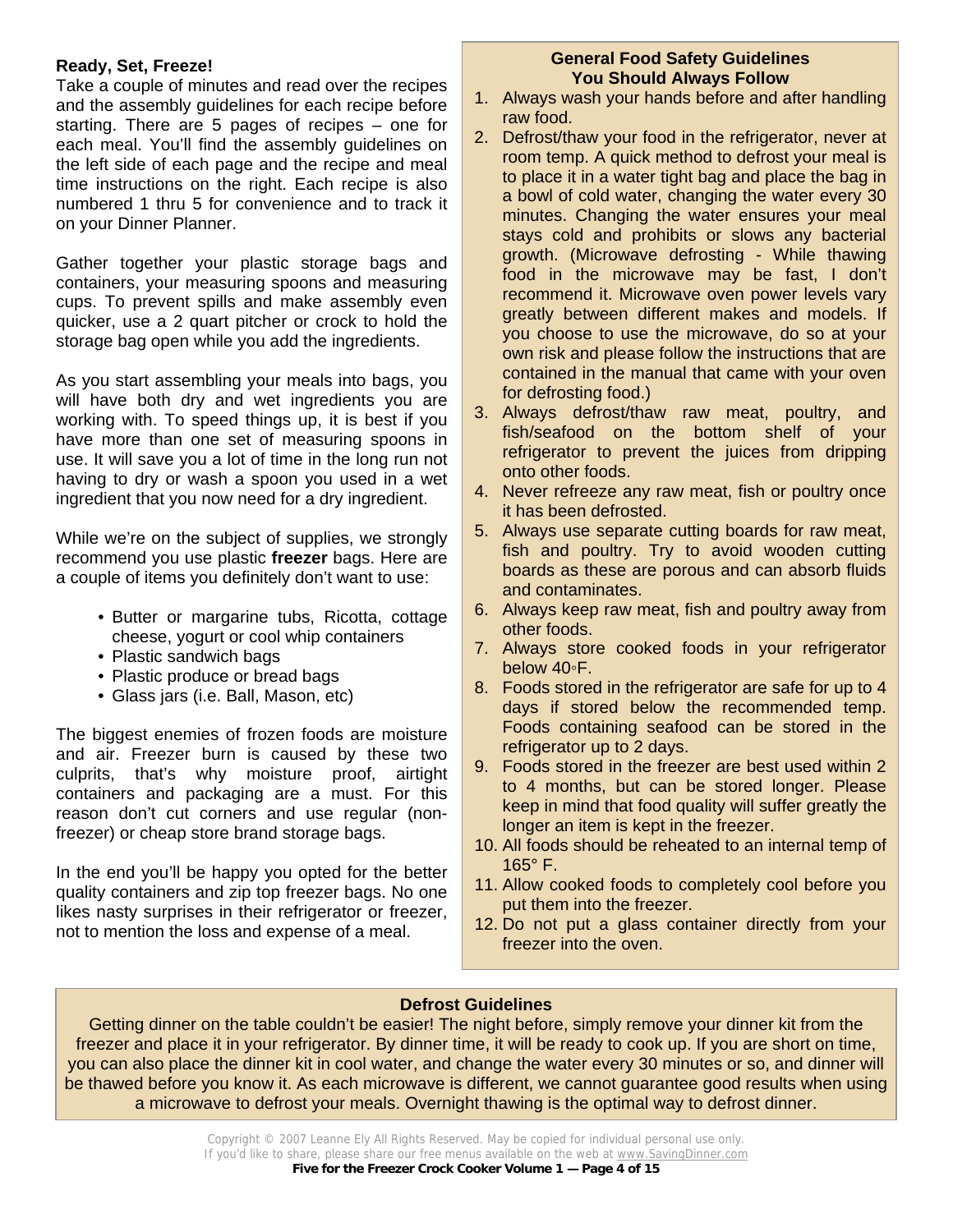## Ready, Set, Freeze!

Take a couple of minutes and read over the recipes and the assembly guidelines for each recipe before starting. There are 5 pages of recipes – one for each meal. You'll find the assembly guidelines on the left side of each page and the recipe and meal time instructions on the right. Each recipe is also numbered 1 thru 5 for convenience and to track it on your Dinner Planner.

Gather together your plastic storage bags and containers, your measuring spoons and measuring cups. To prevent spills and make assembly even quicker, use a 2 quart pitcher or crock to hold the storage bag open while you add the ingredients.

As you start assembling your meals into bags, you will have both dry and wet ingredients you are working with. To speed things up, it is best if you have more than one set of measuring spoons in use. It will save you a lot of time in the long run not having to dry or wash a spoon you used in a wet ingredient that you now need for a dry ingredient.

While we're on the subject of supplies, we strongly recommend you use plastic **freezer** bags. Here are a couple of items you definitely don't want to use:

- Butter or margarine tubs, Ricotta, cottage cheese, yogurt or cool whip containers
- Plastic sandwich bags
- Plastic produce or bread bags
- Glass jars (i.e. Ball, Mason, etc)

The biggest enemies of frozen foods are moisture and air. Freezer burn is caused by these two culprits, that's why moisture proof, airtight containers and packaging are a must. For this reason don't cut corners and use regular (non-freezer) or cheap store brand storage bags.

In the end you'll be happy you opted for the better quality containers and zip top freezer bags. No one likes nasty surprises in their refrigerator or freezer, not to mention the loss and expense of a meal.

## General Food Safety Guidelines You Should Always Follow

1. Always wash your hands before and after handling raw food.
2. Defrost/thaw your food in the refrigerator, never at room temp. A quick method to defrost your meal is to place it in a water tight bag and place the bag in a bowl of cold water, changing the water every 30 minutes. Changing the water ensures your meal stays cold and prohibits or slows any bacterial growth. (Microwave defrosting - While thawing food in the microwave may be fast, I don't recommend it. Microwave oven power levels vary greatly between different makes and models. If you choose to use the microwave, do so at your own risk and please follow the instructions that are contained in the manual that came with your oven for defrosting food.)
3. Always defrost/thaw raw meat, poultry, and fish/seafood on the bottom shelf of your refrigerator to prevent the juices from dripping onto other foods.
4. Never refreeze any raw meat, fish or poultry once it has been defrosted.
5. Always use separate cutting boards for raw meat, fish and poultry. Try to avoid wooden cutting boards as these are porous and can absorb fluids and contaminates.
6. Always keep raw meat, fish and poultry away from other foods.
7. Always store cooked foods in your refrigerator below 40◦F.
8. Foods stored in the refrigerator are safe for up to 4 days if stored below the recommended temp. Foods containing seafood can be stored in the refrigerator up to 2 days.
9. Foods stored in the freezer are best used within 2 to 4 months, but can be stored longer. Please keep in mind that food quality will suffer greatly the longer an item is kept in the freezer.
10. All foods should be reheated to an internal temp of 165° F.
11. Allow cooked foods to completely cool before you put them into the freezer.
12. Do not put a glass container directly from your freezer into the oven.

## Defrost Guidelines

Getting dinner on the table couldn't be easier! The night before, simply remove your dinner kit from the freezer and place it in your refrigerator. By dinner time, it will be ready to cook up. If you are short on time, you can also place the dinner kit in cool water, and change the water every 30 minutes or so, and dinner will be thawed before you know it. As each microwave is different, we cannot guarantee good results when using a microwave to defrost your meals. Overnight thawing is the optimal way to defrost dinner.

Copyright © 2007 Leanne Ely All Rights Reserved. May be copied for individual personal use only.
If you'd like to share, please share our free menus available on the web at www.SavingDinner.com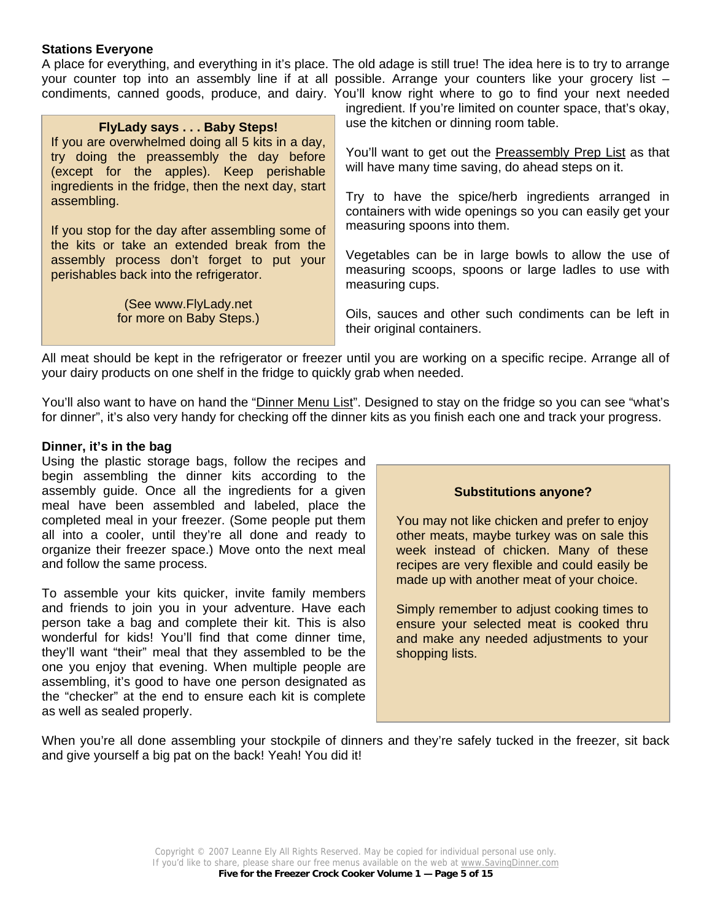### Stations Everyone

A place for everything, and everything in it's place. The old adage is still true! The idea here is to try to arrange your counter top into an assembly line if at all possible. Arrange your counters like your grocery list – condiments, canned goods, produce, and dairy. You'll know right where to go to find your next needed ingredient. If you're limited on counter space, that's okay, use the kitchen or dinning room table.

You'll want to get out the Preassembly Prep List as that will have many time saving, do ahead steps on it.

Try to have the spice/herb ingredients arranged in containers with wide openings so you can easily get your measuring spoons into them.

Vegetables can be in large bowls to allow the use of measuring scoops, spoons or large ladles to use with measuring cups.

Oils, sauces and other such condiments can be left in their original containers.

> **FlyLady says . . . Baby Steps!**
>
> If you are overwhelmed doing all 5 kits in a day, try doing the preassembly the day before (except for the apples). Keep perishable ingredients in the fridge, then the next day, start assembling.
>
> If you stop for the day after assembling some of the kits or take an extended break from the assembly process don't forget to put your perishables back into the refrigerator.
>
> (See www.FlyLady.net for more on Baby Steps.)

All meat should be kept in the refrigerator or freezer until you are working on a specific recipe. Arrange all of your dairy products on one shelf in the fridge to quickly grab when needed.

You'll also want to have on hand the "Dinner Menu List". Designed to stay on the fridge so you can see "what's for dinner", it's also very handy for checking off the dinner kits as you finish each one and track your progress.

### Dinner, it's in the bag

Using the plastic storage bags, follow the recipes and begin assembling the dinner kits according to the assembly guide. Once all the ingredients for a given meal have been assembled and labeled, place the completed meal in your freezer. (Some people put them all into a cooler, until they're all done and ready to organize their freezer space.) Move onto the next meal and follow the same process.

To assemble your kits quicker, invite family members and friends to join you in your adventure. Have each person take a bag and complete their kit. This is also wonderful for kids! You'll find that come dinner time, they'll want "their" meal that they assembled to be the one you enjoy that evening. When multiple people are assembling, it's good to have one person designated as the "checker" at the end to ensure each kit is complete as well as sealed properly.

> **Substitutions anyone?**
>
> You may not like chicken and prefer to enjoy other meats, maybe turkey was on sale this week instead of chicken. Many of these recipes are very flexible and could easily be made up with another meat of your choice.
>
> Simply remember to adjust cooking times to ensure your selected meat is cooked thru and make any needed adjustments to your shopping lists.

When you're all done assembling your stockpile of dinners and they're safely tucked in the freezer, sit back and give yourself a big pat on the back! Yeah! You did it!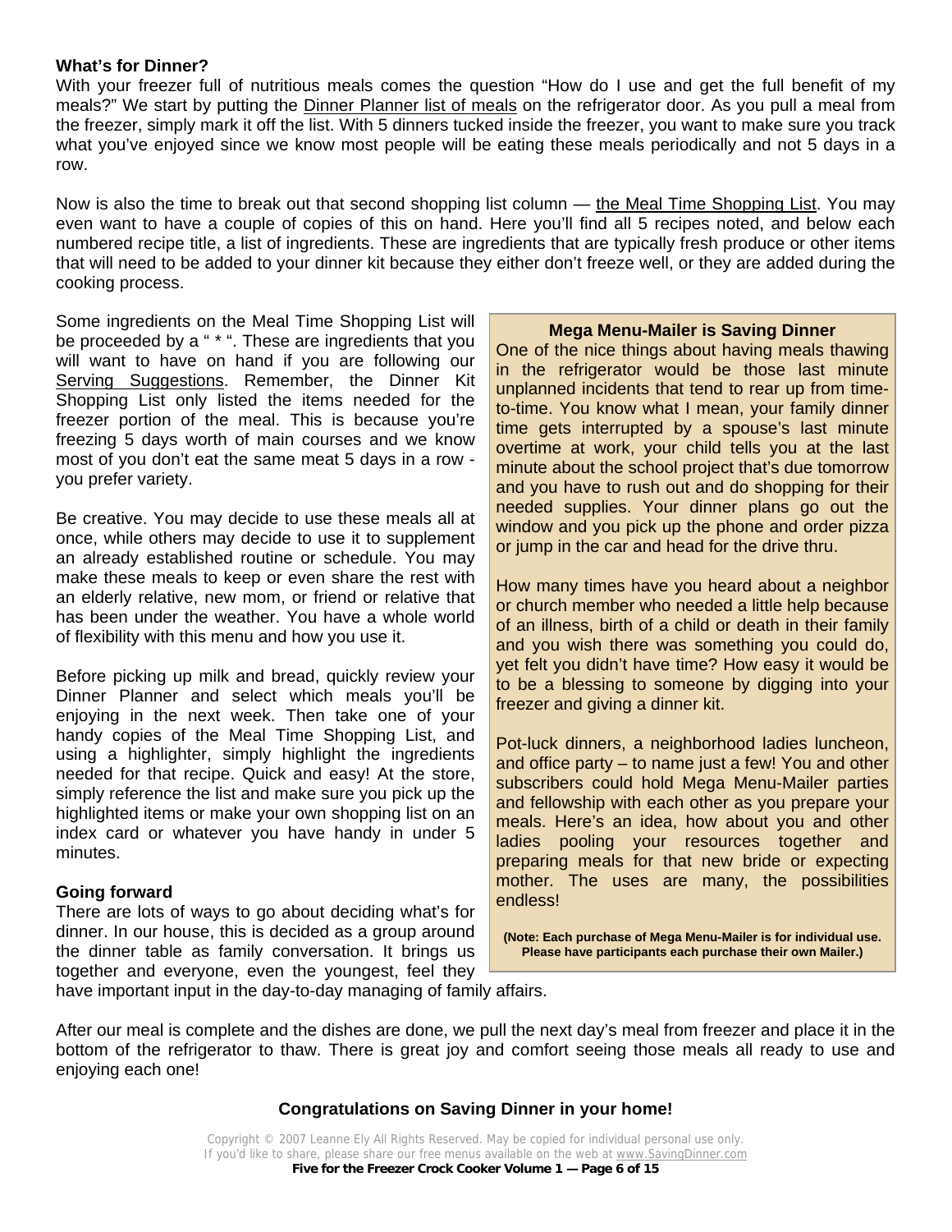### What's for Dinner?

With your freezer full of nutritious meals comes the question "How do I use and get the full benefit of my meals?" We start by putting the Dinner Planner list of meals on the refrigerator door. As you pull a meal from the freezer, simply mark it off the list. With 5 dinners tucked inside the freezer, you want to make sure you track what you've enjoyed since we know most people will be eating these meals periodically and not 5 days in a row.

Now is also the time to break out that second shopping list column — the Meal Time Shopping List. You may even want to have a couple of copies of this on hand. Here you'll find all 5 recipes noted, and below each numbered recipe title, a list of ingredients. These are ingredients that are typically fresh produce or other items that will need to be added to your dinner kit because they either don't freeze well, or they are added during the cooking process.

Some ingredients on the Meal Time Shopping List will be proceeded by a " * ". These are ingredients that you will want to have on hand if you are following our Serving Suggestions. Remember, the Dinner Kit Shopping List only listed the items needed for the freezer portion of the meal. This is because you're freezing 5 days worth of main courses and we know most of you don't eat the same meat 5 days in a row - you prefer variety.

Be creative. You may decide to use these meals all at once, while others may decide to use it to supplement an already established routine or schedule. You may make these meals to keep or even share the rest with an elderly relative, new mom, or friend or relative that has been under the weather. You have a whole world of flexibility with this menu and how you use it.

Before picking up milk and bread, quickly review your Dinner Planner and select which meals you'll be enjoying in the next week. Then take one of your handy copies of the Meal Time Shopping List, and using a highlighter, simply highlight the ingredients needed for that recipe. Quick and easy! At the store, simply reference the list and make sure you pick up the highlighted items or make your own shopping list on an index card or whatever you have handy in under 5 minutes.

### Going forward

There are lots of ways to go about deciding what's for dinner. In our house, this is decided as a group around the dinner table as family conversation. It brings us together and everyone, even the youngest, feel they have important input in the day-to-day managing of family affairs.

After our meal is complete and the dishes are done, we pull the next day's meal from freezer and place it in the bottom of the refrigerator to thaw. There is great joy and comfort seeing those meals all ready to use and enjoying each one!

**Mega Menu-Mailer is Saving Dinner**

One of the nice things about having meals thawing in the refrigerator would be those last minute unplanned incidents that tend to rear up from time-to-time. You know what I mean, your family dinner time gets interrupted by a spouse's last minute overtime at work, your child tells you at the last minute about the school project that's due tomorrow and you have to rush out and do shopping for their needed supplies. Your dinner plans go out the window and you pick up the phone and order pizza or jump in the car and head for the drive thru.

How many times have you heard about a neighbor or church member who needed a little help because of an illness, birth of a child or death in their family and you wish there was something you could do, yet felt you didn't have time? How easy it would be to be a blessing to someone by digging into your freezer and giving a dinner kit.

Pot-luck dinners, a neighborhood ladies luncheon, and office party – to name just a few! You and other subscribers could hold Mega Menu-Mailer parties and fellowship with each other as you prepare your meals. Here's an idea, how about you and other ladies pooling your resources together and preparing meals for that new bride or expecting mother. The uses are many, the possibilities endless!

**(Note: Each purchase of Mega Menu-Mailer is for individual use. Please have participants each purchase their own Mailer.)**

**Congratulations on Saving Dinner in your home!**

Copyright © 2007 Leanne Ely All Rights Reserved. May be copied for individual personal use only.
If you'd like to share, please share our free menus available on the web at www.SavingDinner.com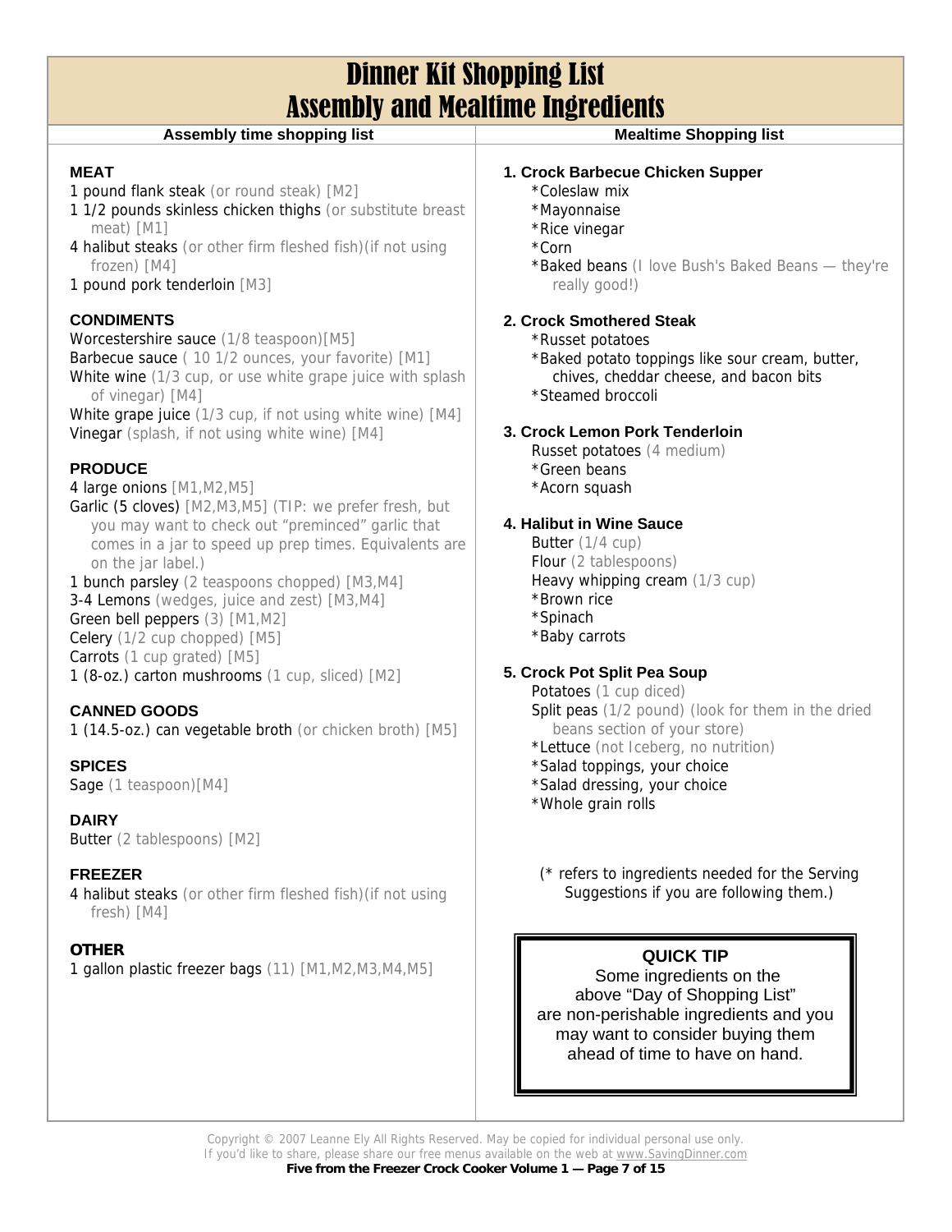# Dinner Kit Shopping List
# Assembly and Mealtime Ingredients

## Assembly time shopping list

### MEAT

1 pound flank steak (or round steak) [M2]
1 1/2 pounds skinless chicken thighs (or substitute breast meat) [M1]
4 halibut steaks (or other firm fleshed fish)(if not using frozen) [M4]
1 pound pork tenderloin [M3]

### CONDIMENTS

Worcestershire sauce (1/8 teaspoon)[M5]
Barbecue sauce ( 10 1/2 ounces, your favorite) [M1]
White wine (1/3 cup, or use white grape juice with splash of vinegar) [M4]
White grape juice (1/3 cup, if not using white wine) [M4]
Vinegar (splash, if not using white wine) [M4]

### PRODUCE

4 large onions [M1,M2,M5]
Garlic (5 cloves) [M2,M3,M5] (TIP: we prefer fresh, but you may want to check out "preminced" garlic that comes in a jar to speed up prep times. Equivalents are on the jar label.)
1 bunch parsley (2 teaspoons chopped) [M3,M4]
3-4 Lemons (wedges, juice and zest) [M3,M4]
Green bell peppers (3) [M1,M2]
Celery (1/2 cup chopped) [M5]
Carrots (1 cup grated) [M5]
1 (8-oz.) carton mushrooms (1 cup, sliced) [M2]

### CANNED GOODS

1 (14.5-oz.) can vegetable broth (or chicken broth) [M5]

### SPICES

Sage (1 teaspoon)[M4]

### DAIRY

Butter (2 tablespoons) [M2]

### FREEZER

4 halibut steaks (or other firm fleshed fish)(if not using fresh) [M4]

### OTHER

1 gallon plastic freezer bags (11) [M1,M2,M3,M4,M5]

## Mealtime Shopping list

**1. Crock Barbecue Chicken Supper**

*Coleslaw mix
*Mayonnaise
*Rice vinegar
*Corn
*Baked beans (I love Bush's Baked Beans — they're really good!)

**2. Crock Smothered Steak**

*Russet potatoes
*Baked potato toppings like sour cream, butter, chives, cheddar cheese, and bacon bits
*Steamed broccoli

**3. Crock Lemon Pork Tenderloin**

Russet potatoes (4 medium)
*Green beans
*Acorn squash

**4. Halibut in Wine Sauce**

Butter (1/4 cup)
Flour (2 tablespoons)
Heavy whipping cream (1/3 cup)
*Brown rice
*Spinach
*Baby carrots

**5. Crock Pot Split Pea Soup**

Potatoes (1 cup diced)
Split peas (1/2 pound) (look for them in the dried beans section of your store)
*Lettuce (not Iceberg, no nutrition)
*Salad toppings, your choice
*Salad dressing, your choice
*Whole grain rolls

(* refers to ingredients needed for the Serving Suggestions if you are following them.)

**QUICK TIP**

Some ingredients on the above "Day of Shopping List" are non-perishable ingredients and you may want to consider buying them ahead of time to have on hand.

Copyright © 2007 Leanne Ely All Rights Reserved. May be copied for individual personal use only.
If you'd like to share, please share our free menus available on the web at www.SavingDinner.com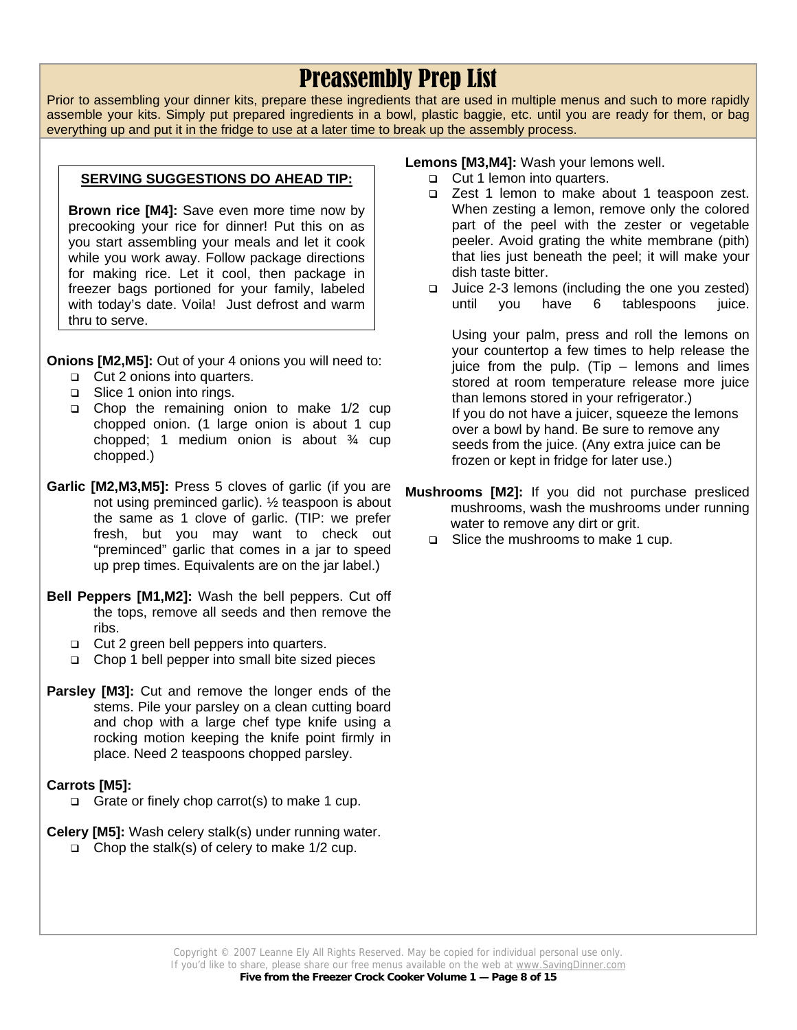# Preassembly Prep List

Prior to assembling your dinner kits, prepare these ingredients that are used in multiple menus and such to more rapidly assemble your kits. Simply put prepared ingredients in a bowl, plastic baggie, etc. until you are ready for them, or bag everything up and put it in the fridge to use at a later time to break up the assembly process.

**SERVING SUGGESTIONS DO AHEAD TIP:**

**Brown rice [M4]:** Save even more time now by precooking your rice for dinner! Put this on as you start assembling your meals and let it cook while you work away. Follow package directions for making rice. Let it cool, then package in freezer bags portioned for your family, labeled with today's date. Voila! Just defrost and warm thru to serve.

**Onions [M2,M5]:** Out of your 4 onions you will need to:

- Cut 2 onions into quarters.
- Slice 1 onion into rings.
- Chop the remaining onion to make 1/2 cup chopped onion. (1 large onion is about 1 cup chopped; 1 medium onion is about ¾ cup chopped.)

**Garlic [M2,M3,M5]:** Press 5 cloves of garlic (if you are not using preminced garlic). ½ teaspoon is about the same as 1 clove of garlic. (TIP: we prefer fresh, but you may want to check out "preminced" garlic that comes in a jar to speed up prep times. Equivalents are on the jar label.)

**Bell Peppers [M1,M2]:** Wash the bell peppers. Cut off the tops, remove all seeds and then remove the ribs.

- Cut 2 green bell peppers into quarters.
- Chop 1 bell pepper into small bite sized pieces

**Parsley [M3]:** Cut and remove the longer ends of the stems. Pile your parsley on a clean cutting board and chop with a large chef type knife using a rocking motion keeping the knife point firmly in place. Need 2 teaspoons chopped parsley.

**Carrots [M5]:**

- Grate or finely chop carrot(s) to make 1 cup.

**Celery [M5]:** Wash celery stalk(s) under running water.

- Chop the stalk(s) of celery to make 1/2 cup.

**Lemons [M3,M4]:** Wash your lemons well.

- Cut 1 lemon into quarters.
- Zest 1 lemon to make about 1 teaspoon zest. When zesting a lemon, remove only the colored part of the peel with the zester or vegetable peeler. Avoid grating the white membrane (pith) that lies just beneath the peel; it will make your dish taste bitter.
- Juice 2-3 lemons (including the one you zested) until you have 6 tablespoons juice.

  Using your palm, press and roll the lemons on your countertop a few times to help release the juice from the pulp. (Tip – lemons and limes stored at room temperature release more juice than lemons stored in your refrigerator.) If you do not have a juicer, squeeze the lemons over a bowl by hand. Be sure to remove any seeds from the juice. (Any extra juice can be frozen or kept in fridge for later use.)

**Mushrooms [M2]:** If you did not purchase presliced mushrooms, wash the mushrooms under running water to remove any dirt or grit.

- Slice the mushrooms to make 1 cup.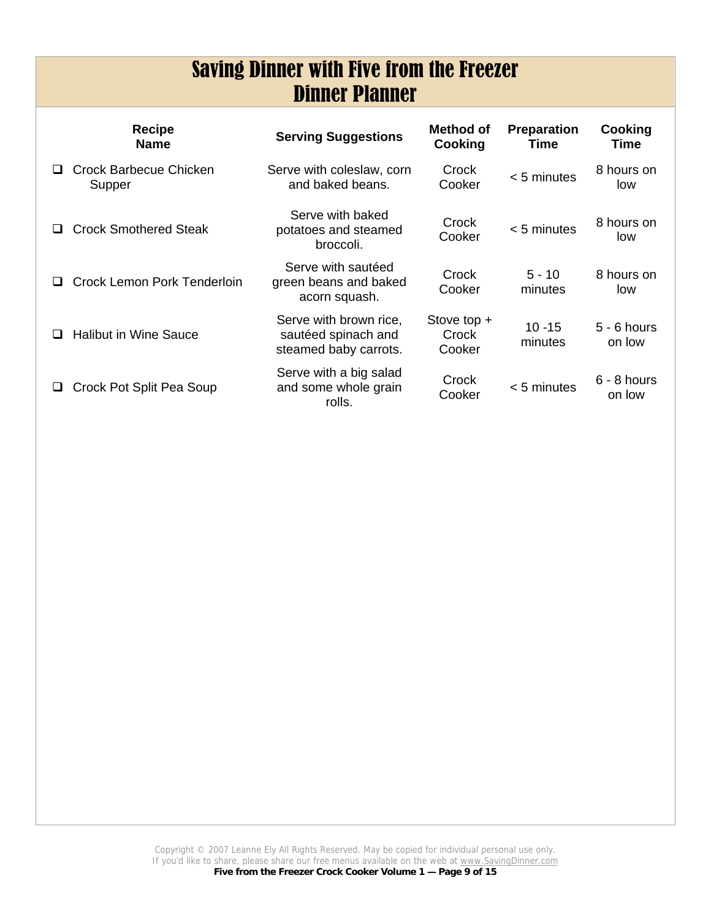# Saving Dinner with Five from the Freezer
# Dinner Planner

| Recipe Name | Serving Suggestions | Method of Cooking | Preparation Time | Cooking Time |
|---|---|---|---|---|
| ❑ Crock Barbecue Chicken Supper | Serve with coleslaw, corn and baked beans. | Crock Cooker | < 5 minutes | 8 hours on low |
| ❑ Crock Smothered Steak | Serve with baked potatoes and steamed broccoli. | Crock Cooker | < 5 minutes | 8 hours on low |
| ❑ Crock Lemon Pork Tenderloin | Serve with sautéed green beans and baked acorn squash. | Crock Cooker | 5 - 10 minutes | 8 hours on low |
| ❑ Halibut in Wine Sauce | Serve with brown rice, sautéed spinach and steamed baby carrots. | Stove top + Crock Cooker | 10 -15 minutes | 5 - 6 hours on low |
| ❑ Crock Pot Split Pea Soup | Serve with a big salad and some whole grain rolls. | Crock Cooker | < 5 minutes | 6 - 8 hours on low |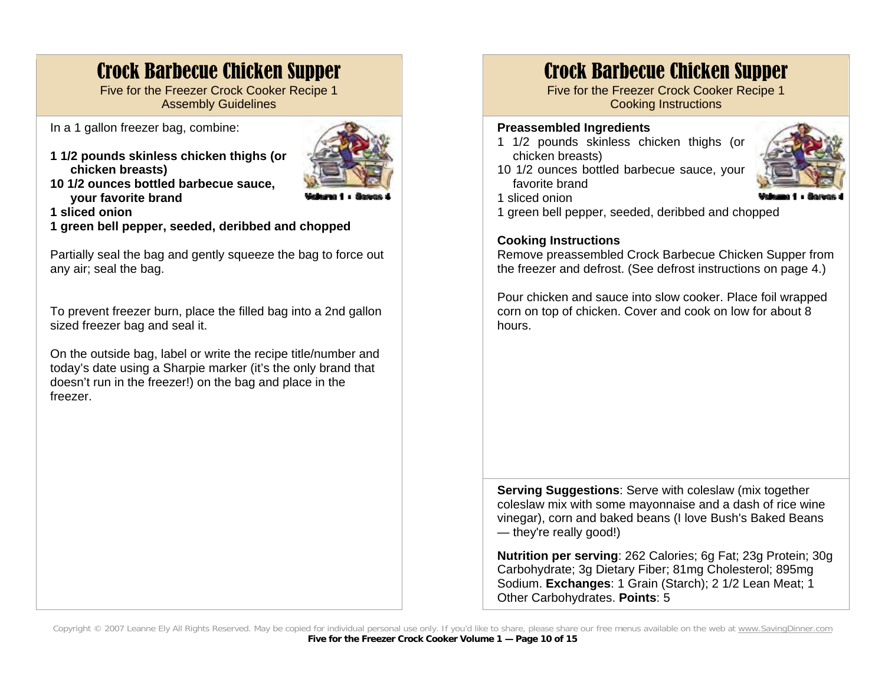# Crock Barbecue Chicken Supper

Five for the Freezer Crock Cooker Recipe 1
Assembly Guidelines

In a 1 gallon freezer bag, combine:

**1 1/2 pounds skinless chicken thighs (or chicken breasts)**
**10 1/2 ounces bottled barbecue sauce, your favorite brand**
**1 sliced onion**
**1 green bell pepper, seeded, deribbed and chopped**

Partially seal the bag and gently squeeze the bag to force out any air; seal the bag.

To prevent freezer burn, place the filled bag into a 2nd gallon sized freezer bag and seal it.

On the outside bag, label or write the recipe title/number and today's date using a Sharpie marker (it's the only brand that doesn't run in the freezer!) on the bag and place in the freezer.

# Crock Barbecue Chicken Supper

Five for the Freezer Crock Cooker Recipe 1
Cooking Instructions

**Preassembled Ingredients**

1 1/2 pounds skinless chicken thighs (or chicken breasts)
10 1/2 ounces bottled barbecue sauce, your favorite brand
1 sliced onion
1 green bell pepper, seeded, deribbed and chopped

**Cooking Instructions**

Remove preassembled Crock Barbecue Chicken Supper from the freezer and defrost. (See defrost instructions on page 4.)

Pour chicken and sauce into slow cooker. Place foil wrapped corn on top of chicken. Cover and cook on low for about 8 hours.

**Serving Suggestions**: Serve with coleslaw (mix together coleslaw mix with some mayonnaise and a dash of rice wine vinegar), corn and baked beans (I love Bush's Baked Beans — they're really good!)

**Nutrition per serving**: 262 Calories; 6g Fat; 23g Protein; 30g Carbohydrate; 3g Dietary Fiber; 81mg Cholesterol; 895mg Sodium. **Exchanges**: 1 Grain (Starch); 2 1/2 Lean Meat; 1 Other Carbohydrates. **Points**: 5

Copyright © 2007 Leanne Ely All Rights Reserved. May be copied for individual personal use only. If you'd like to share, please share our free menus available on the web at www.SavingDinner.com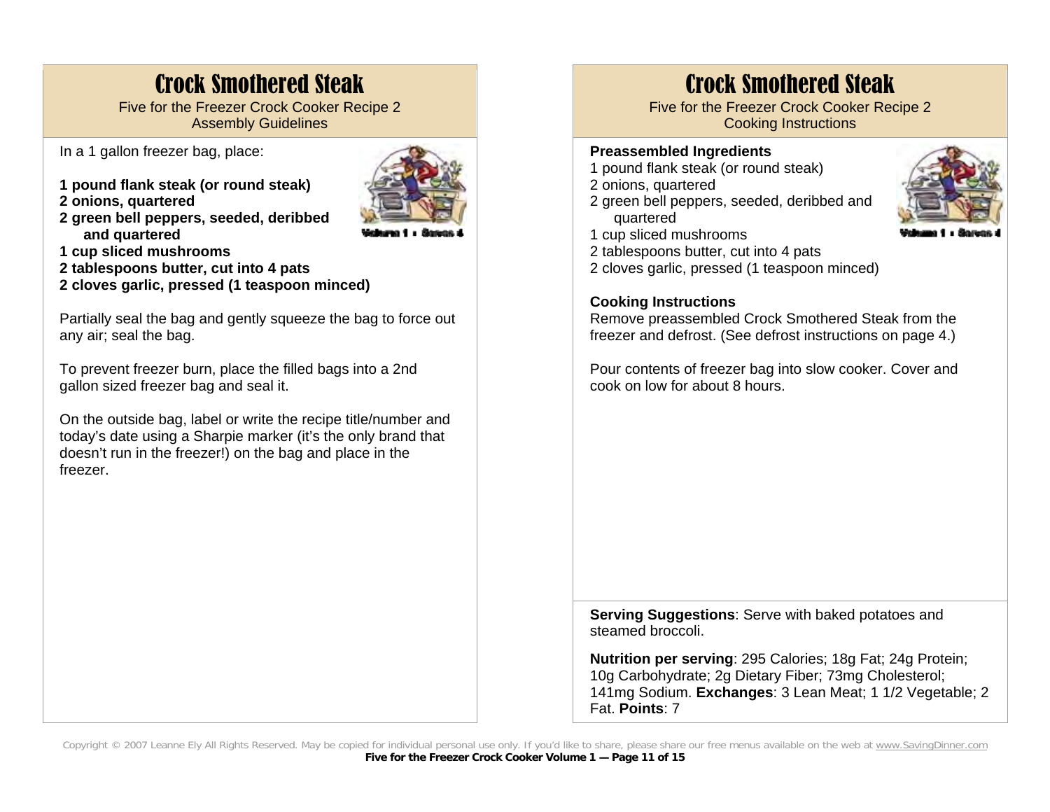# Crock Smothered Steak

Five for the Freezer Crock Cooker Recipe 2
Assembly Guidelines

In a 1 gallon freezer bag, place:

**1 pound flank steak (or round steak)**
**2 onions, quartered**
**2 green bell peppers, seeded, deribbed and quartered**
**1 cup sliced mushrooms**
**2 tablespoons butter, cut into 4 pats**
**2 cloves garlic, pressed (1 teaspoon minced)**

Volume 1 • Serves 4

Partially seal the bag and gently squeeze the bag to force out any air; seal the bag.

To prevent freezer burn, place the filled bags into a 2nd gallon sized freezer bag and seal it.

On the outside bag, label or write the recipe title/number and today's date using a Sharpie marker (it's the only brand that doesn't run in the freezer!) on the bag and place in the freezer.

# Crock Smothered Steak

Five for the Freezer Crock Cooker Recipe 2
Cooking Instructions

Volume 1 • Serves 4

**Preassembled Ingredients**

1 pound flank steak (or round steak)
2 onions, quartered
2 green bell peppers, seeded, deribbed and quartered
1 cup sliced mushrooms
2 tablespoons butter, cut into 4 pats
2 cloves garlic, pressed (1 teaspoon minced)

**Cooking Instructions**

Remove preassembled Crock Smothered Steak from the freezer and defrost. (See defrost instructions on page 4.)

Pour contents of freezer bag into slow cooker. Cover and cook on low for about 8 hours.

**Serving Suggestions**: Serve with baked potatoes and steamed broccoli.

**Nutrition per serving**: 295 Calories; 18g Fat; 24g Protein; 10g Carbohydrate; 2g Dietary Fiber; 73mg Cholesterol; 141mg Sodium. **Exchanges**: 3 Lean Meat; 1 1/2 Vegetable; 2 Fat. **Points**: 7

Copyright © 2007 Leanne Ely All Rights Reserved. May be copied for individual personal use only. If you'd like to share, please share our free menus available on the web at www.SavingDinner.com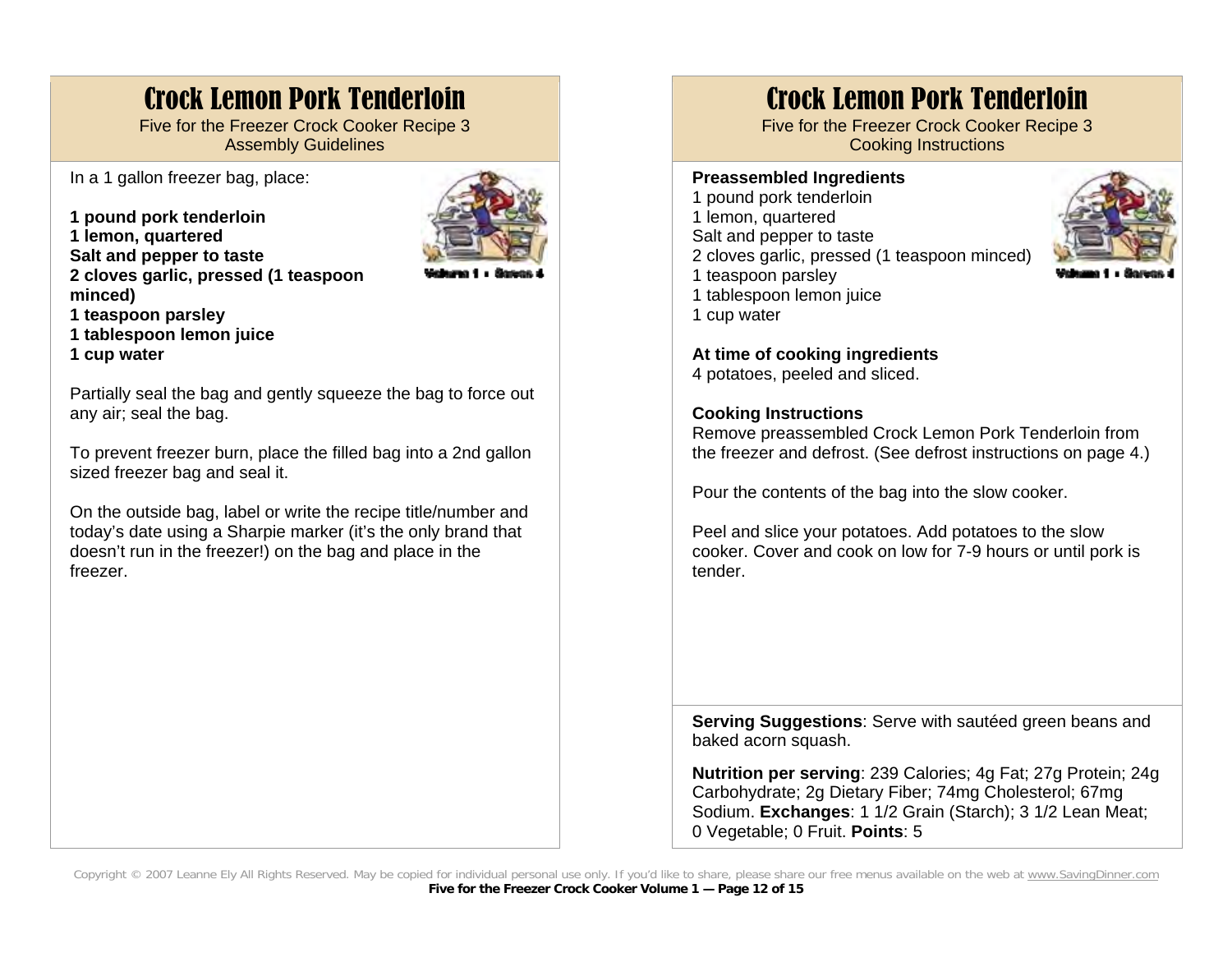# Crock Lemon Pork Tenderloin

Five for the Freezer Crock Cooker Recipe 3
Assembly Guidelines

In a 1 gallon freezer bag, place:

**1 pound pork tenderloin**
**1 lemon, quartered**
**Salt and pepper to taste**
**2 cloves garlic, pressed (1 teaspoon minced)**
**1 teaspoon parsley**
**1 tablespoon lemon juice**
**1 cup water**

Partially seal the bag and gently squeeze the bag to force out any air; seal the bag.

To prevent freezer burn, place the filled bag into a 2nd gallon sized freezer bag and seal it.

On the outside bag, label or write the recipe title/number and today's date using a Sharpie marker (it's the only brand that doesn't run in the freezer!) on the bag and place in the freezer.

# Crock Lemon Pork Tenderloin

Five for the Freezer Crock Cooker Recipe 3
Cooking Instructions

**Preassembled Ingredients**
1 pound pork tenderloin
1 lemon, quartered
Salt and pepper to taste
2 cloves garlic, pressed (1 teaspoon minced)
1 teaspoon parsley
1 tablespoon lemon juice
1 cup water

**At time of cooking ingredients**
4 potatoes, peeled and sliced.

**Cooking Instructions**
Remove preassembled Crock Lemon Pork Tenderloin from the freezer and defrost. (See defrost instructions on page 4.)

Pour the contents of the bag into the slow cooker.

Peel and slice your potatoes. Add potatoes to the slow cooker. Cover and cook on low for 7-9 hours or until pork is tender.

**Serving Suggestions**: Serve with sautéed green beans and baked acorn squash.

**Nutrition per serving**: 239 Calories; 4g Fat; 27g Protein; 24g Carbohydrate; 2g Dietary Fiber; 74mg Cholesterol; 67mg Sodium. **Exchanges**: 1 1/2 Grain (Starch); 3 1/2 Lean Meat; 0 Vegetable; 0 Fruit. **Points**: 5

Copyright © 2007 Leanne Ely All Rights Reserved. May be copied for individual personal use only. If you'd like to share, please share our free menus available on the web at www.SavingDinner.com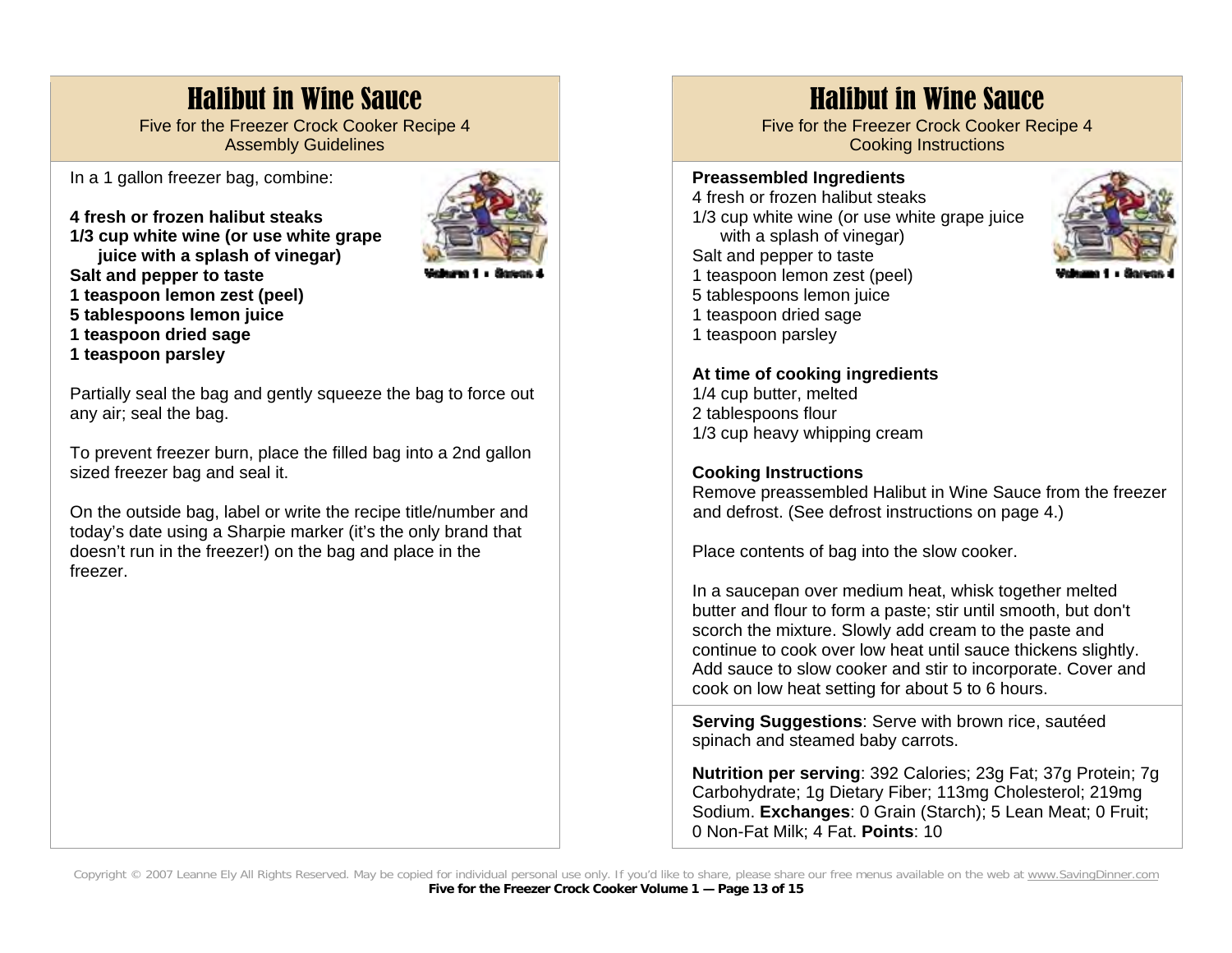# Halibut in Wine Sauce

Five for the Freezer Crock Cooker Recipe 4
Assembly Guidelines

In a 1 gallon freezer bag, combine:

**4 fresh or frozen halibut steaks**
**1/3 cup white wine (or use white grape juice with a splash of vinegar)**
**Salt and pepper to taste**
**1 teaspoon lemon zest (peel)**
**5 tablespoons lemon juice**
**1 teaspoon dried sage**
**1 teaspoon parsley**

Volume 1 • Serves 4

Partially seal the bag and gently squeeze the bag to force out any air; seal the bag.

To prevent freezer burn, place the filled bag into a 2nd gallon sized freezer bag and seal it.

On the outside bag, label or write the recipe title/number and today's date using a Sharpie marker (it's the only brand that doesn't run in the freezer!) on the bag and place in the freezer.

# Halibut in Wine Sauce

Five for the Freezer Crock Cooker Recipe 4
Cooking Instructions

**Preassembled Ingredients**
4 fresh or frozen halibut steaks
1/3 cup white wine (or use white grape juice with a splash of vinegar)
Salt and pepper to taste
1 teaspoon lemon zest (peel)
5 tablespoons lemon juice
1 teaspoon dried sage
1 teaspoon parsley

Volume 1 • Serves 4

**At time of cooking ingredients**
1/4 cup butter, melted
2 tablespoons flour
1/3 cup heavy whipping cream

**Cooking Instructions**
Remove preassembled Halibut in Wine Sauce from the freezer and defrost. (See defrost instructions on page 4.)

Place contents of bag into the slow cooker.

In a saucepan over medium heat, whisk together melted butter and flour to form a paste; stir until smooth, but don't scorch the mixture. Slowly add cream to the paste and continue to cook over low heat until sauce thickens slightly. Add sauce to slow cooker and stir to incorporate. Cover and cook on low heat setting for about 5 to 6 hours.

**Serving Suggestions**: Serve with brown rice, sautéed spinach and steamed baby carrots.

**Nutrition per serving**: 392 Calories; 23g Fat; 37g Protein; 7g Carbohydrate; 1g Dietary Fiber; 113mg Cholesterol; 219mg Sodium. **Exchanges**: 0 Grain (Starch); 5 Lean Meat; 0 Fruit; 0 Non-Fat Milk; 4 Fat. **Points**: 10

Copyright © 2007 Leanne Ely All Rights Reserved. May be copied for individual personal use only. If you'd like to share, please share our free menus available on the web at www.SavingDinner.com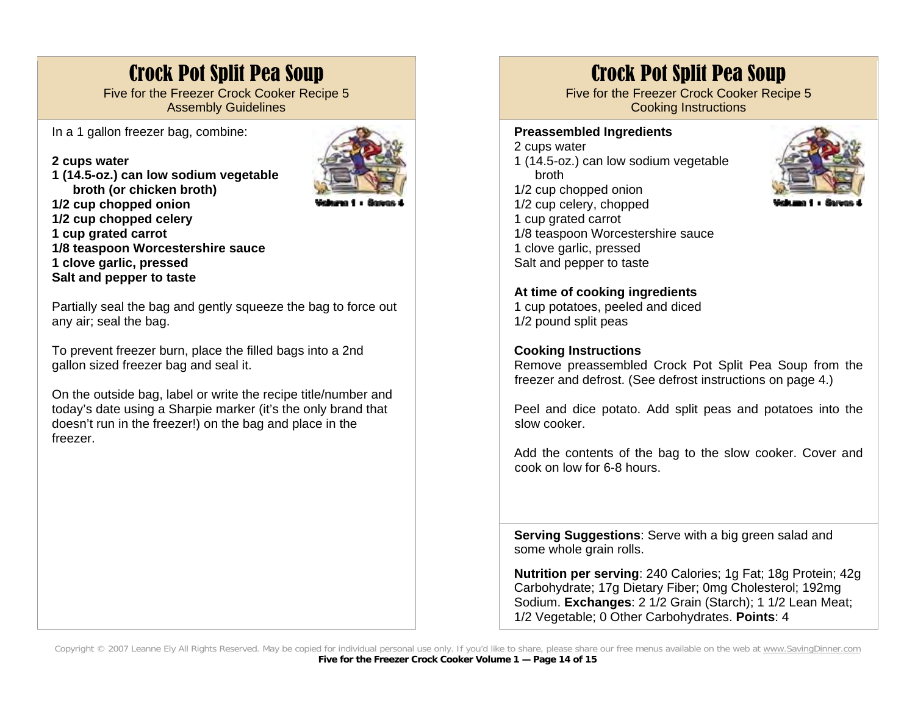# Crock Pot Split Pea Soup

Five for the Freezer Crock Cooker Recipe 5
Assembly Guidelines

In a 1 gallon freezer bag, combine:

**2 cups water**
**1 (14.5-oz.) can low sodium vegetable broth (or chicken broth)**
**1/2 cup chopped onion**
**1/2 cup chopped celery**
**1 cup grated carrot**
**1/8 teaspoon Worcestershire sauce**
**1 clove garlic, pressed**
**Salt and pepper to taste**

Partially seal the bag and gently squeeze the bag to force out any air; seal the bag.

To prevent freezer burn, place the filled bags into a 2nd gallon sized freezer bag and seal it.

On the outside bag, label or write the recipe title/number and today's date using a Sharpie marker (it's the only brand that doesn't run in the freezer!) on the bag and place in the freezer.

# Crock Pot Split Pea Soup

Five for the Freezer Crock Cooker Recipe 5
Cooking Instructions

**Preassembled Ingredients**
2 cups water
1 (14.5-oz.) can low sodium vegetable broth
1/2 cup chopped onion
1/2 cup celery, chopped
1 cup grated carrot
1/8 teaspoon Worcestershire sauce
1 clove garlic, pressed
Salt and pepper to taste

**At time of cooking ingredients**
1 cup potatoes, peeled and diced
1/2 pound split peas

**Cooking Instructions**
Remove preassembled Crock Pot Split Pea Soup from the freezer and defrost. (See defrost instructions on page 4.)

Peel and dice potato. Add split peas and potatoes into the slow cooker.

Add the contents of the bag to the slow cooker. Cover and cook on low for 6-8 hours.

**Serving Suggestions**: Serve with a big green salad and some whole grain rolls.

**Nutrition per serving**: 240 Calories; 1g Fat; 18g Protein; 42g Carbohydrate; 17g Dietary Fiber; 0mg Cholesterol; 192mg Sodium. **Exchanges**: 2 1/2 Grain (Starch); 1 1/2 Lean Meat; 1/2 Vegetable; 0 Other Carbohydrates. **Points**: 4

Copyright © 2007 Leanne Ely All Rights Reserved. May be copied for individual personal use only. If you'd like to share, please share our free menus available on the web at www.SavingDinner.com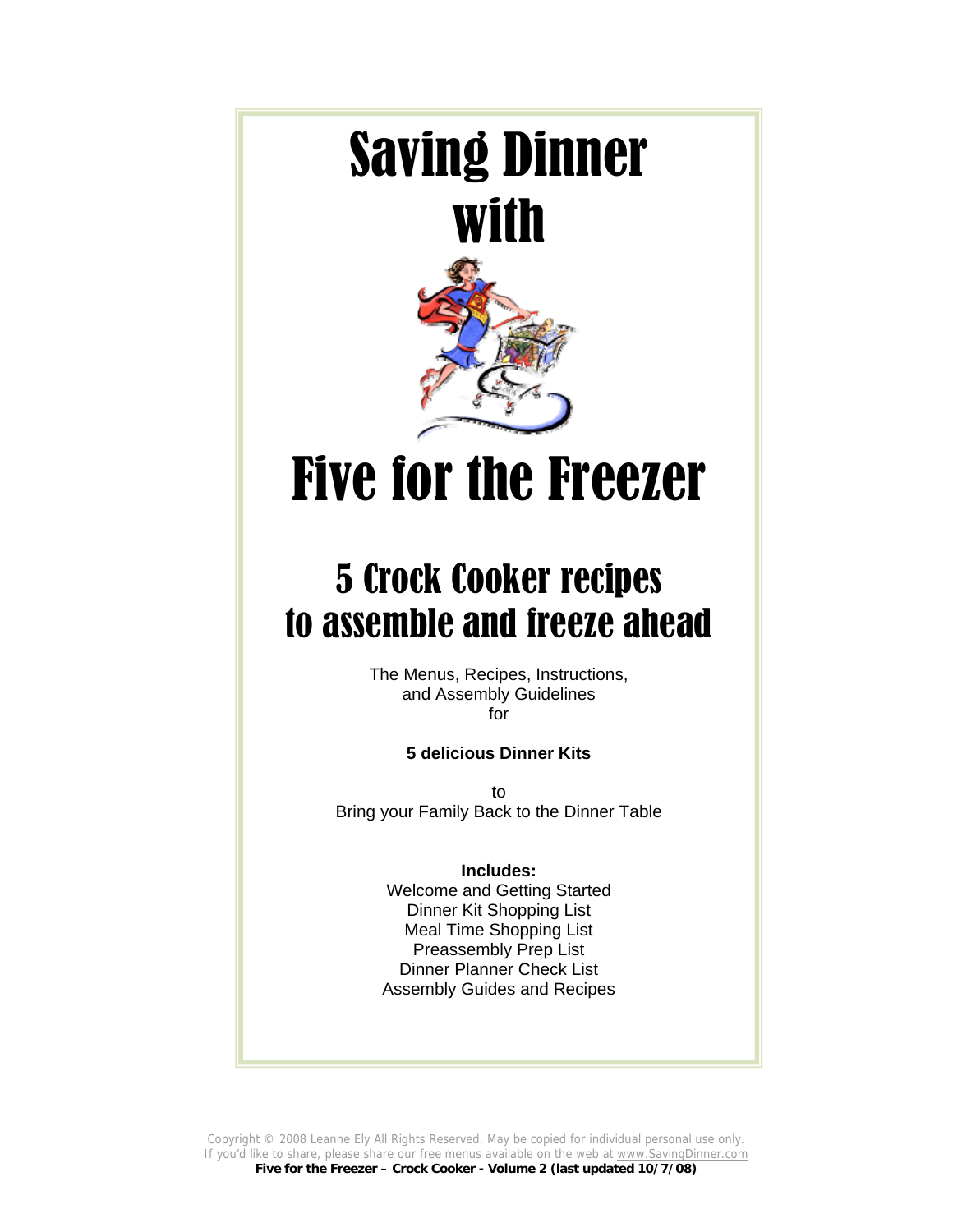# Saving Dinner with

# Five for the Freezer

## 5 Crock Cooker recipes to assemble and freeze ahead

The Menus, Recipes, Instructions,
and Assembly Guidelines
for

**5 delicious Dinner Kits**

to
Bring your Family Back to the Dinner Table

**Includes:**
Welcome and Getting Started
Dinner Kit Shopping List
Meal Time Shopping List
Preassembly Prep List
Dinner Planner Check List
Assembly Guides and Recipes

Copyright © 2008 Leanne Ely All Rights Reserved. May be copied for individual personal use only.
If you'd like to share, please share our free menus available on the web at www.SavingDinner.com
**Five for the Freezer – Crock Cooker - Volume 2 (last updated 10/7/08)**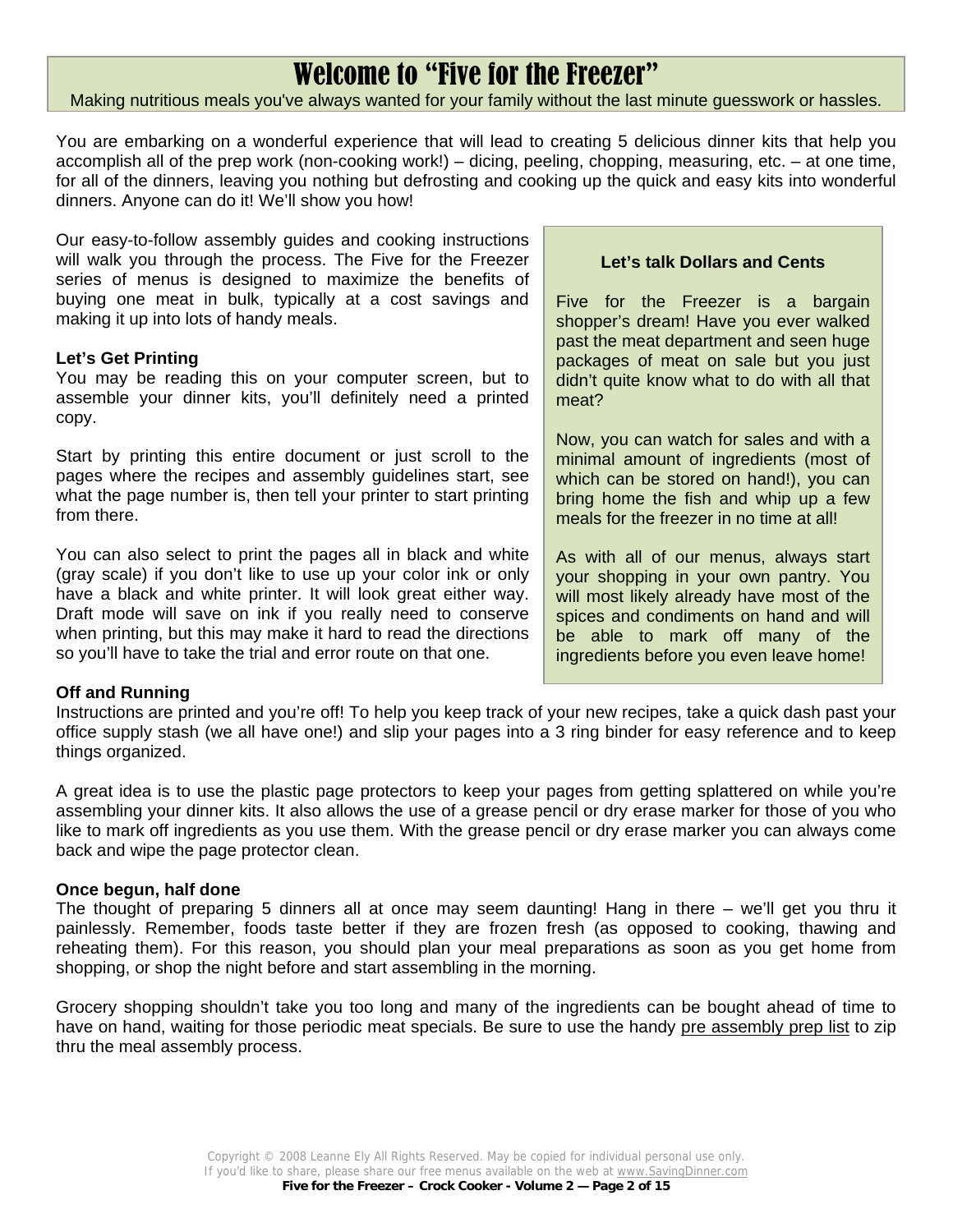# Welcome to "Five for the Freezer"

Making nutritious meals you've always wanted for your family without the last minute guesswork or hassles.

You are embarking on a wonderful experience that will lead to creating 5 delicious dinner kits that help you accomplish all of the prep work (non-cooking work!) – dicing, peeling, chopping, measuring, etc. – at one time, for all of the dinners, leaving you nothing but defrosting and cooking up the quick and easy kits into wonderful dinners. Anyone can do it! We'll show you how!

Our easy-to-follow assembly guides and cooking instructions will walk you through the process. The Five for the Freezer series of menus is designed to maximize the benefits of buying one meat in bulk, typically at a cost savings and making it up into lots of handy meals.

**Let's Get Printing**

You may be reading this on your computer screen, but to assemble your dinner kits, you'll definitely need a printed copy.

Start by printing this entire document or just scroll to the pages where the recipes and assembly guidelines start, see what the page number is, then tell your printer to start printing from there.

You can also select to print the pages all in black and white (gray scale) if you don't like to use up your color ink or only have a black and white printer. It will look great either way. Draft mode will save on ink if you really need to conserve when printing, but this may make it hard to read the directions so you'll have to take the trial and error route on that one.

**Let's talk Dollars and Cents**

Five for the Freezer is a bargain shopper's dream! Have you ever walked past the meat department and seen huge packages of meat on sale but you just didn't quite know what to do with all that meat?

Now, you can watch for sales and with a minimal amount of ingredients (most of which can be stored on hand!), you can bring home the fish and whip up a few meals for the freezer in no time at all!

As with all of our menus, always start your shopping in your own pantry. You will most likely already have most of the spices and condiments on hand and will be able to mark off many of the ingredients before you even leave home!

**Off and Running**

Instructions are printed and you're off! To help you keep track of your new recipes, take a quick dash past your office supply stash (we all have one!) and slip your pages into a 3 ring binder for easy reference and to keep things organized.

A great idea is to use the plastic page protectors to keep your pages from getting splattered on while you're assembling your dinner kits. It also allows the use of a grease pencil or dry erase marker for those of you who like to mark off ingredients as you use them. With the grease pencil or dry erase marker you can always come back and wipe the page protector clean.

**Once begun, half done**

The thought of preparing 5 dinners all at once may seem daunting! Hang in there – we'll get you thru it painlessly. Remember, foods taste better if they are frozen fresh (as opposed to cooking, thawing and reheating them). For this reason, you should plan your meal preparations as soon as you get home from shopping, or shop the night before and start assembling in the morning.

Grocery shopping shouldn't take you too long and many of the ingredients can be bought ahead of time to have on hand, waiting for those periodic meat specials. Be sure to use the handy pre assembly prep list to zip thru the meal assembly process.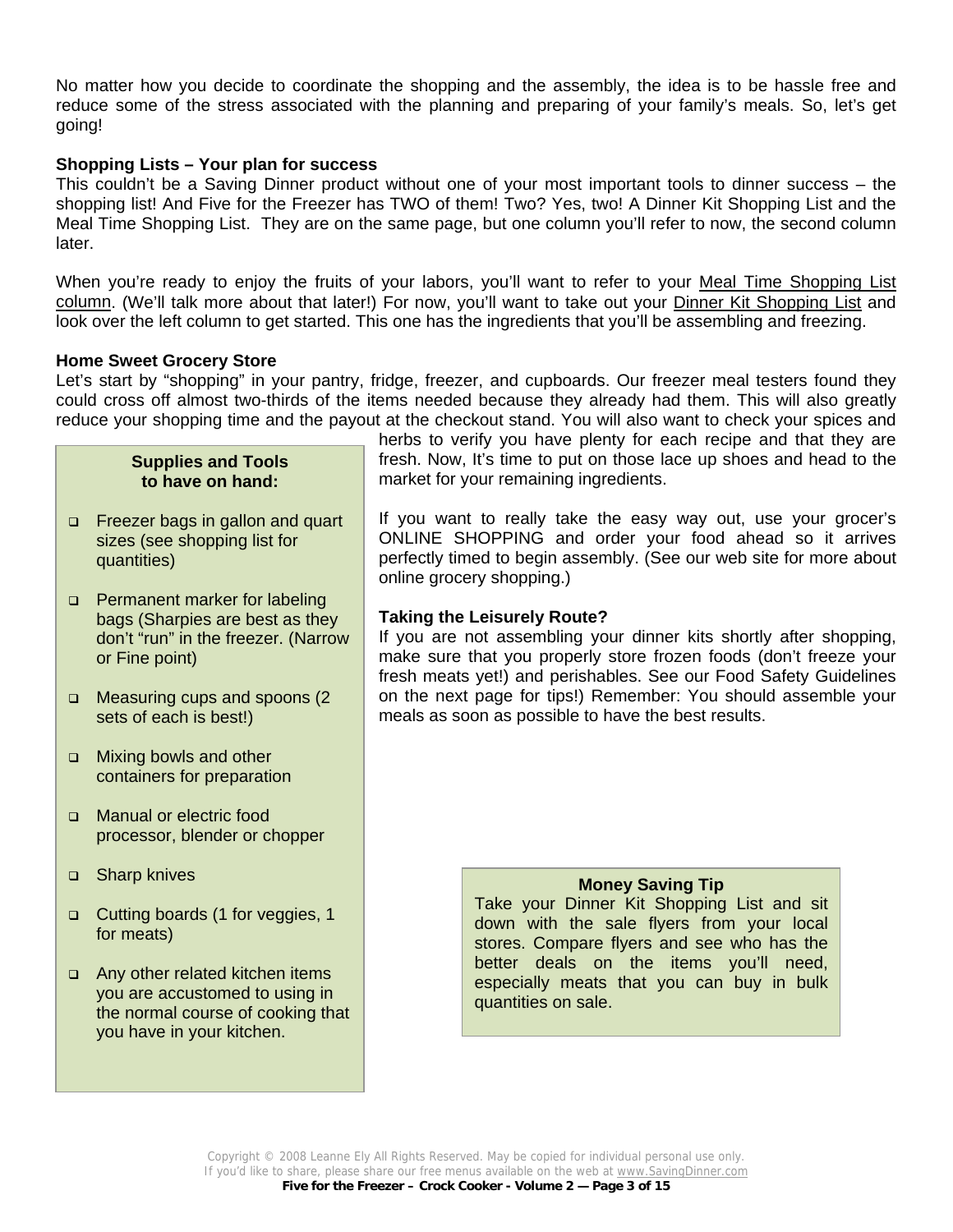No matter how you decide to coordinate the shopping and the assembly, the idea is to be hassle free and reduce some of the stress associated with the planning and preparing of your family's meals. So, let's get going!

**Shopping Lists – Your plan for success**

This couldn't be a Saving Dinner product without one of your most important tools to dinner success – the shopping list! And Five for the Freezer has TWO of them! Two? Yes, two! A Dinner Kit Shopping List and the Meal Time Shopping List. They are on the same page, but one column you'll refer to now, the second column later.

When you're ready to enjoy the fruits of your labors, you'll want to refer to your Meal Time Shopping List column. (We'll talk more about that later!) For now, you'll want to take out your Dinner Kit Shopping List and look over the left column to get started. This one has the ingredients that you'll be assembling and freezing.

**Home Sweet Grocery Store**

Let's start by "shopping" in your pantry, fridge, freezer, and cupboards. Our freezer meal testers found they could cross off almost two-thirds of the items needed because they already had them. This will also greatly reduce your shopping time and the payout at the checkout stand. You will also want to check your spices and herbs to verify you have plenty for each recipe and that they are fresh. Now, It's time to put on those lace up shoes and head to the market for your remaining ingredients.

If you want to really take the easy way out, use your grocer's ONLINE SHOPPING and order your food ahead so it arrives perfectly timed to begin assembly. (See our web site for more about online grocery shopping.)

**Taking the Leisurely Route?**

If you are not assembling your dinner kits shortly after shopping, make sure that you properly store frozen foods (don't freeze your fresh meats yet!) and perishables. See our Food Safety Guidelines on the next page for tips!) Remember: You should assemble your meals as soon as possible to have the best results.

**Supplies and Tools to have on hand:**

- Freezer bags in gallon and quart sizes (see shopping list for quantities)
- Permanent marker for labeling bags (Sharpies are best as they don't "run" in the freezer. (Narrow or Fine point)
- Measuring cups and spoons (2 sets of each is best!)
- Mixing bowls and other containers for preparation
- Manual or electric food processor, blender or chopper
- Sharp knives
- Cutting boards (1 for veggies, 1 for meats)
- Any other related kitchen items you are accustomed to using in the normal course of cooking that you have in your kitchen.

**Money Saving Tip**

Take your Dinner Kit Shopping List and sit down with the sale flyers from your local stores. Compare flyers and see who has the better deals on the items you'll need, especially meats that you can buy in bulk quantities on sale.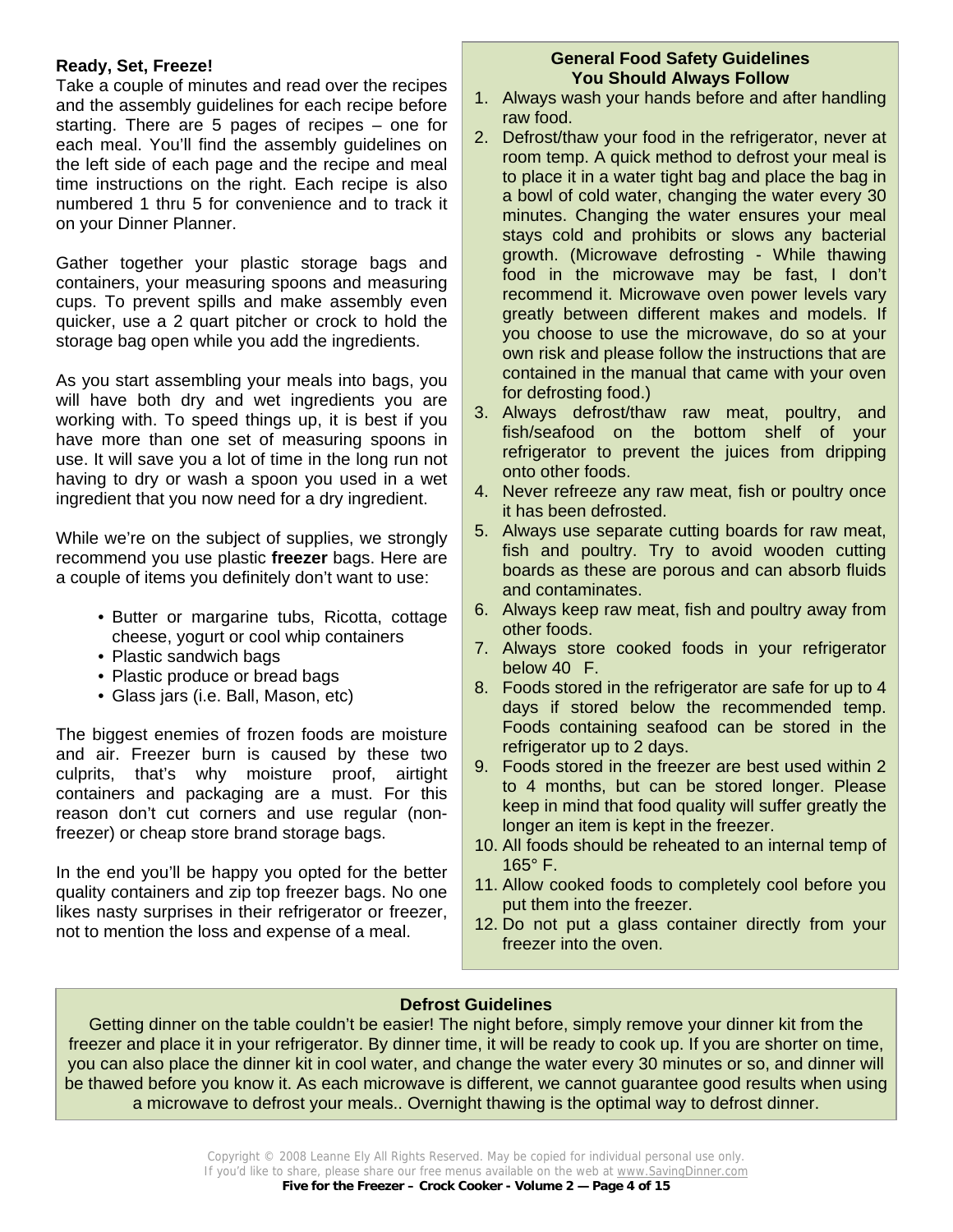**Ready, Set, Freeze!**

Take a couple of minutes and read over the recipes and the assembly guidelines for each recipe before starting. There are 5 pages of recipes – one for each meal. You'll find the assembly guidelines on the left side of each page and the recipe and meal time instructions on the right. Each recipe is also numbered 1 thru 5 for convenience and to track it on your Dinner Planner.

Gather together your plastic storage bags and containers, your measuring spoons and measuring cups. To prevent spills and make assembly even quicker, use a 2 quart pitcher or crock to hold the storage bag open while you add the ingredients.

As you start assembling your meals into bags, you will have both dry and wet ingredients you are working with. To speed things up, it is best if you have more than one set of measuring spoons in use. It will save you a lot of time in the long run not having to dry or wash a spoon you used in a wet ingredient that you now need for a dry ingredient.

While we're on the subject of supplies, we strongly recommend you use plastic **freezer** bags. Here are a couple of items you definitely don't want to use:

- Butter or margarine tubs, Ricotta, cottage cheese, yogurt or cool whip containers
- Plastic sandwich bags
- Plastic produce or bread bags
- Glass jars (i.e. Ball, Mason, etc)

The biggest enemies of frozen foods are moisture and air. Freezer burn is caused by these two culprits, that's why moisture proof, airtight containers and packaging are a must. For this reason don't cut corners and use regular (non-freezer) or cheap store brand storage bags.

In the end you'll be happy you opted for the better quality containers and zip top freezer bags. No one likes nasty surprises in their refrigerator or freezer, not to mention the loss and expense of a meal.

**General Food Safety Guidelines You Should Always Follow**

1. Always wash your hands before and after handling raw food.
2. Defrost/thaw your food in the refrigerator, never at room temp. A quick method to defrost your meal is to place it in a water tight bag and place the bag in a bowl of cold water, changing the water every 30 minutes. Changing the water ensures your meal stays cold and prohibits or slows any bacterial growth. (Microwave defrosting - While thawing food in the microwave may be fast, I don't recommend it. Microwave oven power levels vary greatly between different makes and models. If you choose to use the microwave, do so at your own risk and please follow the instructions that are contained in the manual that came with your oven for defrosting food.)
3. Always defrost/thaw raw meat, poultry, and fish/seafood on the bottom shelf of your refrigerator to prevent the juices from dripping onto other foods.
4. Never refreeze any raw meat, fish or poultry once it has been defrosted.
5. Always use separate cutting boards for raw meat, fish and poultry. Try to avoid wooden cutting boards as these are porous and can absorb fluids and contaminates.
6. Always keep raw meat, fish and poultry away from other foods.
7. Always store cooked foods in your refrigerator below 40 F.
8. Foods stored in the refrigerator are safe for up to 4 days if stored below the recommended temp. Foods containing seafood can be stored in the refrigerator up to 2 days.
9. Foods stored in the freezer are best used within 2 to 4 months, but can be stored longer. Please keep in mind that food quality will suffer greatly the longer an item is kept in the freezer.
10. All foods should be reheated to an internal temp of 165° F.
11. Allow cooked foods to completely cool before you put them into the freezer.
12. Do not put a glass container directly from your freezer into the oven.

**Defrost Guidelines**

Getting dinner on the table couldn't be easier! The night before, simply remove your dinner kit from the freezer and place it in your refrigerator. By dinner time, it will be ready to cook up. If you are shorter on time, you can also place the dinner kit in cool water, and change the water every 30 minutes or so, and dinner will be thawed before you know it. As each microwave is different, we cannot guarantee good results when using a microwave to defrost your meals.. Overnight thawing is the optimal way to defrost dinner.

Copyright © 2008 Leanne Ely All Rights Reserved. May be copied for individual personal use only.
If you'd like to share, please share our free menus available on the web at www.SavingDinner.com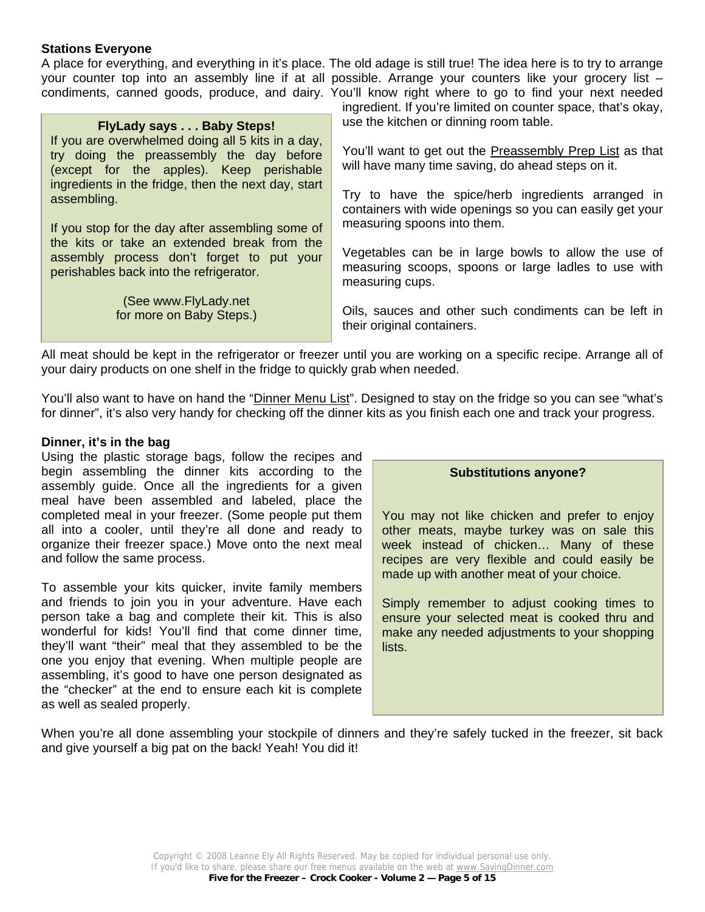**Stations Everyone**

A place for everything, and everything in it's place. The old adage is still true! The idea here is to try to arrange your counter top into an assembly line if at all possible. Arrange your counters like your grocery list – condiments, canned goods, produce, and dairy. You'll know right where to go to find your next needed ingredient. If you're limited on counter space, that's okay, use the kitchen or dinning room table.

You'll want to get out the Preassembly Prep List as that will have many time saving, do ahead steps on it.

Try to have the spice/herb ingredients arranged in containers with wide openings so you can easily get your measuring spoons into them.

Vegetables can be in large bowls to allow the use of measuring scoops, spoons or large ladles to use with measuring cups.

Oils, sauces and other such condiments can be left in their original containers.

> **FlyLady says . . . Baby Steps!**
>
> If you are overwhelmed doing all 5 kits in a day, try doing the preassembly the day before (except for the apples). Keep perishable ingredients in the fridge, then the next day, start assembling.
>
> If you stop for the day after assembling some of the kits or take an extended break from the assembly process don't forget to put your perishables back into the refrigerator.
>
> (See www.FlyLady.net for more on Baby Steps.)

All meat should be kept in the refrigerator or freezer until you are working on a specific recipe. Arrange all of your dairy products on one shelf in the fridge to quickly grab when needed.

You'll also want to have on hand the "Dinner Menu List". Designed to stay on the fridge so you can see "what's for dinner", it's also very handy for checking off the dinner kits as you finish each one and track your progress.

**Dinner, it's in the bag**

Using the plastic storage bags, follow the recipes and begin assembling the dinner kits according to the assembly guide. Once all the ingredients for a given meal have been assembled and labeled, place the completed meal in your freezer. (Some people put them all into a cooler, until they're all done and ready to organize their freezer space.) Move onto the next meal and follow the same process.

To assemble your kits quicker, invite family members and friends to join you in your adventure. Have each person take a bag and complete their kit. This is also wonderful for kids! You'll find that come dinner time, they'll want "their" meal that they assembled to be the one you enjoy that evening. When multiple people are assembling, it's good to have one person designated as the "checker" at the end to ensure each kit is complete as well as sealed properly.

> **Substitutions anyone?**
>
> You may not like chicken and prefer to enjoy other meats, maybe turkey was on sale this week instead of chicken… Many of these recipes are very flexible and could easily be made up with another meat of your choice.
>
> Simply remember to adjust cooking times to ensure your selected meat is cooked thru and make any needed adjustments to your shopping lists.

When you're all done assembling your stockpile of dinners and they're safely tucked in the freezer, sit back and give yourself a big pat on the back! Yeah! You did it!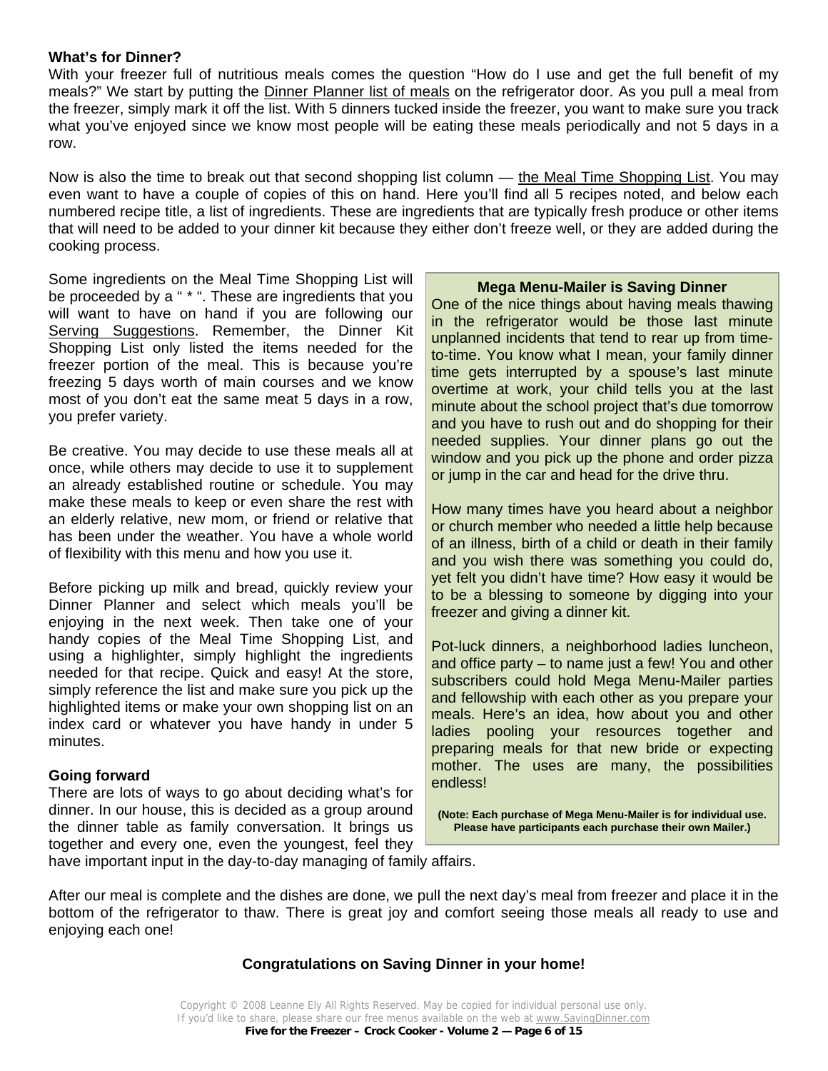**What's for Dinner?**

With your freezer full of nutritious meals comes the question "How do I use and get the full benefit of my meals?" We start by putting the Dinner Planner list of meals on the refrigerator door. As you pull a meal from the freezer, simply mark it off the list. With 5 dinners tucked inside the freezer, you want to make sure you track what you've enjoyed since we know most people will be eating these meals periodically and not 5 days in a row.

Now is also the time to break out that second shopping list column — the Meal Time Shopping List. You may even want to have a couple of copies of this on hand. Here you'll find all 5 recipes noted, and below each numbered recipe title, a list of ingredients. These are ingredients that are typically fresh produce or other items that will need to be added to your dinner kit because they either don't freeze well, or they are added during the cooking process.

Some ingredients on the Meal Time Shopping List will be proceeded by a " * ". These are ingredients that you will want to have on hand if you are following our Serving Suggestions. Remember, the Dinner Kit Shopping List only listed the items needed for the freezer portion of the meal. This is because you're freezing 5 days worth of main courses and we know most of you don't eat the same meat 5 days in a row, you prefer variety.

Be creative. You may decide to use these meals all at once, while others may decide to use it to supplement an already established routine or schedule. You may make these meals to keep or even share the rest with an elderly relative, new mom, or friend or relative that has been under the weather. You have a whole world of flexibility with this menu and how you use it.

Before picking up milk and bread, quickly review your Dinner Planner and select which meals you'll be enjoying in the next week. Then take one of your handy copies of the Meal Time Shopping List, and using a highlighter, simply highlight the ingredients needed for that recipe. Quick and easy! At the store, simply reference the list and make sure you pick up the highlighted items or make your own shopping list on an index card or whatever you have handy in under 5 minutes.

**Going forward**

There are lots of ways to go about deciding what's for dinner. In our house, this is decided as a group around the dinner table as family conversation. It brings us together and every one, even the youngest, feel they have important input in the day-to-day managing of family affairs.

After our meal is complete and the dishes are done, we pull the next day's meal from freezer and place it in the bottom of the refrigerator to thaw. There is great joy and comfort seeing those meals all ready to use and enjoying each one!

**Mega Menu-Mailer is Saving Dinner**

One of the nice things about having meals thawing in the refrigerator would be those last minute unplanned incidents that tend to rear up from time-to-time. You know what I mean, your family dinner time gets interrupted by a spouse's last minute overtime at work, your child tells you at the last minute about the school project that's due tomorrow and you have to rush out and do shopping for their needed supplies. Your dinner plans go out the window and you pick up the phone and order pizza or jump in the car and head for the drive thru.

How many times have you heard about a neighbor or church member who needed a little help because of an illness, birth of a child or death in their family and you wish there was something you could do, yet felt you didn't have time? How easy it would be to be a blessing to someone by digging into your freezer and giving a dinner kit.

Pot-luck dinners, a neighborhood ladies luncheon, and office party – to name just a few! You and other subscribers could hold Mega Menu-Mailer parties and fellowship with each other as you prepare your meals. Here's an idea, how about you and other ladies pooling your resources together and preparing meals for that new bride or expecting mother. The uses are many, the possibilities endless!

**(Note: Each purchase of Mega Menu-Mailer is for individual use. Please have participants each purchase their own Mailer.)**

**Congratulations on Saving Dinner in your home!**

Copyright © 2008 Leanne Ely All Rights Reserved. May be copied for individual personal use only.
If you'd like to share, please share our free menus available on the web at www.SavingDinner.com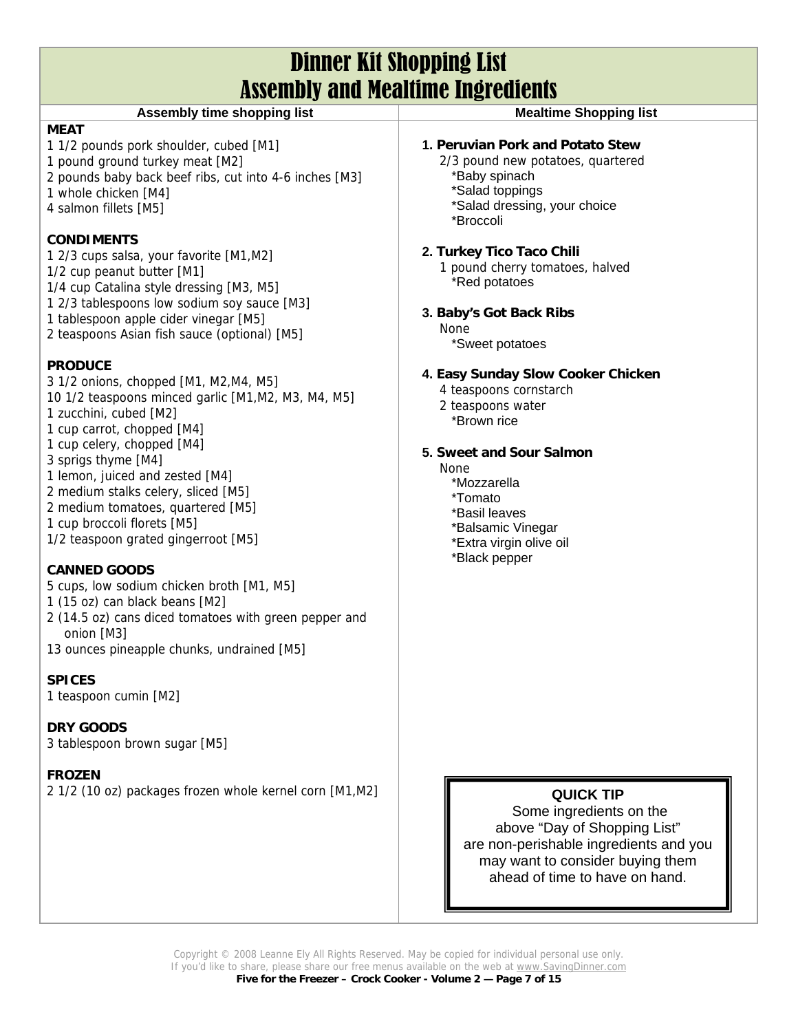# Dinner Kit Shopping List
# Assembly and Mealtime Ingredients

## Assembly time shopping list

**MEAT**

1 1/2 pounds pork shoulder, cubed [M1]
1 pound ground turkey meat [M2]
2 pounds baby back beef ribs, cut into 4-6 inches [M3]
1 whole chicken [M4]
4 salmon fillets [M5]

**CONDIMENTS**

1 2/3 cups salsa, your favorite [M1,M2]
1/2 cup peanut butter [M1]
1/4 cup Catalina style dressing [M3, M5]
1 2/3 tablespoons low sodium soy sauce [M3]
1 tablespoon apple cider vinegar [M5]
2 teaspoons Asian fish sauce (optional) [M5]

**PRODUCE**

3 1/2 onions, chopped [M1, M2,M4, M5]
10 1/2 teaspoons minced garlic [M1,M2, M3, M4, M5]
1 zucchini, cubed [M2]
1 cup carrot, chopped [M4]
1 cup celery, chopped [M4]
3 sprigs thyme [M4]
1 lemon, juiced and zested [M4]
2 medium stalks celery, sliced [M5]
2 medium tomatoes, quartered [M5]
1 cup broccoli florets [M5]
1/2 teaspoon grated gingerroot [M5]

**CANNED GOODS**

5 cups, low sodium chicken broth [M1, M5]
1 (15 oz) can black beans [M2]
2 (14.5 oz) cans diced tomatoes with green pepper and onion [M3]
13 ounces pineapple chunks, undrained [M5]

**SPICES**

1 teaspoon cumin [M2]

**DRY GOODS**

3 tablespoon brown sugar [M5]

**FROZEN**

2 1/2 (10 oz) packages frozen whole kernel corn [M1,M2]

## Mealtime Shopping list

1. **Peruvian Pork and Potato Stew**
   2/3 pound new potatoes, quartered
   *Baby spinach
   *Salad toppings
   *Salad dressing, your choice
   *Broccoli

2. **Turkey Tico Taco Chili**
   1 pound cherry tomatoes, halved
   *Red potatoes

3. **Baby's Got Back Ribs**
   None
   *Sweet potatoes

4. **Easy Sunday Slow Cooker Chicken**
   4 teaspoons cornstarch
   2 teaspoons water
   *Brown rice

5. **Sweet and Sour Salmon**
   None
   *Mozzarella
   *Tomato
   *Basil leaves
   *Balsamic Vinegar
   *Extra virgin olive oil
   *Black pepper

**QUICK TIP**

Some ingredients on the above "Day of Shopping List" are non-perishable ingredients and you may want to consider buying them ahead of time to have on hand.

Copyright © 2008 Leanne Ely All Rights Reserved. May be copied for individual personal use only.
If you'd like to share, please share our free menus available on the web at www.SavingDinner.com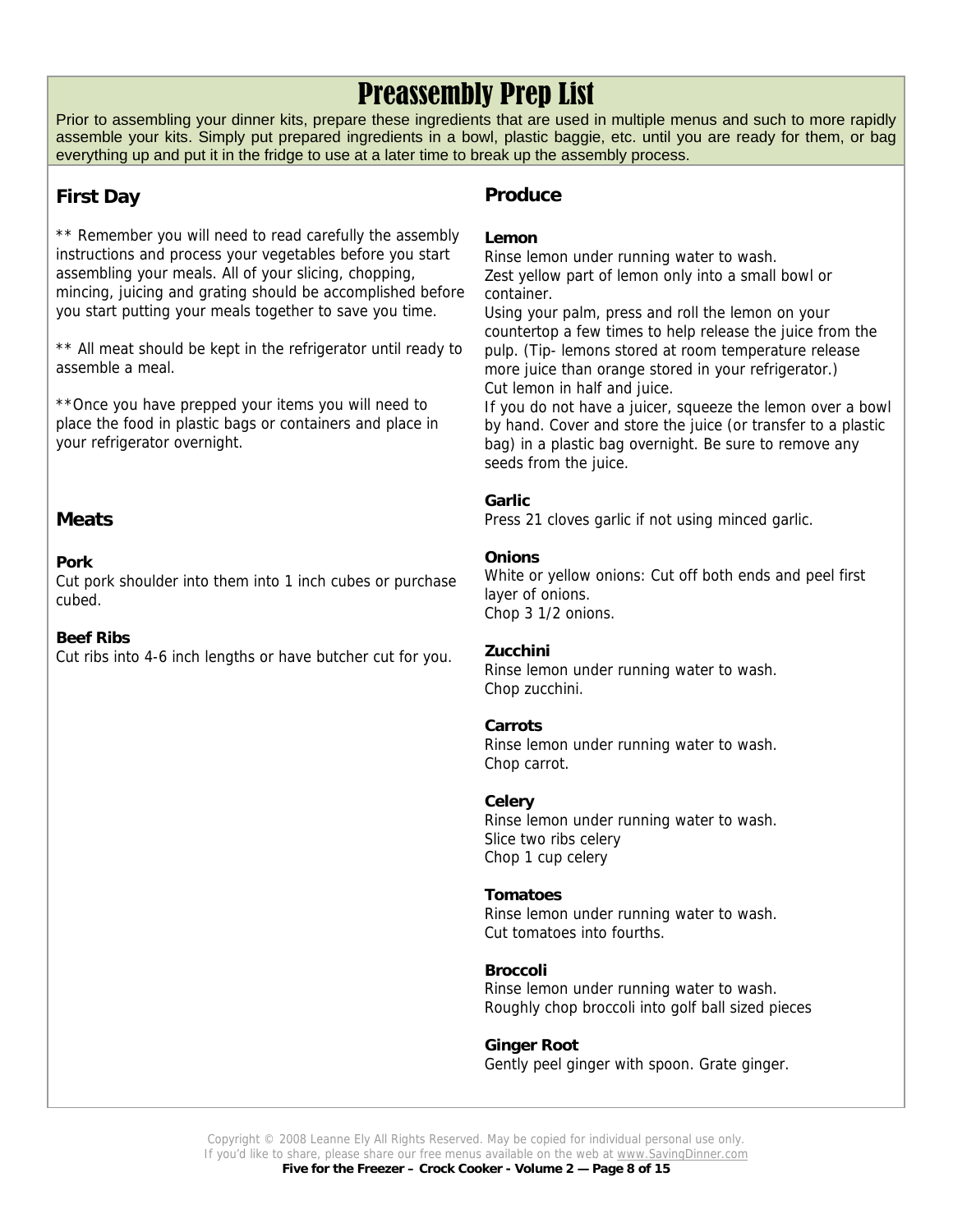# Preassembly Prep List

Prior to assembling your dinner kits, prepare these ingredients that are used in multiple menus and such to more rapidly assemble your kits. Simply put prepared ingredients in a bowl, plastic baggie, etc. until you are ready for them, or bag everything up and put it in the fridge to use at a later time to break up the assembly process.

## First Day

** Remember you will need to read carefully the assembly instructions and process your vegetables before you start assembling your meals. All of your slicing, chopping, mincing, juicing and grating should be accomplished before you start putting your meals together to save you time.

** All meat should be kept in the refrigerator until ready to assemble a meal.

**Once you have prepped your items you will need to place the food in plastic bags or containers and place in your refrigerator overnight.

## Meats

**Pork**
Cut pork shoulder into them into 1 inch cubes or purchase cubed.

**Beef Ribs**
Cut ribs into 4-6 inch lengths or have butcher cut for you.

## Produce

**Lemon**
Rinse lemon under running water to wash.
Zest yellow part of lemon only into a small bowl or container.
Using your palm, press and roll the lemon on your countertop a few times to help release the juice from the pulp. (Tip- lemons stored at room temperature release more juice than orange stored in your refrigerator.)
Cut lemon in half and juice.
If you do not have a juicer, squeeze the lemon over a bowl by hand. Cover and store the juice (or transfer to a plastic bag) in a plastic bag overnight. Be sure to remove any seeds from the juice.

**Garlic**
Press 21 cloves garlic if not using minced garlic.

**Onions**
White or yellow onions: Cut off both ends and peel first layer of onions.
Chop 3 1/2 onions.

**Zucchini**
Rinse lemon under running water to wash.
Chop zucchini.

**Carrots**
Rinse lemon under running water to wash.
Chop carrot.

**Celery**
Rinse lemon under running water to wash.
Slice two ribs celery
Chop 1 cup celery

**Tomatoes**
Rinse lemon under running water to wash.
Cut tomatoes into fourths.

**Broccoli**
Rinse lemon under running water to wash.
Roughly chop broccoli into golf ball sized pieces

**Ginger Root**
Gently peel ginger with spoon. Grate ginger.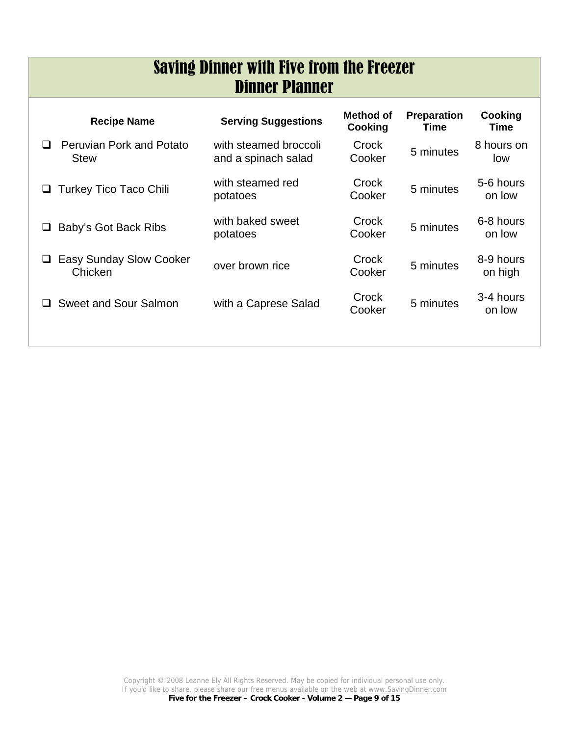# Saving Dinner with Five from the Freezer
# Dinner Planner

| | Recipe Name | Serving Suggestions | Method of Cooking | Preparation Time | Cooking Time |
|---|---|---|---|---|---|
| ❑ | Peruvian Pork and Potato Stew | with steamed broccoli and a spinach salad | Crock Cooker | 5 minutes | 8 hours on low |
| ❑ | Turkey Tico Taco Chili | with steamed red potatoes | Crock Cooker | 5 minutes | 5-6 hours on low |
| ❑ | Baby's Got Back Ribs | with baked sweet potatoes | Crock Cooker | 5 minutes | 6-8 hours on low |
| ❑ | Easy Sunday Slow Cooker Chicken | over brown rice | Crock Cooker | 5 minutes | 8-9 hours on high |
| ❑ | Sweet and Sour Salmon | with a Caprese Salad | Crock Cooker | 5 minutes | 3-4 hours on low |

Copyright © 2008 Leanne Ely All Rights Reserved. May be copied for individual personal use only.
If you'd like to share, please share our free menus available on the web at www.SavingDinner.com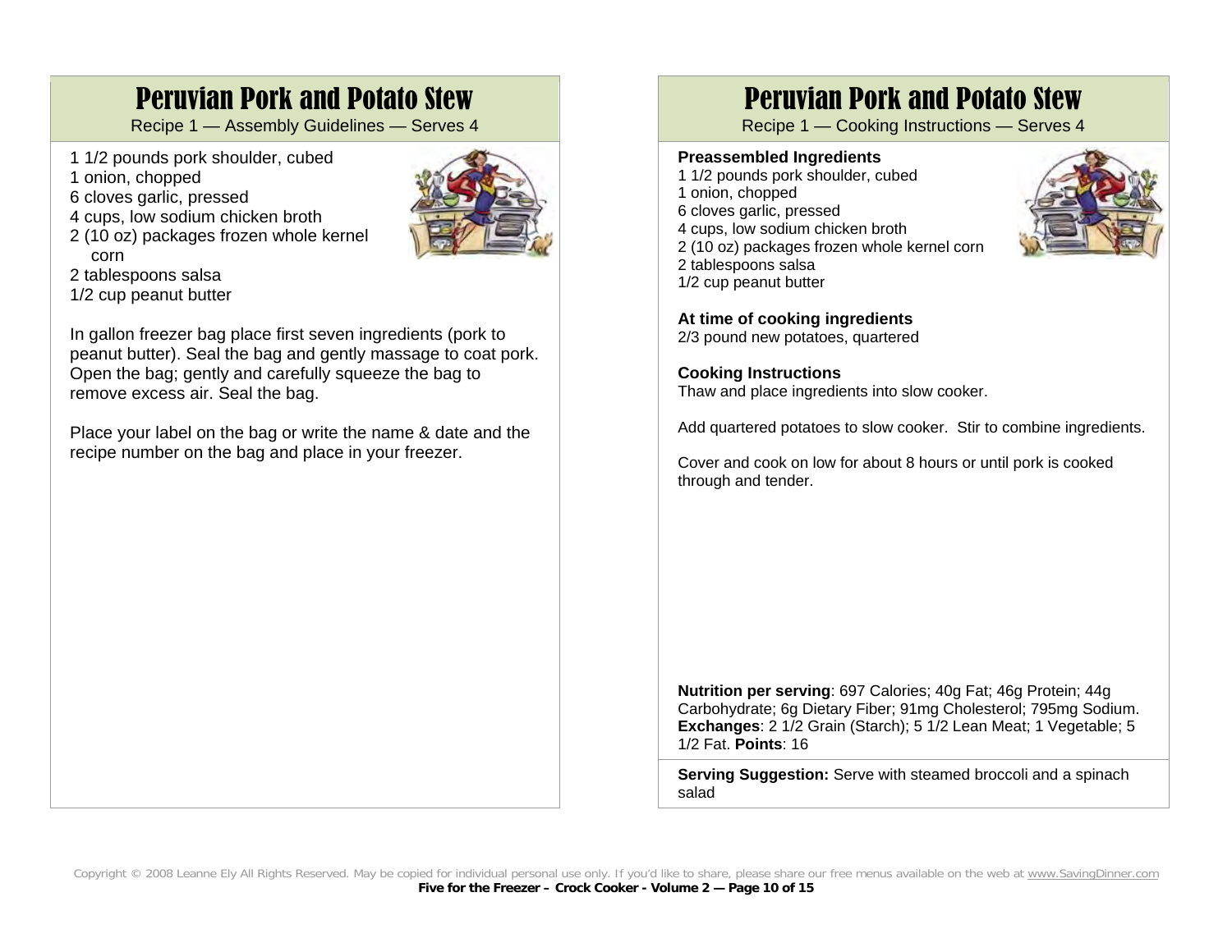# Peruvian Pork and Potato Stew

Recipe 1 — Assembly Guidelines — Serves 4

1 1/2 pounds pork shoulder, cubed
1 onion, chopped
6 cloves garlic, pressed
4 cups, low sodium chicken broth
2 (10 oz) packages frozen whole kernel corn
2 tablespoons salsa
1/2 cup peanut butter

In gallon freezer bag place first seven ingredients (pork to peanut butter). Seal the bag and gently massage to coat pork. Open the bag; gently and carefully squeeze the bag to remove excess air. Seal the bag.

Place your label on the bag or write the name & date and the recipe number on the bag and place in your freezer.

# Peruvian Pork and Potato Stew

Recipe 1 — Cooking Instructions — Serves 4

**Preassembled Ingredients**
1 1/2 pounds pork shoulder, cubed
1 onion, chopped
6 cloves garlic, pressed
4 cups, low sodium chicken broth
2 (10 oz) packages frozen whole kernel corn
2 tablespoons salsa
1/2 cup peanut butter

**At time of cooking ingredients**
2/3 pound new potatoes, quartered

**Cooking Instructions**
Thaw and place ingredients into slow cooker.

Add quartered potatoes to slow cooker. Stir to combine ingredients.

Cover and cook on low for about 8 hours or until pork is cooked through and tender.

**Nutrition per serving**: 697 Calories; 40g Fat; 46g Protein; 44g Carbohydrate; 6g Dietary Fiber; 91mg Cholesterol; 795mg Sodium. **Exchanges**: 2 1/2 Grain (Starch); 5 1/2 Lean Meat; 1 Vegetable; 5 1/2 Fat. **Points**: 16

**Serving Suggestion:** Serve with steamed broccoli and a spinach salad

Copyright © 2008 Leanne Ely All Rights Reserved. May be copied for individual personal use only. If you'd like to share, please share our free menus available on the web at www.SavingDinner.com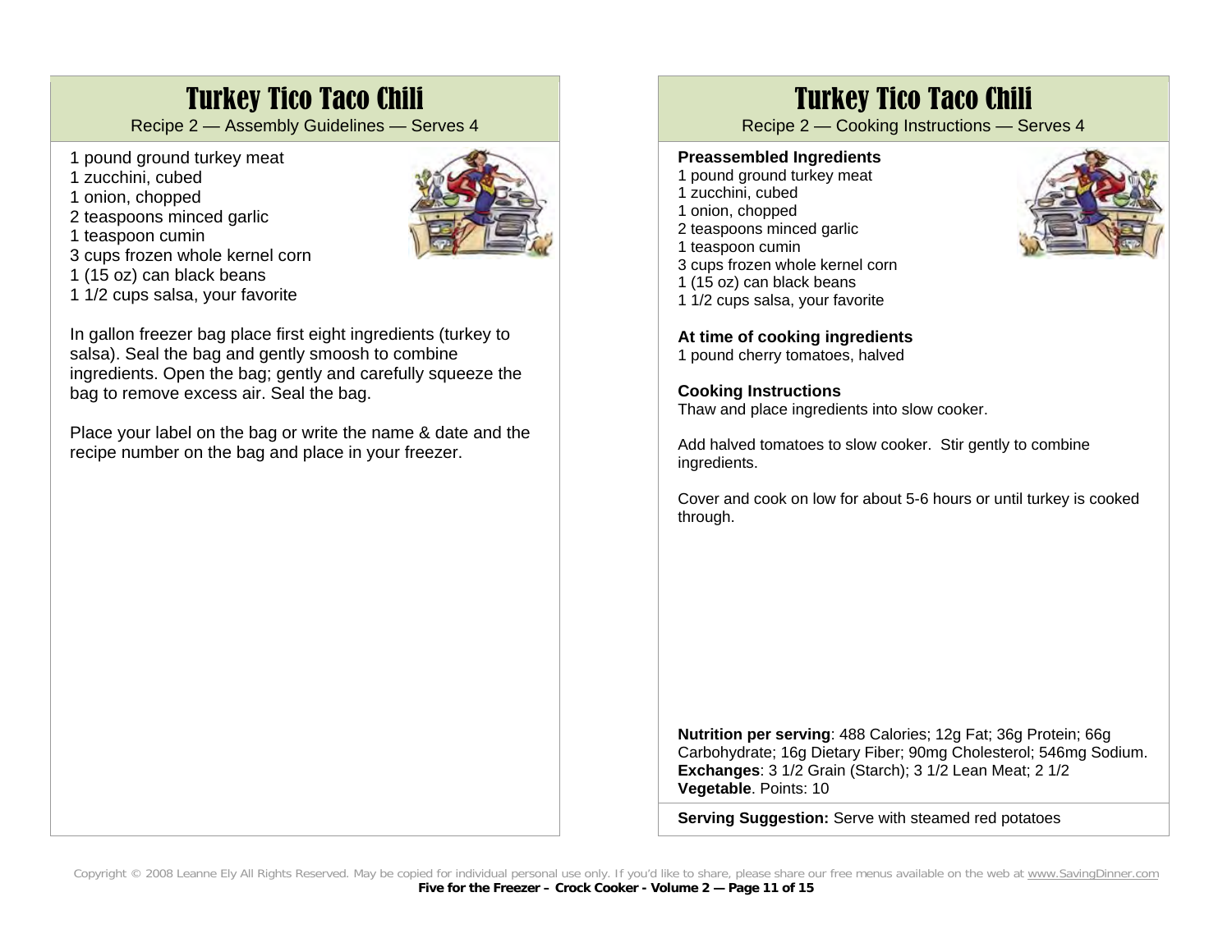# Turkey Tico Taco Chili

Recipe 2 — Assembly Guidelines — Serves 4

1 pound ground turkey meat
1 zucchini, cubed
1 onion, chopped
2 teaspoons minced garlic
1 teaspoon cumin
3 cups frozen whole kernel corn
1 (15 oz) can black beans
1 1/2 cups salsa, your favorite

In gallon freezer bag place first eight ingredients (turkey to salsa). Seal the bag and gently smoosh to combine ingredients. Open the bag; gently and carefully squeeze the bag to remove excess air. Seal the bag.

Place your label on the bag or write the name & date and the recipe number on the bag and place in your freezer.

# Turkey Tico Taco Chili

Recipe 2 — Cooking Instructions — Serves 4

**Preassembled Ingredients**
1 pound ground turkey meat
1 zucchini, cubed
1 onion, chopped
2 teaspoons minced garlic
1 teaspoon cumin
3 cups frozen whole kernel corn
1 (15 oz) can black beans
1 1/2 cups salsa, your favorite

**At time of cooking ingredients**
1 pound cherry tomatoes, halved

**Cooking Instructions**
Thaw and place ingredients into slow cooker.

Add halved tomatoes to slow cooker. Stir gently to combine ingredients.

Cover and cook on low for about 5-6 hours or until turkey is cooked through.

**Nutrition per serving**: 488 Calories; 12g Fat; 36g Protein; 66g Carbohydrate; 16g Dietary Fiber; 90mg Cholesterol; 546mg Sodium. **Exchanges**: 3 1/2 Grain (Starch); 3 1/2 Lean Meat; 2 1/2 **Vegetable**. Points: 10

**Serving Suggestion:** Serve with steamed red potatoes

Copyright © 2008 Leanne Ely All Rights Reserved. May be copied for individual personal use only. If you'd like to share, please share our free menus available on the web at www.SavingDinner.com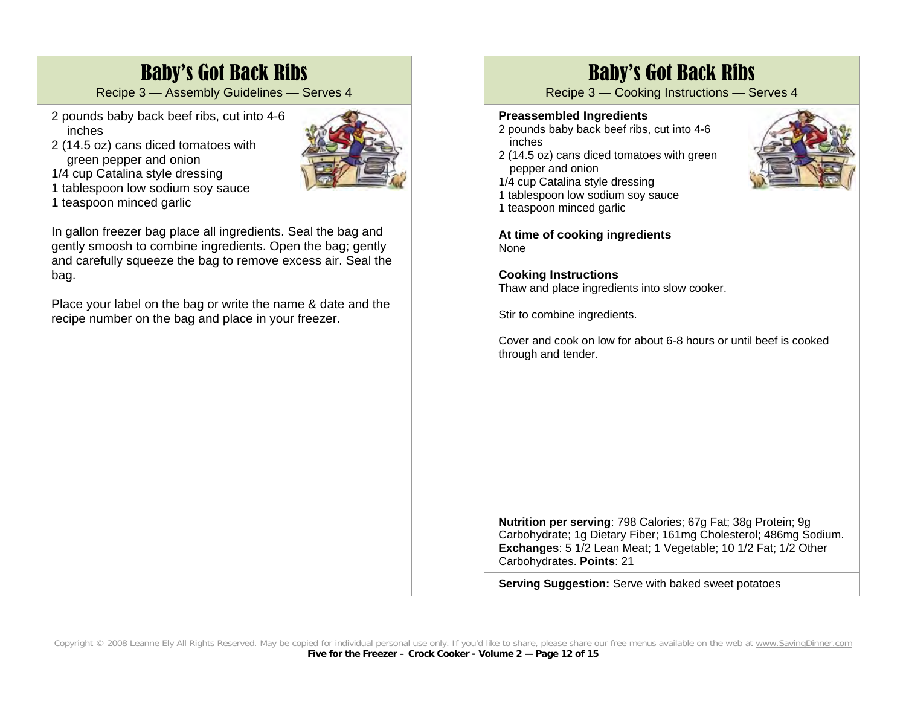# Baby's Got Back Ribs

Recipe 3 — Assembly Guidelines — Serves 4

2 pounds baby back beef ribs, cut into 4-6 inches
2 (14.5 oz) cans diced tomatoes with green pepper and onion
1/4 cup Catalina style dressing
1 tablespoon low sodium soy sauce
1 teaspoon minced garlic

In gallon freezer bag place all ingredients. Seal the bag and gently smoosh to combine ingredients. Open the bag; gently and carefully squeeze the bag to remove excess air. Seal the bag.

Place your label on the bag or write the name & date and the recipe number on the bag and place in your freezer.

# Baby's Got Back Ribs

Recipe 3 — Cooking Instructions — Serves 4

**Preassembled Ingredients**
2 pounds baby back beef ribs, cut into 4-6 inches
2 (14.5 oz) cans diced tomatoes with green pepper and onion
1/4 cup Catalina style dressing
1 tablespoon low sodium soy sauce
1 teaspoon minced garlic

**At time of cooking ingredients**
None

**Cooking Instructions**
Thaw and place ingredients into slow cooker.

Stir to combine ingredients.

Cover and cook on low for about 6-8 hours or until beef is cooked through and tender.

**Nutrition per serving**: 798 Calories; 67g Fat; 38g Protein; 9g Carbohydrate; 1g Dietary Fiber; 161mg Cholesterol; 486mg Sodium. **Exchanges**: 5 1/2 Lean Meat; 1 Vegetable; 10 1/2 Fat; 1/2 Other Carbohydrates. **Points**: 21

**Serving Suggestion:** Serve with baked sweet potatoes

Copyright © 2008 Leanne Ely All Rights Reserved. May be copied for individual personal use only. If you'd like to share, please share our free menus available on the web at www.SavingDinner.com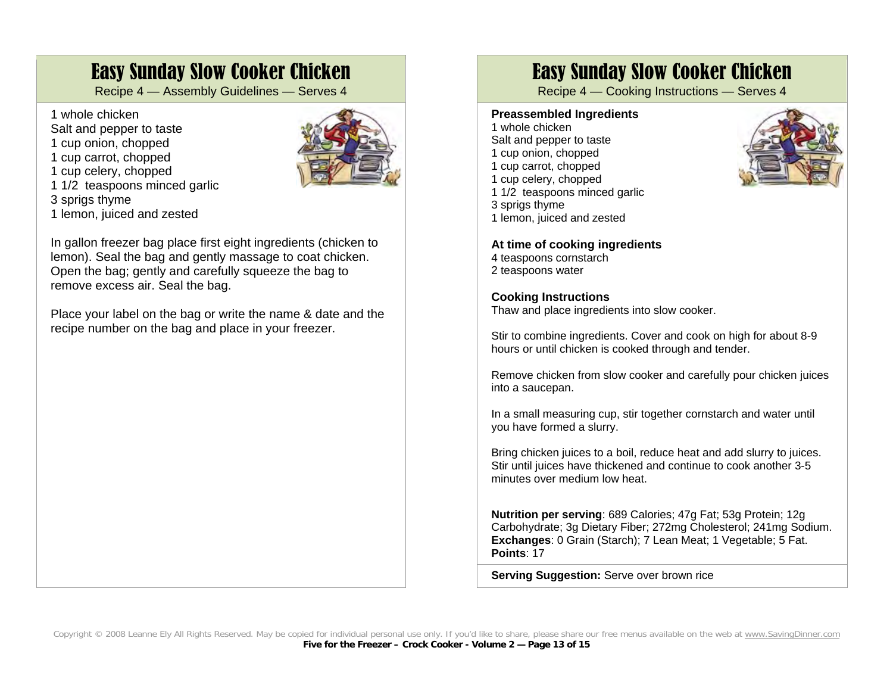# Easy Sunday Slow Cooker Chicken

Recipe 4 — Assembly Guidelines — Serves 4

1 whole chicken
Salt and pepper to taste
1 cup onion, chopped
1 cup carrot, chopped
1 cup celery, chopped
1 1/2 teaspoons minced garlic
3 sprigs thyme
1 lemon, juiced and zested

In gallon freezer bag place first eight ingredients (chicken to lemon). Seal the bag and gently massage to coat chicken. Open the bag; gently and carefully squeeze the bag to remove excess air. Seal the bag.

Place your label on the bag or write the name & date and the recipe number on the bag and place in your freezer.

# Easy Sunday Slow Cooker Chicken

Recipe 4 — Cooking Instructions — Serves 4

**Preassembled Ingredients**

1 whole chicken
Salt and pepper to taste
1 cup onion, chopped
1 cup carrot, chopped
1 cup celery, chopped
1 1/2 teaspoons minced garlic
3 sprigs thyme
1 lemon, juiced and zested

**At time of cooking ingredients**

4 teaspoons cornstarch
2 teaspoons water

**Cooking Instructions**

Thaw and place ingredients into slow cooker.

Stir to combine ingredients. Cover and cook on high for about 8-9 hours or until chicken is cooked through and tender.

Remove chicken from slow cooker and carefully pour chicken juices into a saucepan.

In a small measuring cup, stir together cornstarch and water until you have formed a slurry.

Bring chicken juices to a boil, reduce heat and add slurry to juices. Stir until juices have thickened and continue to cook another 3-5 minutes over medium low heat.

**Nutrition per serving**: 689 Calories; 47g Fat; 53g Protein; 12g Carbohydrate; 3g Dietary Fiber; 272mg Cholesterol; 241mg Sodium.
**Exchanges**: 0 Grain (Starch); 7 Lean Meat; 1 Vegetable; 5 Fat.
**Points**: 17

**Serving Suggestion:** Serve over brown rice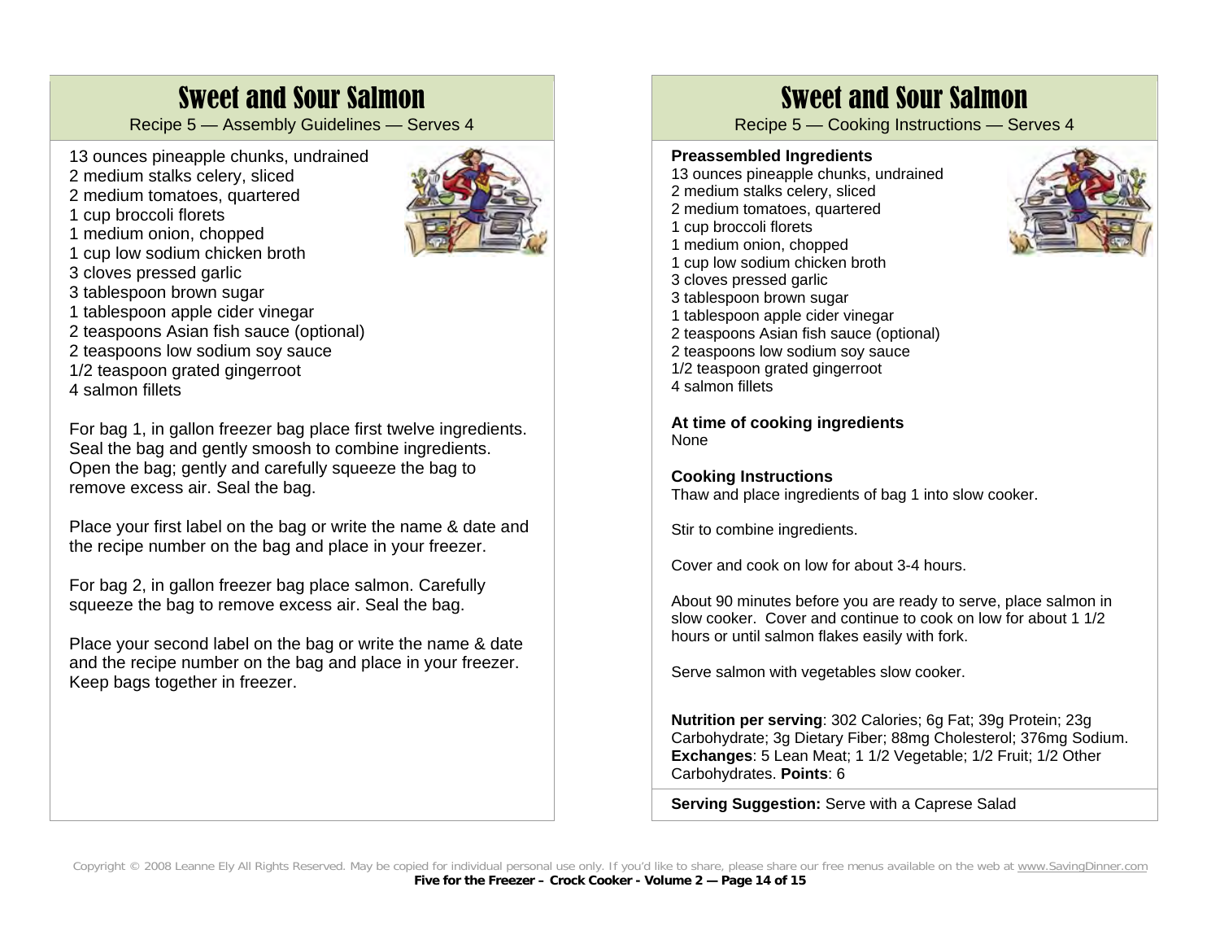# Sweet and Sour Salmon

Recipe 5 — Assembly Guidelines — Serves 4

13 ounces pineapple chunks, undrained
2 medium stalks celery, sliced
2 medium tomatoes, quartered
1 cup broccoli florets
1 medium onion, chopped
1 cup low sodium chicken broth
3 cloves pressed garlic
3 tablespoon brown sugar
1 tablespoon apple cider vinegar
2 teaspoons Asian fish sauce (optional)
2 teaspoons low sodium soy sauce
1/2 teaspoon grated gingerroot
4 salmon fillets

For bag 1, in gallon freezer bag place first twelve ingredients. Seal the bag and gently smoosh to combine ingredients. Open the bag; gently and carefully squeeze the bag to remove excess air. Seal the bag.

Place your first label on the bag or write the name & date and the recipe number on the bag and place in your freezer.

For bag 2, in gallon freezer bag place salmon. Carefully squeeze the bag to remove excess air. Seal the bag.

Place your second label on the bag or write the name & date and the recipe number on the bag and place in your freezer. Keep bags together in freezer.

# Sweet and Sour Salmon

Recipe 5 — Cooking Instructions — Serves 4

**Preassembled Ingredients**
13 ounces pineapple chunks, undrained
2 medium stalks celery, sliced
2 medium tomatoes, quartered
1 cup broccoli florets
1 medium onion, chopped
1 cup low sodium chicken broth
3 cloves pressed garlic
3 tablespoon brown sugar
1 tablespoon apple cider vinegar
2 teaspoons Asian fish sauce (optional)
2 teaspoons low sodium soy sauce
1/2 teaspoon grated gingerroot
4 salmon fillets

**At time of cooking ingredients**
None

**Cooking Instructions**
Thaw and place ingredients of bag 1 into slow cooker.

Stir to combine ingredients.

Cover and cook on low for about 3-4 hours.

About 90 minutes before you are ready to serve, place salmon in slow cooker. Cover and continue to cook on low for about 1 1/2 hours or until salmon flakes easily with fork.

Serve salmon with vegetables slow cooker.

**Nutrition per serving**: 302 Calories; 6g Fat; 39g Protein; 23g Carbohydrate; 3g Dietary Fiber; 88mg Cholesterol; 376mg Sodium. **Exchanges**: 5 Lean Meat; 1 1/2 Vegetable; 1/2 Fruit; 1/2 Other Carbohydrates. **Points**: 6

**Serving Suggestion:** Serve with a Caprese Salad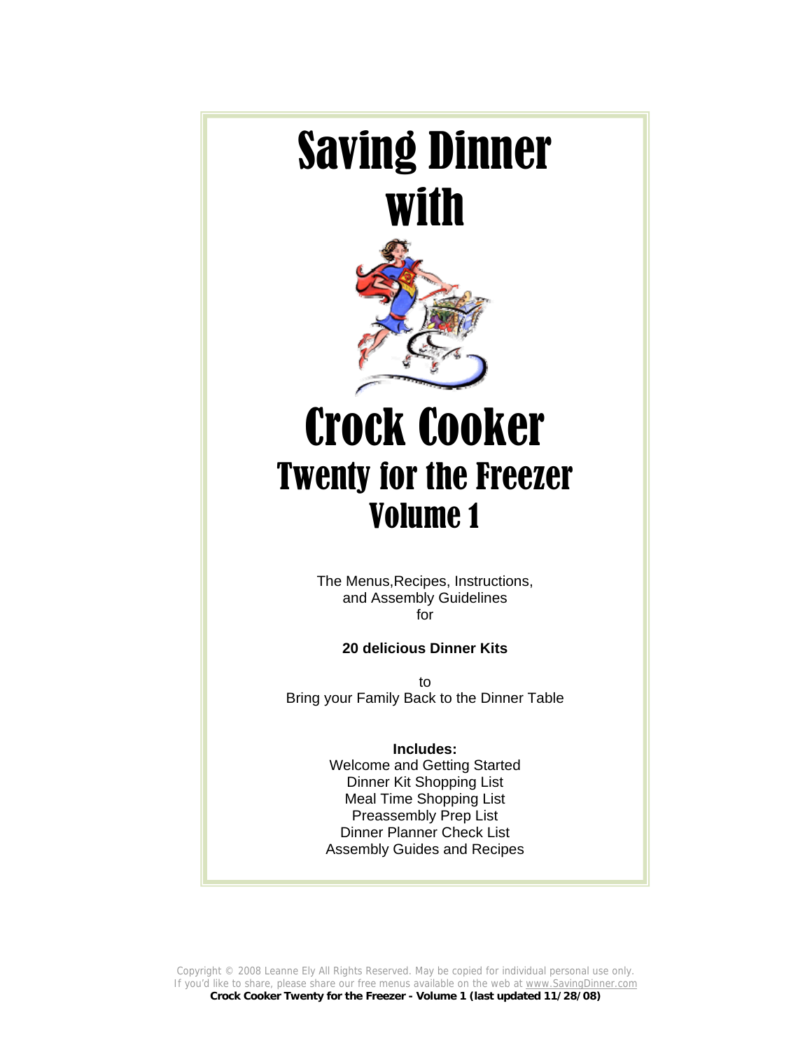# Saving Dinner with

# Crock Cooker

## Twenty for the Freezer

## Volume 1

The Menus,Recipes, Instructions, and Assembly Guidelines for

**20 delicious Dinner Kits**

to
Bring your Family Back to the Dinner Table

**Includes:**
Welcome and Getting Started
Dinner Kit Shopping List
Meal Time Shopping List
Preassembly Prep List
Dinner Planner Check List
Assembly Guides and Recipes

Copyright © 2008 Leanne Ely All Rights Reserved. May be copied for individual personal use only.
If you'd like to share, please share our free menus available on the web at www.SavingDinner.com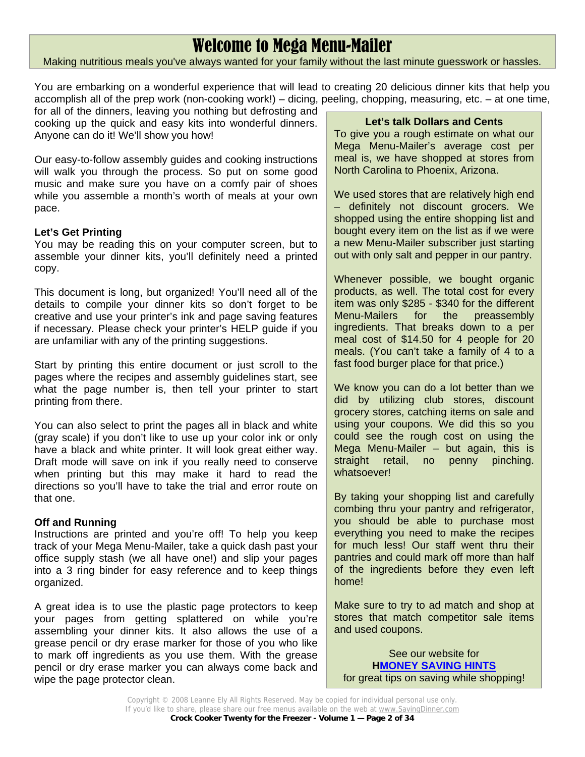# Welcome to Mega Menu-Mailer

Making nutritious meals you've always wanted for your family without the last minute guesswork or hassles.

You are embarking on a wonderful experience that will lead to creating 20 delicious dinner kits that help you accomplish all of the prep work (non-cooking work!) – dicing, peeling, chopping, measuring, etc. – at one time, for all of the dinners, leaving you nothing but defrosting and cooking up the quick and easy kits into wonderful dinners. Anyone can do it! We'll show you how!

Our easy-to-follow assembly guides and cooking instructions will walk you through the process. So put on some good music and make sure you have on a comfy pair of shoes while you assemble a month's worth of meals at your own pace.

**Let's Get Printing**

You may be reading this on your computer screen, but to assemble your dinner kits, you'll definitely need a printed copy.

This document is long, but organized! You'll need all of the details to compile your dinner kits so don't forget to be creative and use your printer's ink and page saving features if necessary. Please check your printer's HELP guide if you are unfamiliar with any of the printing suggestions.

Start by printing this entire document or just scroll to the pages where the recipes and assembly guidelines start, see what the page number is, then tell your printer to start printing from there.

You can also select to print the pages all in black and white (gray scale) if you don't like to use up your color ink or only have a black and white printer. It will look great either way. Draft mode will save on ink if you really need to conserve when printing but this may make it hard to read the directions so you'll have to take the trial and error route on that one.

**Off and Running**

Instructions are printed and you're off! To help you keep track of your Mega Menu-Mailer, take a quick dash past your office supply stash (we all have one!) and slip your pages into a 3 ring binder for easy reference and to keep things organized.

A great idea is to use the plastic page protectors to keep your pages from getting splattered on while you're assembling your dinner kits. It also allows the use of a grease pencil or dry erase marker for those of you who like to mark off ingredients as you use them. With the grease pencil or dry erase marker you can always come back and wipe the page protector clean.

**Let's talk Dollars and Cents**

To give you a rough estimate on what our Mega Menu-Mailer's average cost per meal is, we have shopped at stores from North Carolina to Phoenix, Arizona.

We used stores that are relatively high end – definitely not discount grocers. We shopped using the entire shopping list and bought every item on the list as if we were a new Menu-Mailer subscriber just starting out with only salt and pepper in our pantry.

Whenever possible, we bought organic products, as well. The total cost for every item was only $285 - $340 for the different Menu-Mailers for the preassembly ingredients. That breaks down to a per meal cost of $14.50 for 4 people for 20 meals. (You can't take a family of 4 to a fast food burger place for that price.)

We know you can do a lot better than we did by utilizing club stores, discount grocery stores, catching items on sale and using your coupons. We did this so you could see the rough cost on using the Mega Menu-Mailer – but again, this is straight retail, no penny pinching. whatsoever!

By taking your shopping list and carefully combing thru your pantry and refrigerator, you should be able to purchase most everything you need to make the recipes for much less! Our staff went thru their pantries and could mark off more than half of the ingredients before they even left home!

Make sure to try to ad match and shop at stores that match competitor sale items and used coupons.

See our website for **HMONEY SAVING HINTS** for great tips on saving while shopping!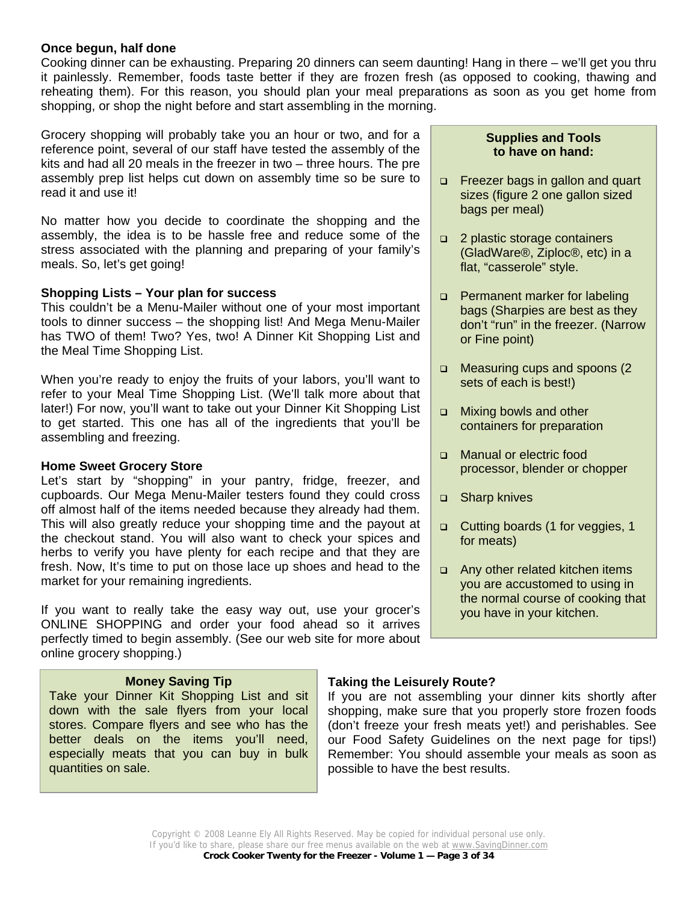**Once begun, half done**

Cooking dinner can be exhausting. Preparing 20 dinners can seem daunting! Hang in there – we'll get you thru it painlessly. Remember, foods taste better if they are frozen fresh (as opposed to cooking, thawing and reheating them). For this reason, you should plan your meal preparations as soon as you get home from shopping, or shop the night before and start assembling in the morning.

Grocery shopping will probably take you an hour or two, and for a reference point, several of our staff have tested the assembly of the kits and had all 20 meals in the freezer in two – three hours. The pre assembly prep list helps cut down on assembly time so be sure to read it and use it!

No matter how you decide to coordinate the shopping and the assembly, the idea is to be hassle free and reduce some of the stress associated with the planning and preparing of your family's meals. So, let's get going!

**Shopping Lists – Your plan for success**

This couldn't be a Menu-Mailer without one of your most important tools to dinner success – the shopping list! And Mega Menu-Mailer has TWO of them! Two? Yes, two! A Dinner Kit Shopping List and the Meal Time Shopping List.

When you're ready to enjoy the fruits of your labors, you'll want to refer to your Meal Time Shopping List. (We'll talk more about that later!) For now, you'll want to take out your Dinner Kit Shopping List to get started. This one has all of the ingredients that you'll be assembling and freezing.

**Home Sweet Grocery Store**

Let's start by "shopping" in your pantry, fridge, freezer, and cupboards. Our Mega Menu-Mailer testers found they could cross off almost half of the items needed because they already had them. This will also greatly reduce your shopping time and the payout at the checkout stand. You will also want to check your spices and herbs to verify you have plenty for each recipe and that they are fresh. Now, It's time to put on those lace up shoes and head to the market for your remaining ingredients.

If you want to really take the easy way out, use your grocer's ONLINE SHOPPING and order your food ahead so it arrives perfectly timed to begin assembly. (See our web site for more about online grocery shopping.)

**Supplies and Tools to have on hand:**

- Freezer bags in gallon and quart sizes (figure 2 one gallon sized bags per meal)
- 2 plastic storage containers (GladWare®, Ziploc®, etc) in a flat, "casserole" style.
- Permanent marker for labeling bags (Sharpies are best as they don't "run" in the freezer. (Narrow or Fine point)
- Measuring cups and spoons (2 sets of each is best!)
- Mixing bowls and other containers for preparation
- Manual or electric food processor, blender or chopper
- Sharp knives
- Cutting boards (1 for veggies, 1 for meats)
- Any other related kitchen items you are accustomed to using in the normal course of cooking that you have in your kitchen.

**Money Saving Tip**

Take your Dinner Kit Shopping List and sit down with the sale flyers from your local stores. Compare flyers and see who has the better deals on the items you'll need, especially meats that you can buy in bulk quantities on sale.

**Taking the Leisurely Route?**

If you are not assembling your dinner kits shortly after shopping, make sure that you properly store frozen foods (don't freeze your fresh meats yet!) and perishables. See our Food Safety Guidelines on the next page for tips!) Remember: You should assemble your meals as soon as possible to have the best results.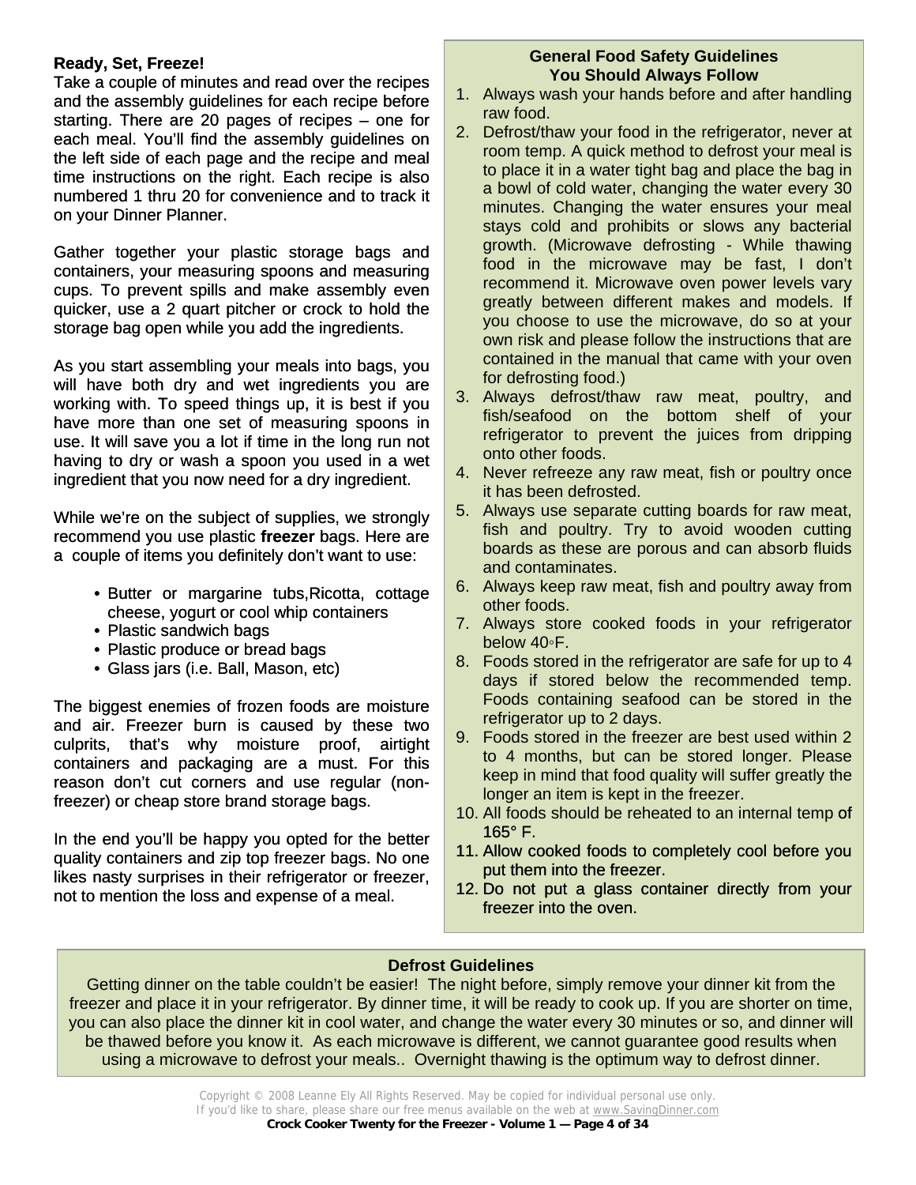**Ready, Set, Freeze!**

Take a couple of minutes and read over the recipes and the assembly guidelines for each recipe before starting. There are 20 pages of recipes – one for each meal. You'll find the assembly guidelines on the left side of each page and the recipe and meal time instructions on the right. Each recipe is also numbered 1 thru 20 for convenience and to track it on your Dinner Planner.

Gather together your plastic storage bags and containers, your measuring spoons and measuring cups. To prevent spills and make assembly even quicker, use a 2 quart pitcher or crock to hold the storage bag open while you add the ingredients.

As you start assembling your meals into bags, you will have both dry and wet ingredients you are working with. To speed things up, it is best if you have more than one set of measuring spoons in use. It will save you a lot if time in the long run not having to dry or wash a spoon you used in a wet ingredient that you now need for a dry ingredient.

While we're on the subject of supplies, we strongly recommend you use plastic **freezer** bags. Here are a couple of items you definitely don't want to use:

- Butter or margarine tubs,Ricotta, cottage cheese, yogurt or cool whip containers
- Plastic sandwich bags
- Plastic produce or bread bags
- Glass jars (i.e. Ball, Mason, etc)

The biggest enemies of frozen foods are moisture and air. Freezer burn is caused by these two culprits, that's why moisture proof, airtight containers and packaging are a must. For this reason don't cut corners and use regular (non-freezer) or cheap store brand storage bags.

In the end you'll be happy you opted for the better quality containers and zip top freezer bags. No one likes nasty surprises in their refrigerator or freezer, not to mention the loss and expense of a meal.

**General Food Safety Guidelines You Should Always Follow**

1. Always wash your hands before and after handling raw food.
2. Defrost/thaw your food in the refrigerator, never at room temp. A quick method to defrost your meal is to place it in a water tight bag and place the bag in a bowl of cold water, changing the water every 30 minutes. Changing the water ensures your meal stays cold and prohibits or slows any bacterial growth. (Microwave defrosting - While thawing food in the microwave may be fast, I don't recommend it. Microwave oven power levels vary greatly between different makes and models. If you choose to use the microwave, do so at your own risk and please follow the instructions that are contained in the manual that came with your oven for defrosting food.)
3. Always defrost/thaw raw meat, poultry, and fish/seafood on the bottom shelf of your refrigerator to prevent the juices from dripping onto other foods.
4. Never refreeze any raw meat, fish or poultry once it has been defrosted.
5. Always use separate cutting boards for raw meat, fish and poultry. Try to avoid wooden cutting boards as these are porous and can absorb fluids and contaminates.
6. Always keep raw meat, fish and poultry away from other foods.
7. Always store cooked foods in your refrigerator below 40◦F.
8. Foods stored in the refrigerator are safe for up to 4 days if stored below the recommended temp. Foods containing seafood can be stored in the refrigerator up to 2 days.
9. Foods stored in the freezer are best used within 2 to 4 months, but can be stored longer. Please keep in mind that food quality will suffer greatly the longer an item is kept in the freezer.
10. All foods should be reheated to an internal temp of 165° F.
11. Allow cooked foods to completely cool before you put them into the freezer.
12. Do not put a glass container directly from your freezer into the oven.

**Defrost Guidelines**

Getting dinner on the table couldn't be easier! The night before, simply remove your dinner kit from the freezer and place it in your refrigerator. By dinner time, it will be ready to cook up. If you are shorter on time, you can also place the dinner kit in cool water, and change the water every 30 minutes or so, and dinner will be thawed before you know it. As each microwave is different, we cannot guarantee good results when using a microwave to defrost your meals.. Overnight thawing is the optimum way to defrost dinner.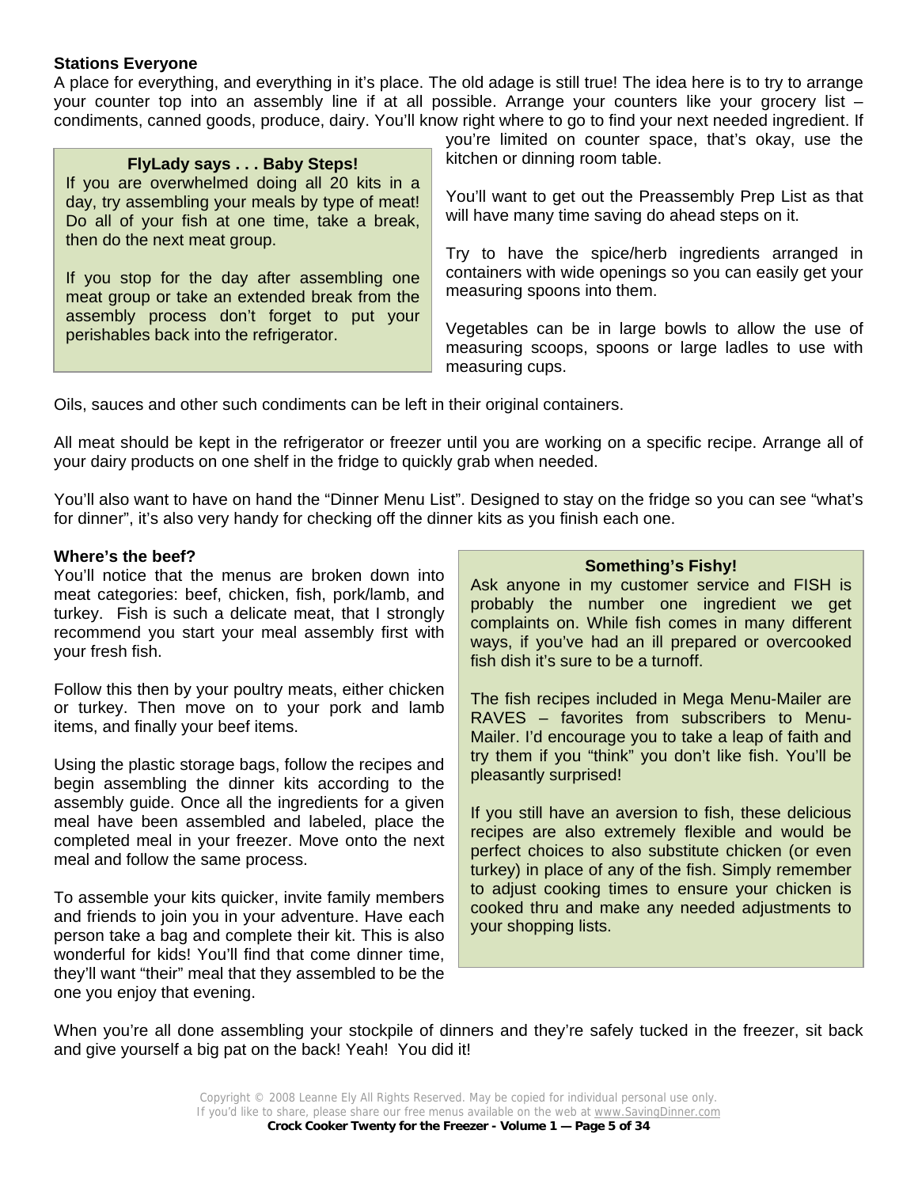**Stations Everyone**

A place for everything, and everything in it's place. The old adage is still true! The idea here is to try to arrange your counter top into an assembly line if at all possible. Arrange your counters like your grocery list – condiments, canned goods, produce, dairy. You'll know right where to go to find your next needed ingredient. If you're limited on counter space, that's okay, use the kitchen or dinning room table.

**FlyLady says . . . Baby Steps!**

If you are overwhelmed doing all 20 kits in a day, try assembling your meals by type of meat! Do all of your fish at one time, take a break, then do the next meat group.

If you stop for the day after assembling one meat group or take an extended break from the assembly process don't forget to put your perishables back into the refrigerator.

You'll want to get out the Preassembly Prep List as that will have many time saving do ahead steps on it.

Try to have the spice/herb ingredients arranged in containers with wide openings so you can easily get your measuring spoons into them.

Vegetables can be in large bowls to allow the use of measuring scoops, spoons or large ladles to use with measuring cups.

Oils, sauces and other such condiments can be left in their original containers.

All meat should be kept in the refrigerator or freezer until you are working on a specific recipe. Arrange all of your dairy products on one shelf in the fridge to quickly grab when needed.

You'll also want to have on hand the "Dinner Menu List". Designed to stay on the fridge so you can see "what's for dinner", it's also very handy for checking off the dinner kits as you finish each one.

**Where's the beef?**

You'll notice that the menus are broken down into meat categories: beef, chicken, fish, pork/lamb, and turkey. Fish is such a delicate meat, that I strongly recommend you start your meal assembly first with your fresh fish.

Follow this then by your poultry meats, either chicken or turkey. Then move on to your pork and lamb items, and finally your beef items.

Using the plastic storage bags, follow the recipes and begin assembling the dinner kits according to the assembly guide. Once all the ingredients for a given meal have been assembled and labeled, place the completed meal in your freezer. Move onto the next meal and follow the same process.

To assemble your kits quicker, invite family members and friends to join you in your adventure. Have each person take a bag and complete their kit. This is also wonderful for kids! You'll find that come dinner time, they'll want "their" meal that they assembled to be the one you enjoy that evening.

**Something's Fishy!**

Ask anyone in my customer service and FISH is probably the number one ingredient we get complaints on. While fish comes in many different ways, if you've had an ill prepared or overcooked fish dish it's sure to be a turnoff.

The fish recipes included in Mega Menu-Mailer are RAVES – favorites from subscribers to Menu-Mailer. I'd encourage you to take a leap of faith and try them if you "think" you don't like fish. You'll be pleasantly surprised!

If you still have an aversion to fish, these delicious recipes are also extremely flexible and would be perfect choices to also substitute chicken (or even turkey) in place of any of the fish. Simply remember to adjust cooking times to ensure your chicken is cooked thru and make any needed adjustments to your shopping lists.

When you're all done assembling your stockpile of dinners and they're safely tucked in the freezer, sit back and give yourself a big pat on the back! Yeah! You did it!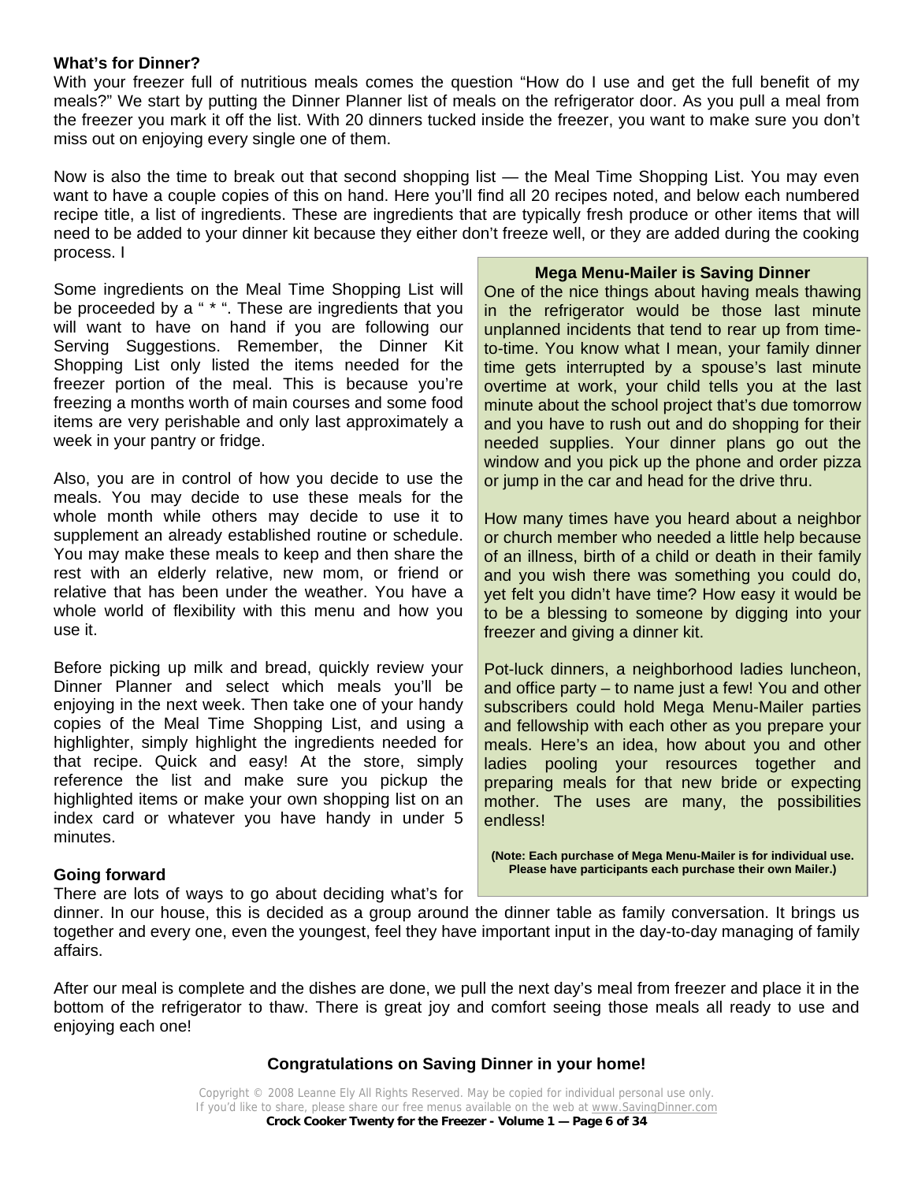**What's for Dinner?**

With your freezer full of nutritious meals comes the question "How do I use and get the full benefit of my meals?" We start by putting the Dinner Planner list of meals on the refrigerator door. As you pull a meal from the freezer you mark it off the list. With 20 dinners tucked inside the freezer, you want to make sure you don't miss out on enjoying every single one of them.

Now is also the time to break out that second shopping list — the Meal Time Shopping List. You may even want to have a couple copies of this on hand. Here you'll find all 20 recipes noted, and below each numbered recipe title, a list of ingredients. These are ingredients that are typically fresh produce or other items that will need to be added to your dinner kit because they either don't freeze well, or they are added during the cooking process. I

Some ingredients on the Meal Time Shopping List will be proceeded by a " * ". These are ingredients that you will want to have on hand if you are following our Serving Suggestions. Remember, the Dinner Kit Shopping List only listed the items needed for the freezer portion of the meal. This is because you're freezing a months worth of main courses and some food items are very perishable and only last approximately a week in your pantry or fridge.

Also, you are in control of how you decide to use the meals. You may decide to use these meals for the whole month while others may decide to use it to supplement an already established routine or schedule. You may make these meals to keep and then share the rest with an elderly relative, new mom, or friend or relative that has been under the weather. You have a whole world of flexibility with this menu and how you use it.

Before picking up milk and bread, quickly review your Dinner Planner and select which meals you'll be enjoying in the next week. Then take one of your handy copies of the Meal Time Shopping List, and using a highlighter, simply highlight the ingredients needed for that recipe. Quick and easy! At the store, simply reference the list and make sure you pickup the highlighted items or make your own shopping list on an index card or whatever you have handy in under 5 minutes.

**Mega Menu-Mailer is Saving Dinner**

One of the nice things about having meals thawing in the refrigerator would be those last minute unplanned incidents that tend to rear up from time-to-time. You know what I mean, your family dinner time gets interrupted by a spouse's last minute overtime at work, your child tells you at the last minute about the school project that's due tomorrow and you have to rush out and do shopping for their needed supplies. Your dinner plans go out the window and you pick up the phone and order pizza or jump in the car and head for the drive thru.

How many times have you heard about a neighbor or church member who needed a little help because of an illness, birth of a child or death in their family and you wish there was something you could do, yet felt you didn't have time? How easy it would be to be a blessing to someone by digging into your freezer and giving a dinner kit.

Pot-luck dinners, a neighborhood ladies luncheon, and office party – to name just a few! You and other subscribers could hold Mega Menu-Mailer parties and fellowship with each other as you prepare your meals. Here's an idea, how about you and other ladies pooling your resources together and preparing meals for that new bride or expecting mother. The uses are many, the possibilities endless!

**(Note: Each purchase of Mega Menu-Mailer is for individual use. Please have participants each purchase their own Mailer.)**

**Going forward**

There are lots of ways to go about deciding what's for dinner. In our house, this is decided as a group around the dinner table as family conversation. It brings us together and every one, even the youngest, feel they have important input in the day-to-day managing of family affairs.

After our meal is complete and the dishes are done, we pull the next day's meal from freezer and place it in the bottom of the refrigerator to thaw. There is great joy and comfort seeing those meals all ready to use and enjoying each one!

**Congratulations on Saving Dinner in your home!**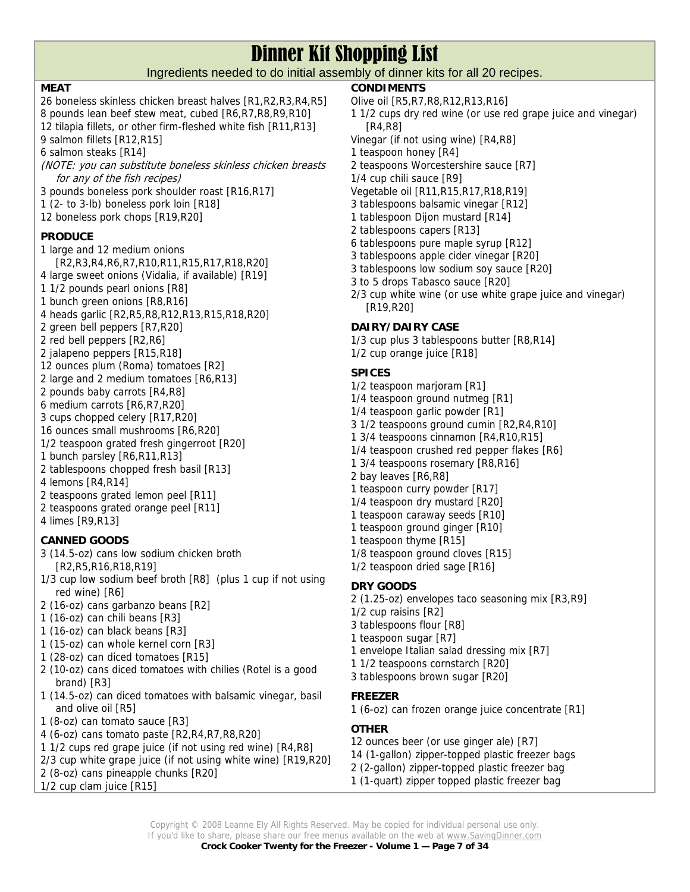# Dinner Kit Shopping List

Ingredients needed to do initial assembly of dinner kits for all 20 recipes.

## MEAT

26 boneless skinless chicken breast halves [R1,R2,R3,R4,R5]
8 pounds lean beef stew meat, cubed [R6,R7,R8,R9,R10]
12 tilapia fillets, or other firm-fleshed white fish [R11,R13]
9 salmon fillets [R12,R15]
6 salmon steaks [R14]
*(NOTE: you can substitute boneless skinless chicken breasts for any of the fish recipes)*
3 pounds boneless pork shoulder roast [R16,R17]
1 (2- to 3-lb) boneless pork loin [R18]
12 boneless pork chops [R19,R20]

## PRODUCE

1 large and 12 medium onions [R2,R3,R4,R6,R7,R10,R11,R15,R17,R18,R20]
4 large sweet onions (Vidalia, if available) [R19]
1 1/2 pounds pearl onions [R8]
1 bunch green onions [R8,R16]
4 heads garlic [R2,R5,R8,R12,R13,R15,R18,R20]
2 green bell peppers [R7,R20]
2 red bell peppers [R2,R6]
2 jalapeno peppers [R15,R18]
12 ounces plum (Roma) tomatoes [R2]
2 large and 2 medium tomatoes [R6,R13]
2 pounds baby carrots [R4,R8]
6 medium carrots [R6,R7,R20]
3 cups chopped celery [R17,R20]
16 ounces small mushrooms [R6,R20]
1/2 teaspoon grated fresh gingerroot [R20]
1 bunch parsley [R6,R11,R13]
2 tablespoons chopped fresh basil [R13]
4 lemons [R4,R14]
2 teaspoons grated lemon peel [R11]
2 teaspoons grated orange peel [R11]
4 limes [R9,R13]

## CANNED GOODS

3 (14.5-oz) cans low sodium chicken broth [R2,R5,R16,R18,R19]
1/3 cup low sodium beef broth [R8] (plus 1 cup if not using red wine) [R6]
2 (16-oz) cans garbanzo beans [R2]
1 (16-oz) can chili beans [R3]
1 (16-oz) can black beans [R3]
1 (15-oz) can whole kernel corn [R3]
1 (28-oz) can diced tomatoes [R15]
2 (10-oz) cans diced tomatoes with chilies (Rotel is a good brand) [R3]
1 (14.5-oz) can diced tomatoes with balsamic vinegar, basil and olive oil [R5]
1 (8-oz) can tomato sauce [R3]
4 (6-oz) cans tomato paste [R2,R4,R7,R8,R20]
1 1/2 cups red grape juice (if not using red wine) [R4,R8]
2/3 cup white grape juice (if not using white wine) [R19,R20]
2 (8-oz) cans pineapple chunks [R20]
1/2 cup clam juice [R15]

## CONDIMENTS

Olive oil [R5,R7,R8,R12,R13,R16]
1 1/2 cups dry red wine (or use red grape juice and vinegar) [R4,R8]
Vinegar (if not using wine) [R4,R8]
1 teaspoon honey [R4]
2 teaspoons Worcestershire sauce [R7]
1/4 cup chili sauce [R9]
Vegetable oil [R11,R15,R17,R18,R19]
3 tablespoons balsamic vinegar [R12]
1 tablespoon Dijon mustard [R14]
2 tablespoons capers [R13]
6 tablespoons pure maple syrup [R12]
3 tablespoons apple cider vinegar [R20]
3 tablespoons low sodium soy sauce [R20]
3 to 5 drops Tabasco sauce [R20]
2/3 cup white wine (or use white grape juice and vinegar) [R19,R20]

## DAIRY/DAIRY CASE

1/3 cup plus 3 tablespoons butter [R8,R14]
1/2 cup orange juice [R18]

## SPICES

1/2 teaspoon marjoram [R1]
1/4 teaspoon ground nutmeg [R1]
1/4 teaspoon garlic powder [R1]
3 1/2 teaspoons ground cumin [R2,R4,R10]
1 3/4 teaspoons cinnamon [R4,R10,R15]
1/4 teaspoon crushed red pepper flakes [R6]
1 3/4 teaspoons rosemary [R8,R16]
2 bay leaves [R6,R8]
1 teaspoon curry powder [R17]
1/4 teaspoon dry mustard [R20]
1 teaspoon caraway seeds [R10]
1 teaspoon ground ginger [R10]
1 teaspoon thyme [R15]
1/8 teaspoon ground cloves [R15]
1/2 teaspoon dried sage [R16]

## DRY GOODS

2 (1.25-oz) envelopes taco seasoning mix [R3,R9]
1/2 cup raisins [R2]
3 tablespoons flour [R8]
1 teaspoon sugar [R7]
1 envelope Italian salad dressing mix [R7]
1 1/2 teaspoons cornstarch [R20]
3 tablespoons brown sugar [R20]

## FREEZER

1 (6-oz) can frozen orange juice concentrate [R1]

## OTHER

12 ounces beer (or use ginger ale) [R7]
14 (1-gallon) zipper-topped plastic freezer bags
2 (2-gallon) zipper-topped plastic freezer bag
1 (1-quart) zipper topped plastic freezer bag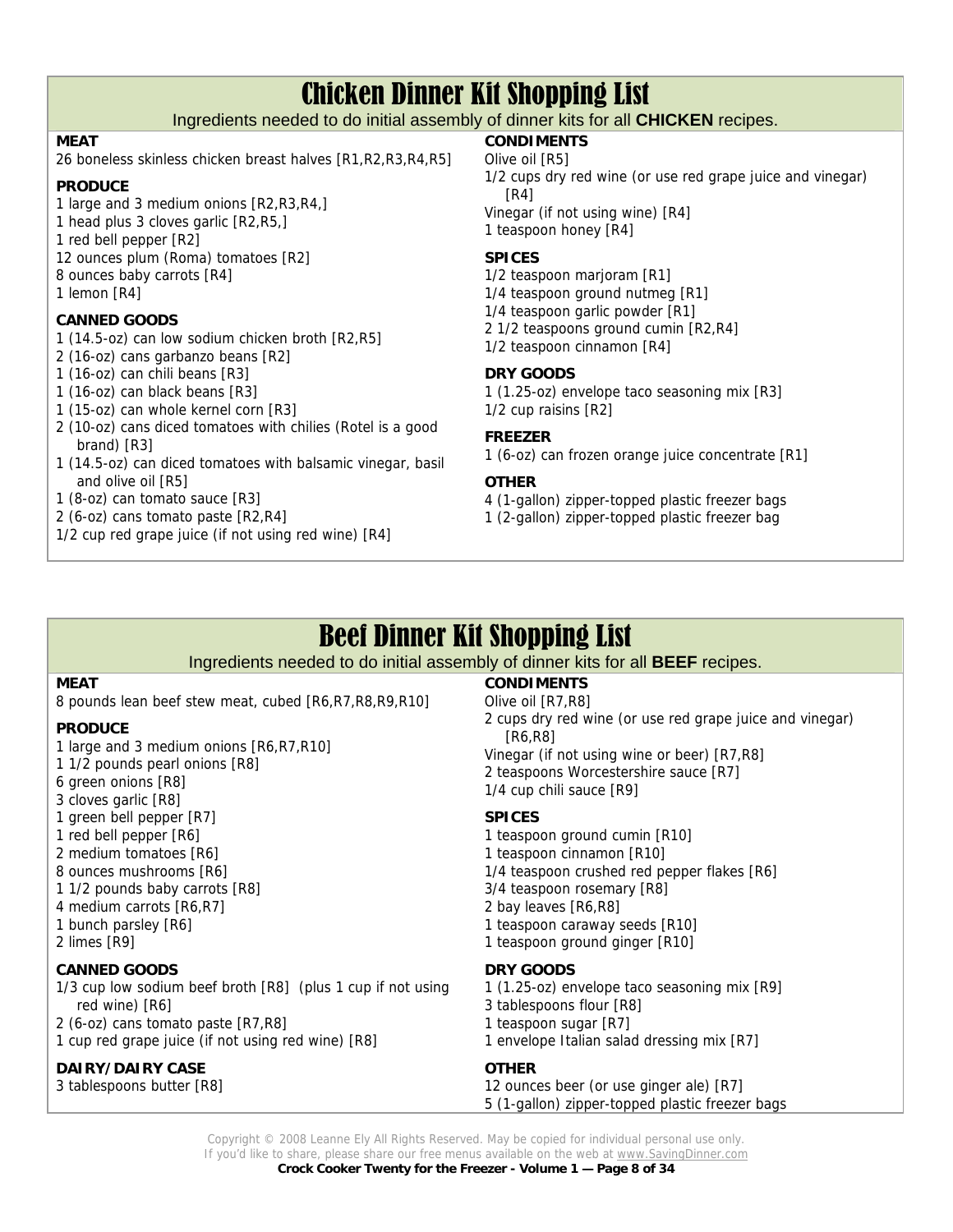# Chicken Dinner Kit Shopping List

Ingredients needed to do initial assembly of dinner kits for all **CHICKEN** recipes.

**MEAT**

26 boneless skinless chicken breast halves [R1,R2,R3,R4,R5]

**PRODUCE**

1 large and 3 medium onions [R2,R3,R4,]
1 head plus 3 cloves garlic [R2,R5,]
1 red bell pepper [R2]
12 ounces plum (Roma) tomatoes [R2]
8 ounces baby carrots [R4]
1 lemon [R4]

**CANNED GOODS**

1 (14.5-oz) can low sodium chicken broth [R2,R5]
2 (16-oz) cans garbanzo beans [R2]
1 (16-oz) can chili beans [R3]
1 (16-oz) can black beans [R3]
1 (15-oz) can whole kernel corn [R3]
2 (10-oz) cans diced tomatoes with chilies (Rotel is a good brand) [R3]
1 (14.5-oz) can diced tomatoes with balsamic vinegar, basil and olive oil [R5]
1 (8-oz) can tomato sauce [R3]
2 (6-oz) cans tomato paste [R2,R4]
1/2 cup red grape juice (if not using red wine) [R4]

**CONDIMENTS**

Olive oil [R5]
1/2 cups dry red wine (or use red grape juice and vinegar) [R4]
Vinegar (if not using wine) [R4]
1 teaspoon honey [R4]

**SPICES**

1/2 teaspoon marjoram [R1]
1/4 teaspoon ground nutmeg [R1]
1/4 teaspoon garlic powder [R1]
2 1/2 teaspoons ground cumin [R2,R4]
1/2 teaspoon cinnamon [R4]

**DRY GOODS**

1 (1.25-oz) envelope taco seasoning mix [R3]
1/2 cup raisins [R2]

**FREEZER**

1 (6-oz) can frozen orange juice concentrate [R1]

**OTHER**

4 (1-gallon) zipper-topped plastic freezer bags
1 (2-gallon) zipper-topped plastic freezer bag

# Beef Dinner Kit Shopping List

Ingredients needed to do initial assembly of dinner kits for all **BEEF** recipes.

**MEAT**

8 pounds lean beef stew meat, cubed [R6,R7,R8,R9,R10]

**PRODUCE**

1 large and 3 medium onions [R6,R7,R10]
1 1/2 pounds pearl onions [R8]
6 green onions [R8]
3 cloves garlic [R8]
1 green bell pepper [R7]
1 red bell pepper [R6]
2 medium tomatoes [R6]
8 ounces mushrooms [R6]
1 1/2 pounds baby carrots [R8]
4 medium carrots [R6,R7]
1 bunch parsley [R6]
2 limes [R9]

**CANNED GOODS**

1/3 cup low sodium beef broth [R8] (plus 1 cup if not using red wine) [R6]
2 (6-oz) cans tomato paste [R7,R8]
1 cup red grape juice (if not using red wine) [R8]

**DAIRY/DAIRY CASE**

3 tablespoons butter [R8]

**CONDIMENTS**

Olive oil [R7,R8]
2 cups dry red wine (or use red grape juice and vinegar) [R6,R8]
Vinegar (if not using wine or beer) [R7,R8]
2 teaspoons Worcestershire sauce [R7]
1/4 cup chili sauce [R9]

**SPICES**

1 teaspoon ground cumin [R10]
1 teaspoon cinnamon [R10]
1/4 teaspoon crushed red pepper flakes [R6]
3/4 teaspoon rosemary [R8]
2 bay leaves [R6,R8]
1 teaspoon caraway seeds [R10]
1 teaspoon ground ginger [R10]

**DRY GOODS**

1 (1.25-oz) envelope taco seasoning mix [R9]
3 tablespoons flour [R8]
1 teaspoon sugar [R7]
1 envelope Italian salad dressing mix [R7]

**OTHER**

12 ounces beer (or use ginger ale) [R7]
5 (1-gallon) zipper-topped plastic freezer bags

Copyright © 2008 Leanne Ely All Rights Reserved. May be copied for individual personal use only.
If you'd like to share, please share our free menus available on the web at www.SavingDinner.com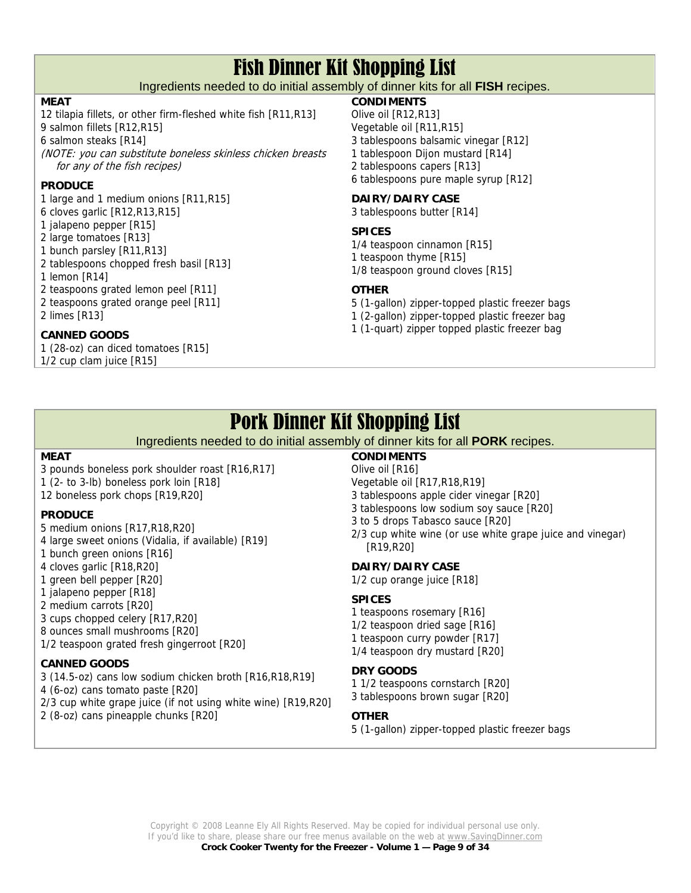# Fish Dinner Kit Shopping List

Ingredients needed to do initial assembly of dinner kits for all **FISH** recipes.

**MEAT**

12 tilapia fillets, or other firm-fleshed white fish [R11,R13]
9 salmon fillets [R12,R15]
6 salmon steaks [R14]
*(NOTE: you can substitute boneless skinless chicken breasts for any of the fish recipes)*

**PRODUCE**

1 large and 1 medium onions [R11,R15]
6 cloves garlic [R12,R13,R15]
1 jalapeno pepper [R15]
2 large tomatoes [R13]
1 bunch parsley [R11,R13]
2 tablespoons chopped fresh basil [R13]
1 lemon [R14]
2 teaspoons grated lemon peel [R11]
2 teaspoons grated orange peel [R11]
2 limes [R13]

**CANNED GOODS**

1 (28-oz) can diced tomatoes [R15]
1/2 cup clam juice [R15]

**CONDIMENTS**

Olive oil [R12,R13]
Vegetable oil [R11,R15]
3 tablespoons balsamic vinegar [R12]
1 tablespoon Dijon mustard [R14]
2 tablespoons capers [R13]
6 tablespoons pure maple syrup [R12]

**DAIRY/DAIRY CASE**

3 tablespoons butter [R14]

**SPICES**

1/4 teaspoon cinnamon [R15]
1 teaspoon thyme [R15]
1/8 teaspoon ground cloves [R15]

**OTHER**

5 (1-gallon) zipper-topped plastic freezer bags
1 (2-gallon) zipper-topped plastic freezer bag
1 (1-quart) zipper topped plastic freezer bag

# Pork Dinner Kit Shopping List

Ingredients needed to do initial assembly of dinner kits for all **PORK** recipes.

**MEAT**

3 pounds boneless pork shoulder roast [R16,R17]
1 (2- to 3-lb) boneless pork loin [R18]
12 boneless pork chops [R19,R20]

**PRODUCE**

5 medium onions [R17,R18,R20]
4 large sweet onions (Vidalia, if available) [R19]
1 bunch green onions [R16]
4 cloves garlic [R18,R20]
1 green bell pepper [R20]
1 jalapeno pepper [R18]
2 medium carrots [R20]
3 cups chopped celery [R17,R20]
8 ounces small mushrooms [R20]
1/2 teaspoon grated fresh gingerroot [R20]

**CANNED GOODS**

3 (14.5-oz) cans low sodium chicken broth [R16,R18,R19]
4 (6-oz) cans tomato paste [R20]
2/3 cup white grape juice (if not using white wine) [R19,R20]
2 (8-oz) cans pineapple chunks [R20]

**CONDIMENTS**

Olive oil [R16]
Vegetable oil [R17,R18,R19]
3 tablespoons apple cider vinegar [R20]
3 tablespoons low sodium soy sauce [R20]
3 to 5 drops Tabasco sauce [R20]
2/3 cup white wine (or use white grape juice and vinegar) [R19,R20]

**DAIRY/DAIRY CASE**

1/2 cup orange juice [R18]

**SPICES**

1 teaspoons rosemary [R16]
1/2 teaspoon dried sage [R16]
1 teaspoon curry powder [R17]
1/4 teaspoon dry mustard [R20]

**DRY GOODS**

1 1/2 teaspoons cornstarch [R20]
3 tablespoons brown sugar [R20]

**OTHER**

5 (1-gallon) zipper-topped plastic freezer bags

Copyright © 2008 Leanne Ely All Rights Reserved. May be copied for individual personal use only.
If you'd like to share, please share our free menus available on the web at www.SavingDinner.com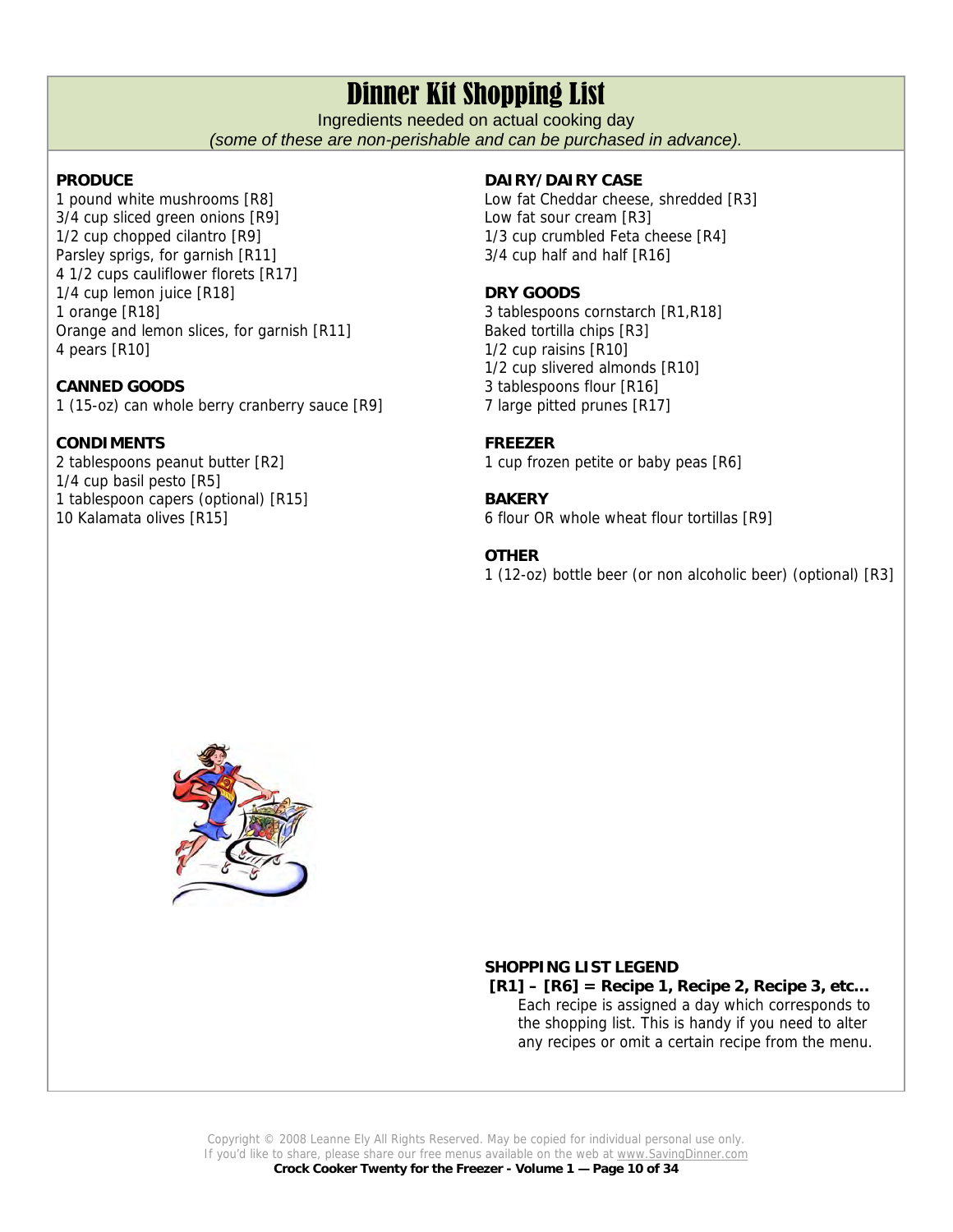# Dinner Kit Shopping List

Ingredients needed on actual cooking day

*(some of these are non-perishable and can be purchased in advance).*

**PRODUCE**

1 pound white mushrooms [R8]
3/4 cup sliced green onions [R9]
1/2 cup chopped cilantro [R9]
Parsley sprigs, for garnish [R11]
4 1/2 cups cauliflower florets [R17]
1/4 cup lemon juice [R18]
1 orange [R18]
Orange and lemon slices, for garnish [R11]
4 pears [R10]

**CANNED GOODS**

1 (15-oz) can whole berry cranberry sauce [R9]

**CONDIMENTS**

2 tablespoons peanut butter [R2]
1/4 cup basil pesto [R5]
1 tablespoon capers (optional) [R15]
10 Kalamata olives [R15]

**DAIRY/DAIRY CASE**

Low fat Cheddar cheese, shredded [R3]
Low fat sour cream [R3]
1/3 cup crumbled Feta cheese [R4]
3/4 cup half and half [R16]

**DRY GOODS**

3 tablespoons cornstarch [R1,R18]
Baked tortilla chips [R3]
1/2 cup raisins [R10]
1/2 cup slivered almonds [R10]
3 tablespoons flour [R16]
7 large pitted prunes [R17]

**FREEZER**

1 cup frozen petite or baby peas [R6]

**BAKERY**

6 flour OR whole wheat flour tortillas [R9]

**OTHER**

1 (12-oz) bottle beer (or non alcoholic beer) (optional) [R3]

**SHOPPING LIST LEGEND**

**[R1] – [R6] = Recipe 1, Recipe 2, Recipe 3, etc…**

Each recipe is assigned a day which corresponds to the shopping list. This is handy if you need to alter any recipes or omit a certain recipe from the menu.

Copyright © 2008 Leanne Ely All Rights Reserved. May be copied for individual personal use only.
If you'd like to share, please share our free menus available on the web at www.SavingDinner.com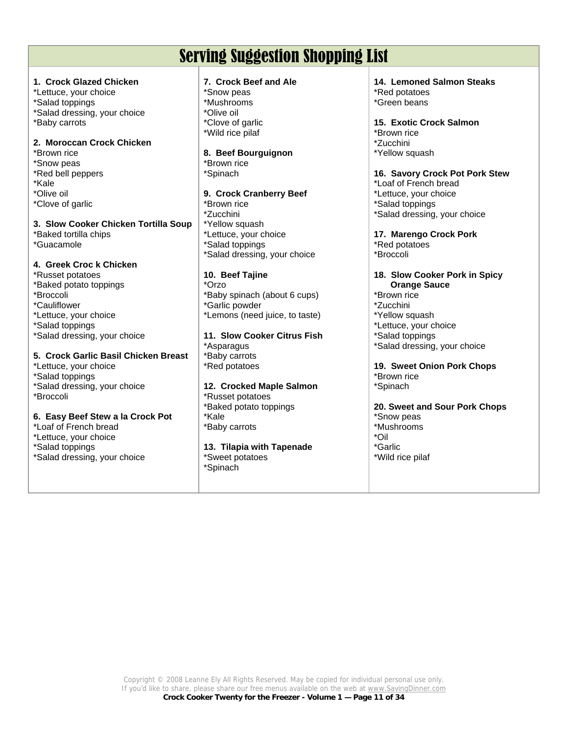# Serving Suggestion Shopping List

**1. Crock Glazed Chicken**
*Lettuce, your choice
*Salad toppings
*Salad dressing, your choice
*Baby carrots

**2. Moroccan Crock Chicken**
*Brown rice
*Snow peas
*Red bell peppers
*Kale
*Olive oil
*Clove of garlic

**3. Slow Cooker Chicken Tortilla Soup**
*Baked tortilla chips
*Guacamole

**4. Greek Croc k Chicken**
*Russet potatoes
*Baked potato toppings
*Broccoli
*Cauliflower
*Lettuce, your choice
*Salad toppings
*Salad dressing, your choice

**5. Crock Garlic Basil Chicken Breast**
*Lettuce, your choice
*Salad toppings
*Salad dressing, your choice
*Broccoli

**6. Easy Beef Stew a la Crock Pot**
*Loaf of French bread
*Lettuce, your choice
*Salad toppings
*Salad dressing, your choice

**7. Crock Beef and Ale**
*Snow peas
*Mushrooms
*Olive oil
*Clove of garlic
*Wild rice pilaf

**8. Beef Bourguignon**
*Brown rice
*Spinach

**9. Crock Cranberry Beef**
*Brown rice
*Zucchini
*Yellow squash
*Lettuce, your choice
*Salad toppings
*Salad dressing, your choice

**10. Beef Tajine**
*Orzo
*Baby spinach (about 6 cups)
*Garlic powder
*Lemons (need juice, to taste)

**11. Slow Cooker Citrus Fish**
*Asparagus
*Baby carrots
*Red potatoes

**12. Crocked Maple Salmon**
*Russet potatoes
*Baked potato toppings
*Kale
*Baby carrots

**13. Tilapia with Tapenade**
*Sweet potatoes
*Spinach

**14. Lemoned Salmon Steaks**
*Red potatoes
*Green beans

**15. Exotic Crock Salmon**
*Brown rice
*Zucchini
*Yellow squash

**16. Savory Crock Pot Pork Stew**
*Loaf of French bread
*Lettuce, your choice
*Salad toppings
*Salad dressing, your choice

**17. Marengo Crock Pork**
*Red potatoes
*Broccoli

**18. Slow Cooker Pork in Spicy Orange Sauce**
*Brown rice
*Zucchini
*Yellow squash
*Lettuce, your choice
*Salad toppings
*Salad dressing, your choice

**19. Sweet Onion Pork Chops**
*Brown rice
*Spinach

**20. Sweet and Sour Pork Chops**
*Snow peas
*Mushrooms
*Oil
*Garlic
*Wild rice pilaf

Copyright © 2008 Leanne Ely All Rights Reserved. May be copied for individual personal use only.
If you'd like to share, please share our free menus available on the web at www.SavingDinner.com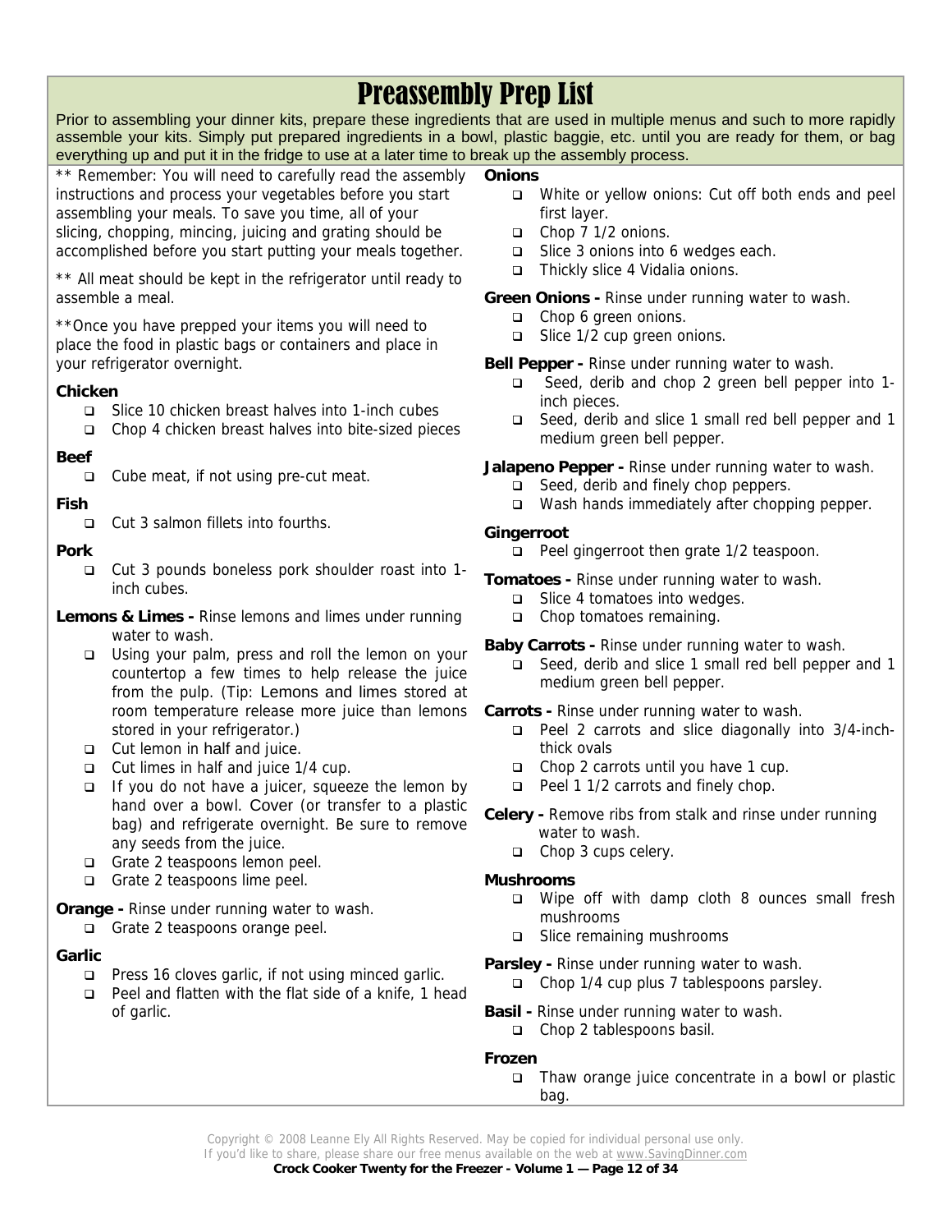# Preassembly Prep List

Prior to assembling your dinner kits, prepare these ingredients that are used in multiple menus and such to more rapidly assemble your kits. Simply put prepared ingredients in a bowl, plastic baggie, etc. until you are ready for them, or bag everything up and put it in the fridge to use at a later time to break up the assembly process.

** Remember: You will need to carefully read the assembly instructions and process your vegetables before you start assembling your meals. To save you time, all of your slicing, chopping, mincing, juicing and grating should be accomplished before you start putting your meals together.

** All meat should be kept in the refrigerator until ready to assemble a meal.

**Once you have prepped your items you will need to place the food in plastic bags or containers and place in your refrigerator overnight.

**Chicken**

- Slice 10 chicken breast halves into 1-inch cubes
- Chop 4 chicken breast halves into bite-sized pieces

**Beef**

- Cube meat, if not using pre-cut meat.

**Fish**

- Cut 3 salmon fillets into fourths.

**Pork**

- Cut 3 pounds boneless pork shoulder roast into 1-inch cubes.

**Lemons & Limes -** Rinse lemons and limes under running water to wash.

- Using your palm, press and roll the lemon on your countertop a few times to help release the juice from the pulp. (Tip: Lemons and limes stored at room temperature release more juice than lemons stored in your refrigerator.)
- Cut lemon in half and juice.
- Cut limes in half and juice 1/4 cup.
- If you do not have a juicer, squeeze the lemon by hand over a bowl. Cover (or transfer to a plastic bag) and refrigerate overnight. Be sure to remove any seeds from the juice.
- Grate 2 teaspoons lemon peel.
- Grate 2 teaspoons lime peel.

**Orange -** Rinse under running water to wash.

- Grate 2 teaspoons orange peel.

**Garlic**

- Press 16 cloves garlic, if not using minced garlic.
- Peel and flatten with the flat side of a knife, 1 head of garlic.

**Onions**

- White or yellow onions: Cut off both ends and peel first layer.
- Chop 7 1/2 onions.
- Slice 3 onions into 6 wedges each.
- Thickly slice 4 Vidalia onions.

**Green Onions -** Rinse under running water to wash.

- Chop 6 green onions.
- Slice 1/2 cup green onions.

**Bell Pepper -** Rinse under running water to wash.

- Seed, derib and chop 2 green bell pepper into 1-inch pieces.
- Seed, derib and slice 1 small red bell pepper and 1 medium green bell pepper.

**Jalapeno Pepper -** Rinse under running water to wash.

- Seed, derib and finely chop peppers.
- Wash hands immediately after chopping pepper.

**Gingerroot**

- Peel gingerroot then grate 1/2 teaspoon.

**Tomatoes -** Rinse under running water to wash.

- Slice 4 tomatoes into wedges.
- Chop tomatoes remaining.

**Baby Carrots -** Rinse under running water to wash.

- Seed, derib and slice 1 small red bell pepper and 1 medium green bell pepper.

**Carrots -** Rinse under running water to wash.

- Peel 2 carrots and slice diagonally into 3/4-inch-thick ovals
- Chop 2 carrots until you have 1 cup.
- Peel 1 1/2 carrots and finely chop.

**Celery -** Remove ribs from stalk and rinse under running water to wash.

- Chop 3 cups celery.

**Mushrooms**

- Wipe off with damp cloth 8 ounces small fresh mushrooms
- Slice remaining mushrooms

**Parsley -** Rinse under running water to wash.

- Chop 1/4 cup plus 7 tablespoons parsley.

**Basil -** Rinse under running water to wash.

- Chop 2 tablespoons basil.

**Frozen**

- Thaw orange juice concentrate in a bowl or plastic bag.

Copyright © 2008 Leanne Ely All Rights Reserved. May be copied for individual personal use only.
If you'd like to share, please share our free menus available on the web at www.SavingDinner.com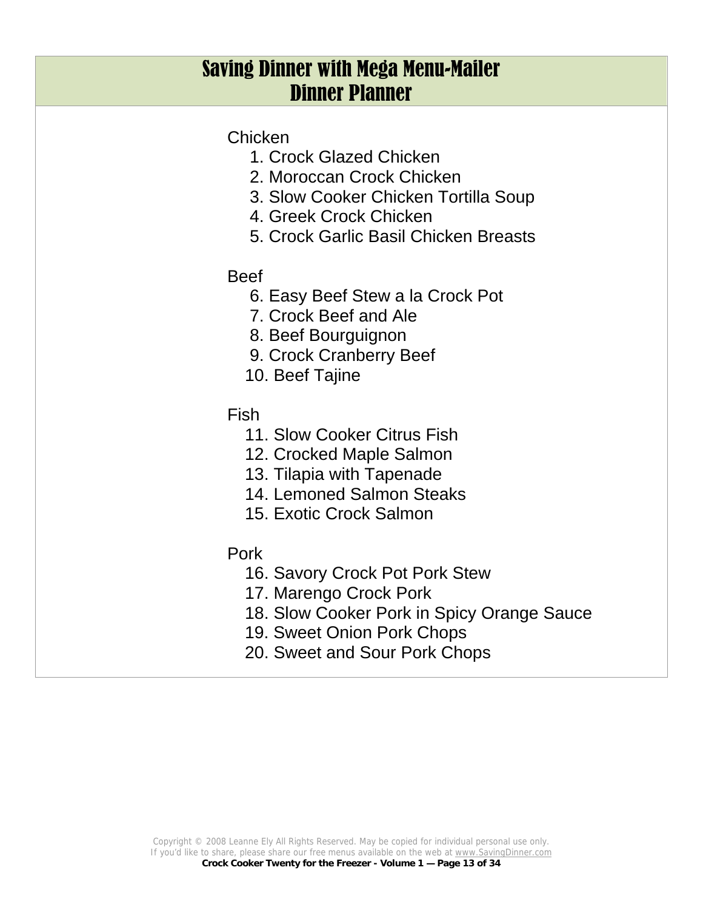# Saving Dinner with Mega Menu-Mailer
# Dinner Planner

Chicken

1. Crock Glazed Chicken
2. Moroccan Crock Chicken
3. Slow Cooker Chicken Tortilla Soup
4. Greek Crock Chicken
5. Crock Garlic Basil Chicken Breasts

Beef

6. Easy Beef Stew a la Crock Pot
7. Crock Beef and Ale
8. Beef Bourguignon
9. Crock Cranberry Beef
10. Beef Tajine

Fish

11. Slow Cooker Citrus Fish
12. Crocked Maple Salmon
13. Tilapia with Tapenade
14. Lemoned Salmon Steaks
15. Exotic Crock Salmon

Pork

16. Savory Crock Pot Pork Stew
17. Marengo Crock Pork
18. Slow Cooker Pork in Spicy Orange Sauce
19. Sweet Onion Pork Chops
20. Sweet and Sour Pork Chops

Copyright © 2008 Leanne Ely All Rights Reserved. May be copied for individual personal use only.
If you'd like to share, please share our free menus available on the web at www.SavingDinner.com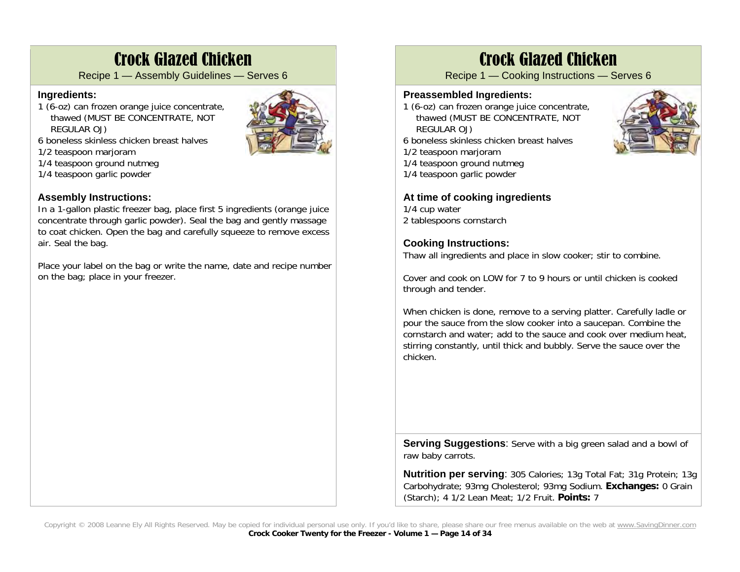# Crock Glazed Chicken

Recipe 1 — Assembly Guidelines — Serves 6

### Ingredients:

1 (6-oz) can frozen orange juice concentrate, thawed (MUST BE CONCENTRATE, NOT REGULAR OJ)
6 boneless skinless chicken breast halves
1/2 teaspoon marjoram
1/4 teaspoon ground nutmeg
1/4 teaspoon garlic powder

### Assembly Instructions:

In a 1-gallon plastic freezer bag, place first 5 ingredients (orange juice concentrate through garlic powder). Seal the bag and gently massage to coat chicken. Open the bag and carefully squeeze to remove excess air. Seal the bag.

Place your label on the bag or write the name, date and recipe number on the bag; place in your freezer.

# Crock Glazed Chicken

Recipe 1 — Cooking Instructions — Serves 6

### Preassembled Ingredients:

1 (6-oz) can frozen orange juice concentrate, thawed (MUST BE CONCENTRATE, NOT REGULAR OJ)
6 boneless skinless chicken breast halves
1/2 teaspoon marjoram
1/4 teaspoon ground nutmeg
1/4 teaspoon garlic powder

### At time of cooking ingredients

1/4 cup water
2 tablespoons cornstarch

### Cooking Instructions:

Thaw all ingredients and place in slow cooker; stir to combine.

Cover and cook on LOW for 7 to 9 hours or until chicken is cooked through and tender.

When chicken is done, remove to a serving platter. Carefully ladle or pour the sauce from the slow cooker into a saucepan. Combine the cornstarch and water; add to the sauce and cook over medium heat, stirring constantly, until thick and bubbly. Serve the sauce over the chicken.

**Serving Suggestions**: Serve with a big green salad and a bowl of raw baby carrots.

**Nutrition per serving**: 305 Calories; 13g Total Fat; 31g Protein; 13g Carbohydrate; 93mg Cholesterol; 93mg Sodium. **Exchanges:** 0 Grain (Starch); 4 1/2 Lean Meat; 1/2 Fruit. **Points:** 7

Copyright © 2008 Leanne Ely All Rights Reserved. May be copied for individual personal use only. If you'd like to share, please share our free menus available on the web at www.SavingDinner.com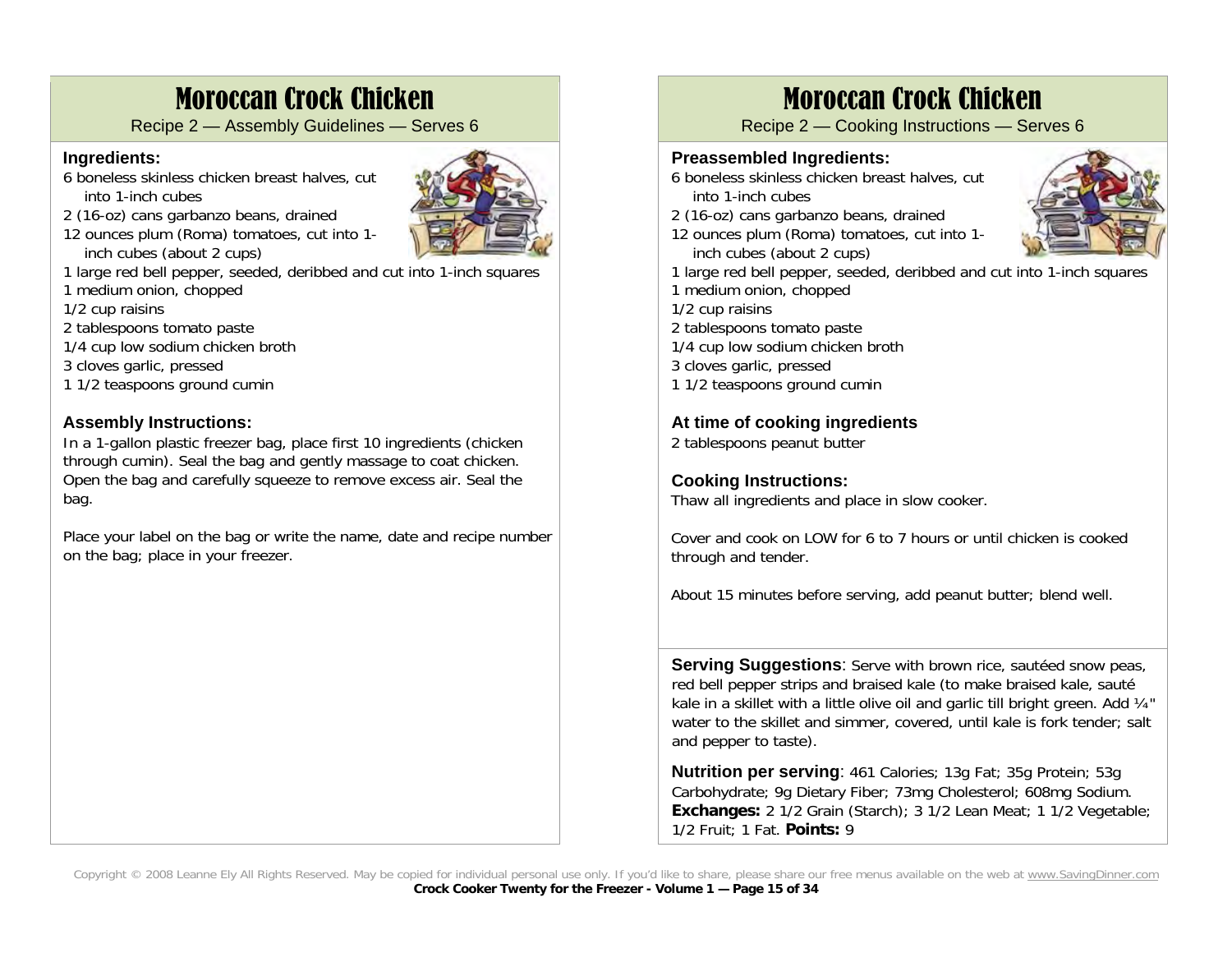# Moroccan Crock Chicken

Recipe 2 — Assembly Guidelines — Serves 6

### Ingredients:

6 boneless skinless chicken breast halves, cut into 1-inch cubes
2 (16-oz) cans garbanzo beans, drained
12 ounces plum (Roma) tomatoes, cut into 1-inch cubes (about 2 cups)
1 large red bell pepper, seeded, deribbed and cut into 1-inch squares
1 medium onion, chopped
1/2 cup raisins
2 tablespoons tomato paste
1/4 cup low sodium chicken broth
3 cloves garlic, pressed
1 1/2 teaspoons ground cumin

### Assembly Instructions:

In a 1-gallon plastic freezer bag, place first 10 ingredients (chicken through cumin). Seal the bag and gently massage to coat chicken. Open the bag and carefully squeeze to remove excess air. Seal the bag.

Place your label on the bag or write the name, date and recipe number on the bag; place in your freezer.

# Moroccan Crock Chicken

Recipe 2 — Cooking Instructions — Serves 6

### Preassembled Ingredients:

6 boneless skinless chicken breast halves, cut into 1-inch cubes
2 (16-oz) cans garbanzo beans, drained
12 ounces plum (Roma) tomatoes, cut into 1-inch cubes (about 2 cups)
1 large red bell pepper, seeded, deribbed and cut into 1-inch squares
1 medium onion, chopped
1/2 cup raisins
2 tablespoons tomato paste
1/4 cup low sodium chicken broth
3 cloves garlic, pressed
1 1/2 teaspoons ground cumin

### At time of cooking ingredients

2 tablespoons peanut butter

### Cooking Instructions:

Thaw all ingredients and place in slow cooker.

Cover and cook on LOW for 6 to 7 hours or until chicken is cooked through and tender.

About 15 minutes before serving, add peanut butter; blend well.

**Serving Suggestions**: Serve with brown rice, sautéed snow peas, red bell pepper strips and braised kale (to make braised kale, sauté kale in a skillet with a little olive oil and garlic till bright green. Add ¼" water to the skillet and simmer, covered, until kale is fork tender; salt and pepper to taste).

**Nutrition per serving**: 461 Calories; 13g Fat; 35g Protein; 53g Carbohydrate; 9g Dietary Fiber; 73mg Cholesterol; 608mg Sodium. **Exchanges:** 2 1/2 Grain (Starch); 3 1/2 Lean Meat; 1 1/2 Vegetable; 1/2 Fruit; 1 Fat. **Points:** 9

Copyright © 2008 Leanne Ely All Rights Reserved. May be copied for individual personal use only. If you'd like to share, please share our free menus available on the web at www.SavingDinner.com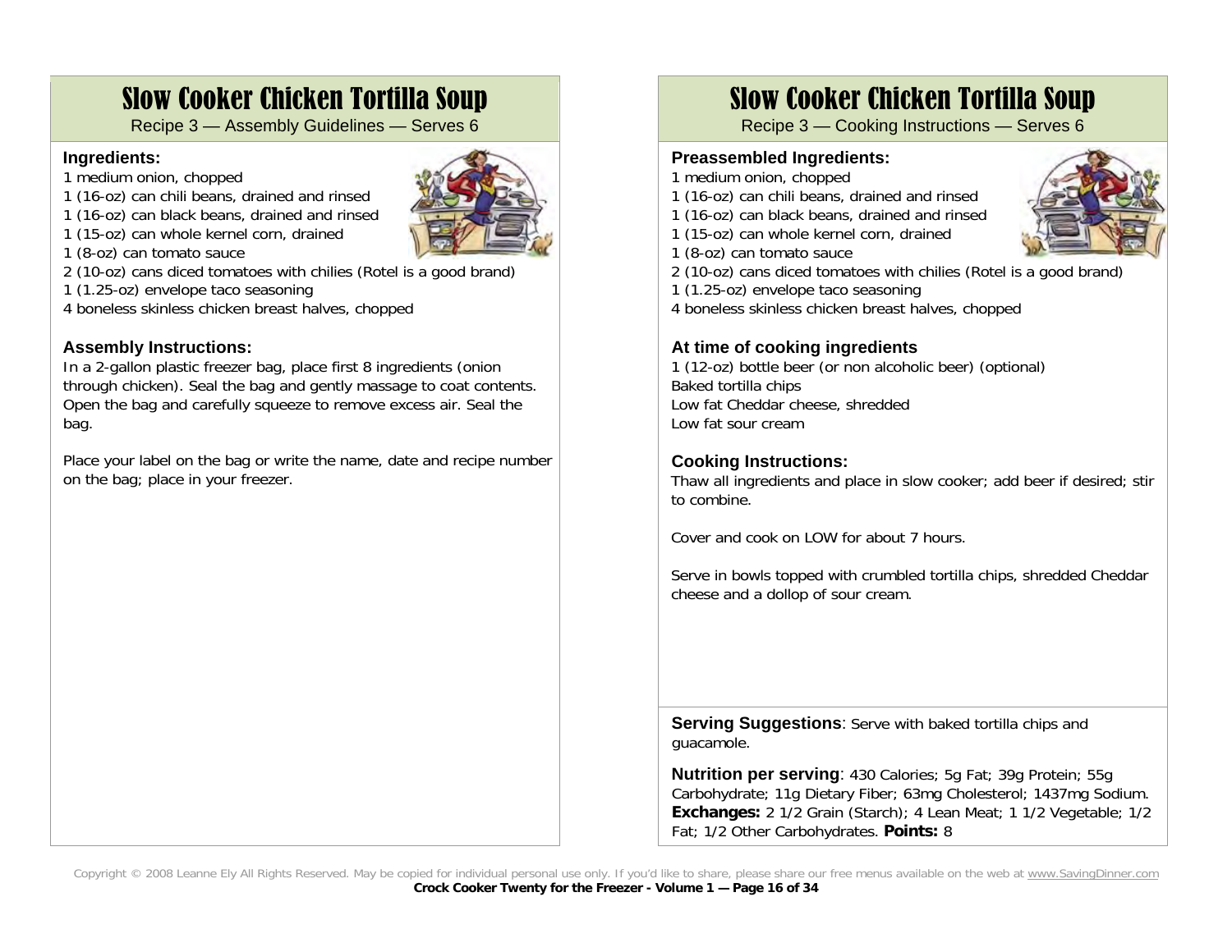# Slow Cooker Chicken Tortilla Soup

Recipe 3 — Assembly Guidelines — Serves 6

### Ingredients:

1 medium onion, chopped
1 (16-oz) can chili beans, drained and rinsed
1 (16-oz) can black beans, drained and rinsed
1 (15-oz) can whole kernel corn, drained
1 (8-oz) can tomato sauce
2 (10-oz) cans diced tomatoes with chilies (Rotel is a good brand)
1 (1.25-oz) envelope taco seasoning
4 boneless skinless chicken breast halves, chopped

### Assembly Instructions:

In a 2-gallon plastic freezer bag, place first 8 ingredients (onion through chicken). Seal the bag and gently massage to coat contents. Open the bag and carefully squeeze to remove excess air. Seal the bag.

Place your label on the bag or write the name, date and recipe number on the bag; place in your freezer.

# Slow Cooker Chicken Tortilla Soup

Recipe 3 — Cooking Instructions — Serves 6

### Preassembled Ingredients:

1 medium onion, chopped
1 (16-oz) can chili beans, drained and rinsed
1 (16-oz) can black beans, drained and rinsed
1 (15-oz) can whole kernel corn, drained
1 (8-oz) can tomato sauce
2 (10-oz) cans diced tomatoes with chilies (Rotel is a good brand)
1 (1.25-oz) envelope taco seasoning
4 boneless skinless chicken breast halves, chopped

### At time of cooking ingredients

1 (12-oz) bottle beer (or non alcoholic beer) (optional)
Baked tortilla chips
Low fat Cheddar cheese, shredded
Low fat sour cream

### Cooking Instructions:

Thaw all ingredients and place in slow cooker; add beer if desired; stir to combine.

Cover and cook on LOW for about 7 hours.

Serve in bowls topped with crumbled tortilla chips, shredded Cheddar cheese and a dollop of sour cream.

**Serving Suggestions**: Serve with baked tortilla chips and guacamole.

**Nutrition per serving**: 430 Calories; 5g Fat; 39g Protein; 55g Carbohydrate; 11g Dietary Fiber; 63mg Cholesterol; 1437mg Sodium. **Exchanges:** 2 1/2 Grain (Starch); 4 Lean Meat; 1 1/2 Vegetable; 1/2 Fat; 1/2 Other Carbohydrates. **Points:** 8

Copyright © 2008 Leanne Ely All Rights Reserved. May be copied for individual personal use only. If you'd like to share, please share our free menus available on the web at www.SavingDinner.com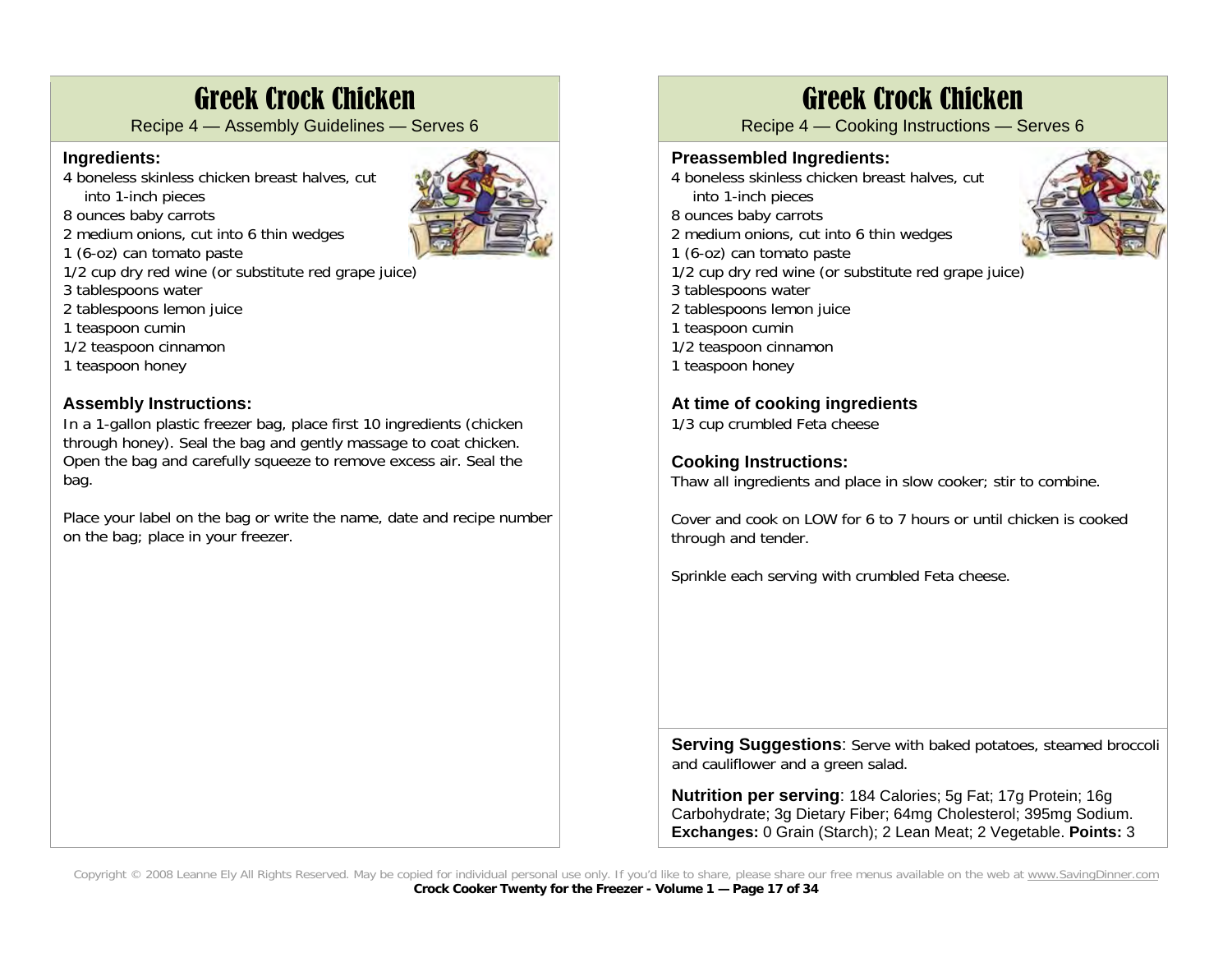# Greek Crock Chicken

Recipe 4 — Assembly Guidelines — Serves 6

### Ingredients:

4 boneless skinless chicken breast halves, cut into 1-inch pieces
8 ounces baby carrots
2 medium onions, cut into 6 thin wedges
1 (6-oz) can tomato paste
1/2 cup dry red wine (or substitute red grape juice)
3 tablespoons water
2 tablespoons lemon juice
1 teaspoon cumin
1/2 teaspoon cinnamon
1 teaspoon honey

### Assembly Instructions:

In a 1-gallon plastic freezer bag, place first 10 ingredients (chicken through honey). Seal the bag and gently massage to coat chicken. Open the bag and carefully squeeze to remove excess air. Seal the bag.

Place your label on the bag or write the name, date and recipe number on the bag; place in your freezer.

# Greek Crock Chicken

Recipe 4 — Cooking Instructions — Serves 6

### Preassembled Ingredients:

4 boneless skinless chicken breast halves, cut into 1-inch pieces
8 ounces baby carrots
2 medium onions, cut into 6 thin wedges
1 (6-oz) can tomato paste
1/2 cup dry red wine (or substitute red grape juice)
3 tablespoons water
2 tablespoons lemon juice
1 teaspoon cumin
1/2 teaspoon cinnamon
1 teaspoon honey

### At time of cooking ingredients

1/3 cup crumbled Feta cheese

### Cooking Instructions:

Thaw all ingredients and place in slow cooker; stir to combine.

Cover and cook on LOW for 6 to 7 hours or until chicken is cooked through and tender.

Sprinkle each serving with crumbled Feta cheese.

**Serving Suggestions**: Serve with baked potatoes, steamed broccoli and cauliflower and a green salad.

**Nutrition per serving**: 184 Calories; 5g Fat; 17g Protein; 16g Carbohydrate; 3g Dietary Fiber; 64mg Cholesterol; 395mg Sodium. **Exchanges:** 0 Grain (Starch); 2 Lean Meat; 2 Vegetable. **Points:** 3

Copyright © 2008 Leanne Ely All Rights Reserved. May be copied for individual personal use only. If you'd like to share, please share our free menus available on the web at www.SavingDinner.com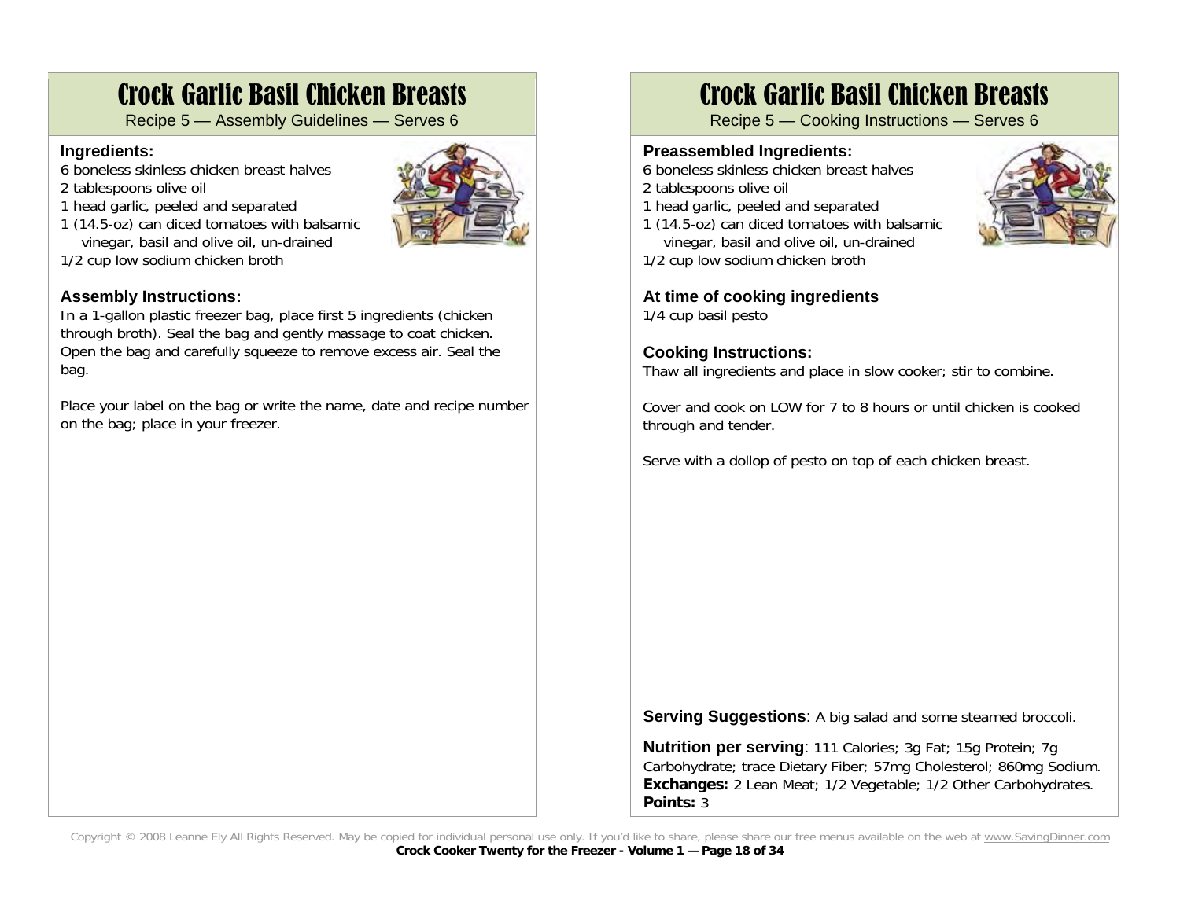# Crock Garlic Basil Chicken Breasts

Recipe 5 — Assembly Guidelines — Serves 6

### Ingredients:

6 boneless skinless chicken breast halves
2 tablespoons olive oil
1 head garlic, peeled and separated
1 (14.5-oz) can diced tomatoes with balsamic vinegar, basil and olive oil, un-drained
1/2 cup low sodium chicken broth

### Assembly Instructions:

In a 1-gallon plastic freezer bag, place first 5 ingredients (chicken through broth). Seal the bag and gently massage to coat chicken. Open the bag and carefully squeeze to remove excess air. Seal the bag.

Place your label on the bag or write the name, date and recipe number on the bag; place in your freezer.

# Crock Garlic Basil Chicken Breasts

Recipe 5 — Cooking Instructions — Serves 6

### Preassembled Ingredients:

6 boneless skinless chicken breast halves
2 tablespoons olive oil
1 head garlic, peeled and separated
1 (14.5-oz) can diced tomatoes with balsamic vinegar, basil and olive oil, un-drained
1/2 cup low sodium chicken broth

### At time of cooking ingredients

1/4 cup basil pesto

### Cooking Instructions:

Thaw all ingredients and place in slow cooker; stir to combine.

Cover and cook on LOW for 7 to 8 hours or until chicken is cooked through and tender.

Serve with a dollop of pesto on top of each chicken breast.

**Serving Suggestions**: A big salad and some steamed broccoli.

**Nutrition per serving**: 111 Calories; 3g Fat; 15g Protein; 7g Carbohydrate; trace Dietary Fiber; 57mg Cholesterol; 860mg Sodium. **Exchanges:** 2 Lean Meat; 1/2 Vegetable; 1/2 Other Carbohydrates. **Points:** 3

Copyright © 2008 Leanne Ely All Rights Reserved. May be copied for individual personal use only. If you'd like to share, please share our free menus available on the web at www.SavingDinner.com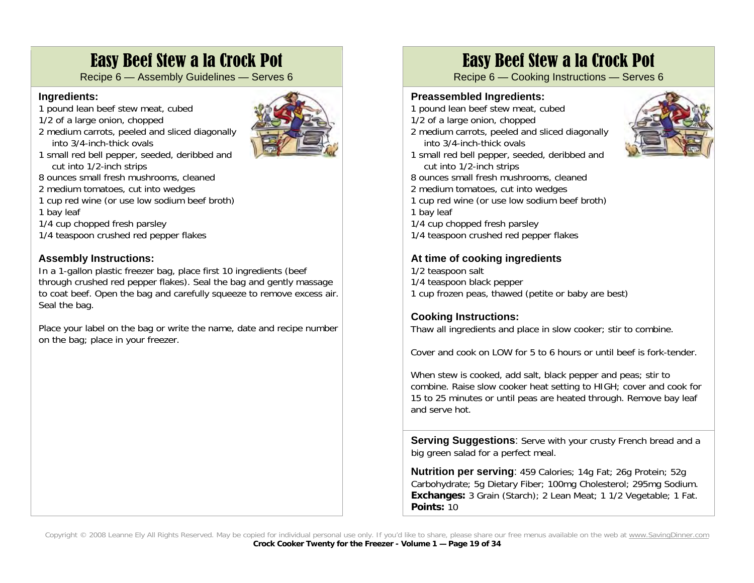# Easy Beef Stew a la Crock Pot

Recipe 6 — Assembly Guidelines — Serves 6

### Ingredients:

1 pound lean beef stew meat, cubed
1/2 of a large onion, chopped
2 medium carrots, peeled and sliced diagonally into 3/4-inch-thick ovals
1 small red bell pepper, seeded, deribbed and cut into 1/2-inch strips
8 ounces small fresh mushrooms, cleaned
2 medium tomatoes, cut into wedges
1 cup red wine (or use low sodium beef broth)
1 bay leaf
1/4 cup chopped fresh parsley
1/4 teaspoon crushed red pepper flakes

### Assembly Instructions:

In a 1-gallon plastic freezer bag, place first 10 ingredients (beef through crushed red pepper flakes). Seal the bag and gently massage to coat beef. Open the bag and carefully squeeze to remove excess air. Seal the bag.

Place your label on the bag or write the name, date and recipe number on the bag; place in your freezer.

# Easy Beef Stew a la Crock Pot

Recipe 6 — Cooking Instructions — Serves 6

### Preassembled Ingredients:

1 pound lean beef stew meat, cubed
1/2 of a large onion, chopped
2 medium carrots, peeled and sliced diagonally into 3/4-inch-thick ovals
1 small red bell pepper, seeded, deribbed and cut into 1/2-inch strips
8 ounces small fresh mushrooms, cleaned
2 medium tomatoes, cut into wedges
1 cup red wine (or use low sodium beef broth)
1 bay leaf
1/4 cup chopped fresh parsley
1/4 teaspoon crushed red pepper flakes

### At time of cooking ingredients

1/2 teaspoon salt
1/4 teaspoon black pepper
1 cup frozen peas, thawed (petite or baby are best)

### Cooking Instructions:

Thaw all ingredients and place in slow cooker; stir to combine.

Cover and cook on LOW for 5 to 6 hours or until beef is fork-tender.

When stew is cooked, add salt, black pepper and peas; stir to combine. Raise slow cooker heat setting to HIGH; cover and cook for 15 to 25 minutes or until peas are heated through. Remove bay leaf and serve hot.

**Serving Suggestions**: Serve with your crusty French bread and a big green salad for a perfect meal.

**Nutrition per serving**: 459 Calories; 14g Fat; 26g Protein; 52g Carbohydrate; 5g Dietary Fiber; 100mg Cholesterol; 295mg Sodium. **Exchanges:** 3 Grain (Starch); 2 Lean Meat; 1 1/2 Vegetable; 1 Fat. **Points:** 10

Copyright © 2008 Leanne Ely All Rights Reserved. May be copied for individual personal use only. If you'd like to share, please share our free menus available on the web at www.SavingDinner.com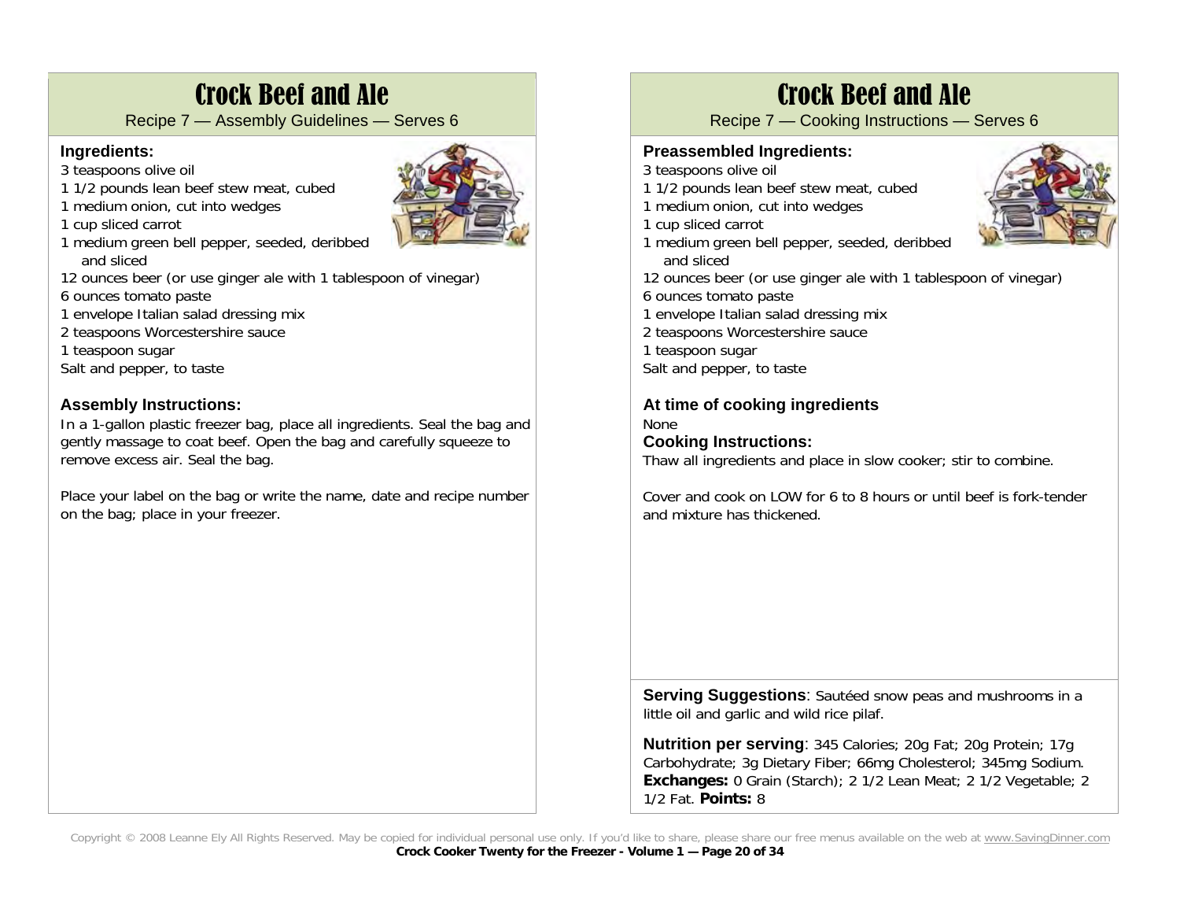# Crock Beef and Ale

Recipe 7 — Assembly Guidelines — Serves 6

### Ingredients:

3 teaspoons olive oil
1 1/2 pounds lean beef stew meat, cubed
1 medium onion, cut into wedges
1 cup sliced carrot
1 medium green bell pepper, seeded, deribbed and sliced
12 ounces beer (or use ginger ale with 1 tablespoon of vinegar)
6 ounces tomato paste
1 envelope Italian salad dressing mix
2 teaspoons Worcestershire sauce
1 teaspoon sugar
Salt and pepper, to taste

### Assembly Instructions:

In a 1-gallon plastic freezer bag, place all ingredients. Seal the bag and gently massage to coat beef. Open the bag and carefully squeeze to remove excess air. Seal the bag.

Place your label on the bag or write the name, date and recipe number on the bag; place in your freezer.

# Crock Beef and Ale

Recipe 7 — Cooking Instructions — Serves 6

### Preassembled Ingredients:

3 teaspoons olive oil
1 1/2 pounds lean beef stew meat, cubed
1 medium onion, cut into wedges
1 cup sliced carrot
1 medium green bell pepper, seeded, deribbed and sliced
12 ounces beer (or use ginger ale with 1 tablespoon of vinegar)
6 ounces tomato paste
1 envelope Italian salad dressing mix
2 teaspoons Worcestershire sauce
1 teaspoon sugar
Salt and pepper, to taste

### At time of cooking ingredients

None

### Cooking Instructions:

Thaw all ingredients and place in slow cooker; stir to combine.

Cover and cook on LOW for 6 to 8 hours or until beef is fork-tender and mixture has thickened.

**Serving Suggestions**: Sautéed snow peas and mushrooms in a little oil and garlic and wild rice pilaf.

**Nutrition per serving**: 345 Calories; 20g Fat; 20g Protein; 17g Carbohydrate; 3g Dietary Fiber; 66mg Cholesterol; 345mg Sodium. **Exchanges:** 0 Grain (Starch); 2 1/2 Lean Meat; 2 1/2 Vegetable; 2 1/2 Fat. **Points:** 8

Copyright © 2008 Leanne Ely All Rights Reserved. May be copied for individual personal use only. If you'd like to share, please share our free menus available on the web at www.SavingDinner.com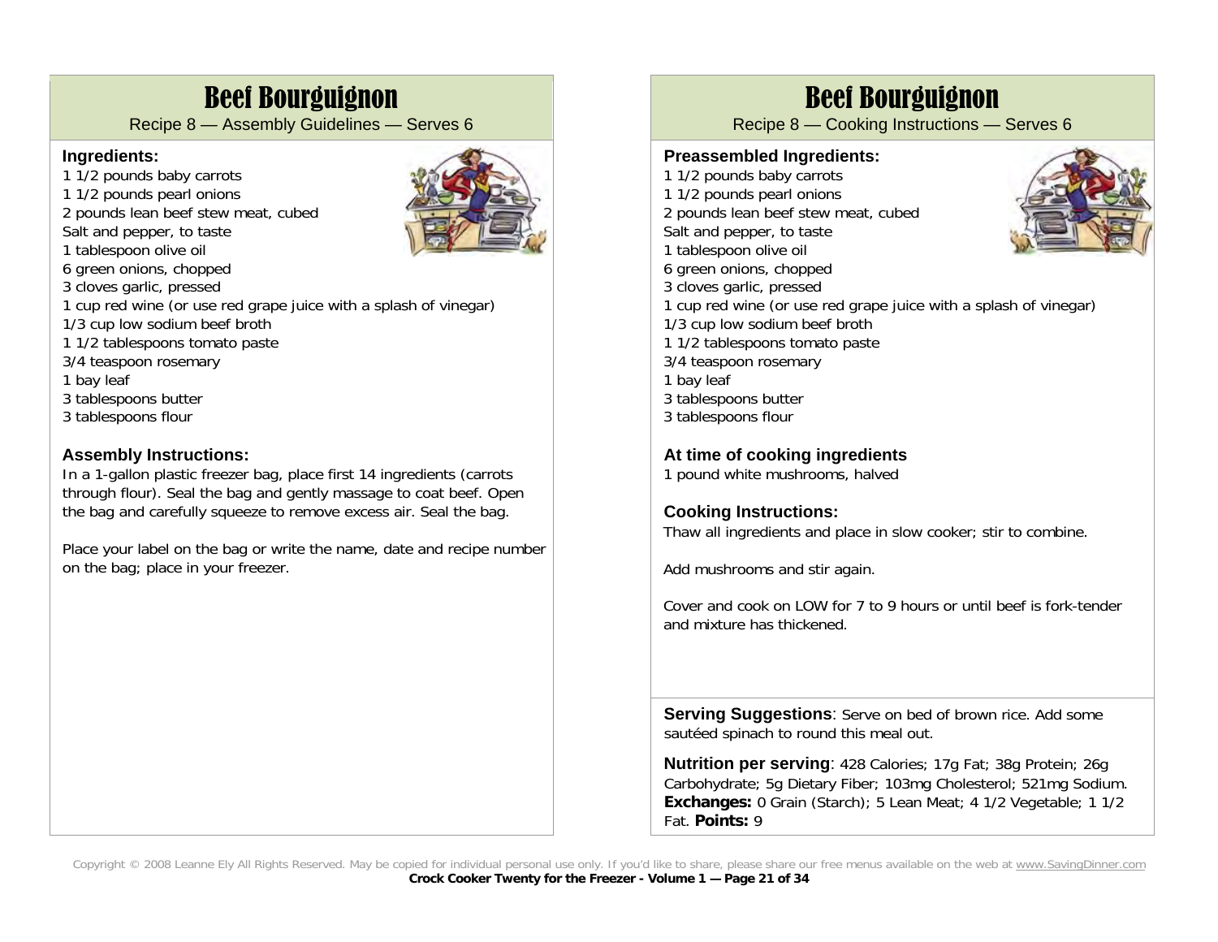# Beef Bourguignon

Recipe 8 — Assembly Guidelines — Serves 6

### Ingredients:

1 1/2 pounds baby carrots
1 1/2 pounds pearl onions
2 pounds lean beef stew meat, cubed
Salt and pepper, to taste
1 tablespoon olive oil
6 green onions, chopped
3 cloves garlic, pressed
1 cup red wine (or use red grape juice with a splash of vinegar)
1/3 cup low sodium beef broth
1 1/2 tablespoons tomato paste
3/4 teaspoon rosemary
1 bay leaf
3 tablespoons butter
3 tablespoons flour

### Assembly Instructions:

In a 1-gallon plastic freezer bag, place first 14 ingredients (carrots through flour). Seal the bag and gently massage to coat beef. Open the bag and carefully squeeze to remove excess air. Seal the bag.

Place your label on the bag or write the name, date and recipe number on the bag; place in your freezer.

# Beef Bourguignon

Recipe 8 — Cooking Instructions — Serves 6

### Preassembled Ingredients:

1 1/2 pounds baby carrots
1 1/2 pounds pearl onions
2 pounds lean beef stew meat, cubed
Salt and pepper, to taste
1 tablespoon olive oil
6 green onions, chopped
3 cloves garlic, pressed
1 cup red wine (or use red grape juice with a splash of vinegar)
1/3 cup low sodium beef broth
1 1/2 tablespoons tomato paste
3/4 teaspoon rosemary
1 bay leaf
3 tablespoons butter
3 tablespoons flour

### At time of cooking ingredients

1 pound white mushrooms, halved

### Cooking Instructions:

Thaw all ingredients and place in slow cooker; stir to combine.

Add mushrooms and stir again.

Cover and cook on LOW for 7 to 9 hours or until beef is fork-tender and mixture has thickened.

**Serving Suggestions**: Serve on bed of brown rice. Add some sautéed spinach to round this meal out.

**Nutrition per serving**: 428 Calories; 17g Fat; 38g Protein; 26g Carbohydrate; 5g Dietary Fiber; 103mg Cholesterol; 521mg Sodium. **Exchanges:** 0 Grain (Starch); 5 Lean Meat; 4 1/2 Vegetable; 1 1/2 Fat. **Points:** 9

Copyright © 2008 Leanne Ely All Rights Reserved. May be copied for individual personal use only. If you'd like to share, please share our free menus available on the web at www.SavingDinner.com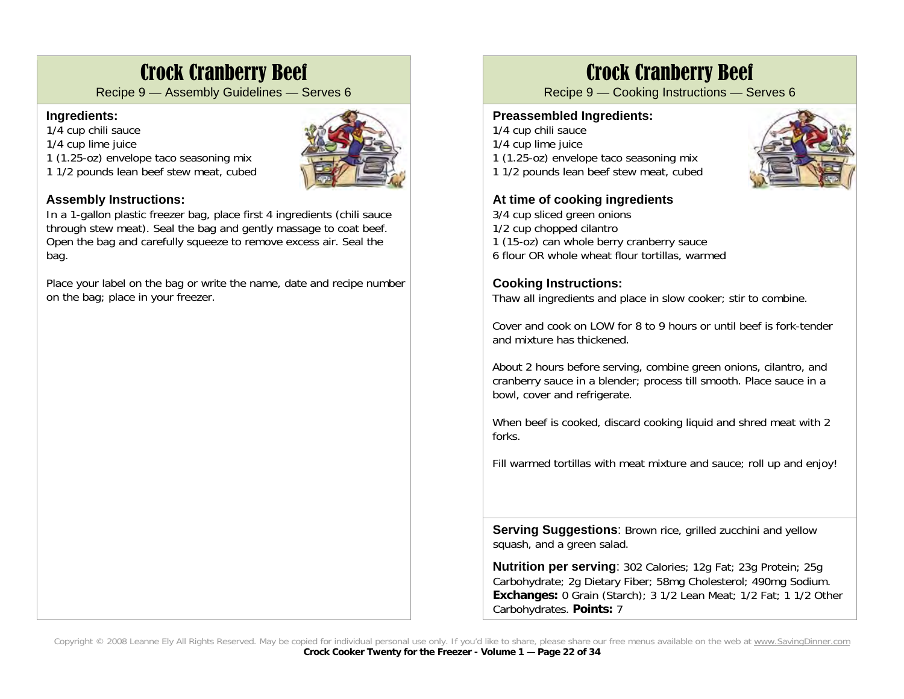# Crock Cranberry Beef

Recipe 9 — Assembly Guidelines — Serves 6

**Ingredients:**

1/4 cup chili sauce
1/4 cup lime juice
1 (1.25-oz) envelope taco seasoning mix
1 1/2 pounds lean beef stew meat, cubed

**Assembly Instructions:**

In a 1-gallon plastic freezer bag, place first 4 ingredients (chili sauce through stew meat). Seal the bag and gently massage to coat beef. Open the bag and carefully squeeze to remove excess air. Seal the bag.

Place your label on the bag or write the name, date and recipe number on the bag; place in your freezer.

# Crock Cranberry Beef

Recipe 9 — Cooking Instructions — Serves 6

**Preassembled Ingredients:**

1/4 cup chili sauce
1/4 cup lime juice
1 (1.25-oz) envelope taco seasoning mix
1 1/2 pounds lean beef stew meat, cubed

**At time of cooking ingredients**

3/4 cup sliced green onions
1/2 cup chopped cilantro
1 (15-oz) can whole berry cranberry sauce
6 flour OR whole wheat flour tortillas, warmed

**Cooking Instructions:**

Thaw all ingredients and place in slow cooker; stir to combine.

Cover and cook on LOW for 8 to 9 hours or until beef is fork-tender and mixture has thickened.

About 2 hours before serving, combine green onions, cilantro, and cranberry sauce in a blender; process till smooth. Place sauce in a bowl, cover and refrigerate.

When beef is cooked, discard cooking liquid and shred meat with 2 forks.

Fill warmed tortillas with meat mixture and sauce; roll up and enjoy!

**Serving Suggestions**: Brown rice, grilled zucchini and yellow squash, and a green salad.

**Nutrition per serving**: 302 Calories; 12g Fat; 23g Protein; 25g Carbohydrate; 2g Dietary Fiber; 58mg Cholesterol; 490mg Sodium. **Exchanges:** 0 Grain (Starch); 3 1/2 Lean Meat; 1/2 Fat; 1 1/2 Other Carbohydrates. **Points:** 7

Copyright © 2008 Leanne Ely All Rights Reserved. May be copied for individual personal use only. If you'd like to share, please share our free menus available on the web at www.SavingDinner.com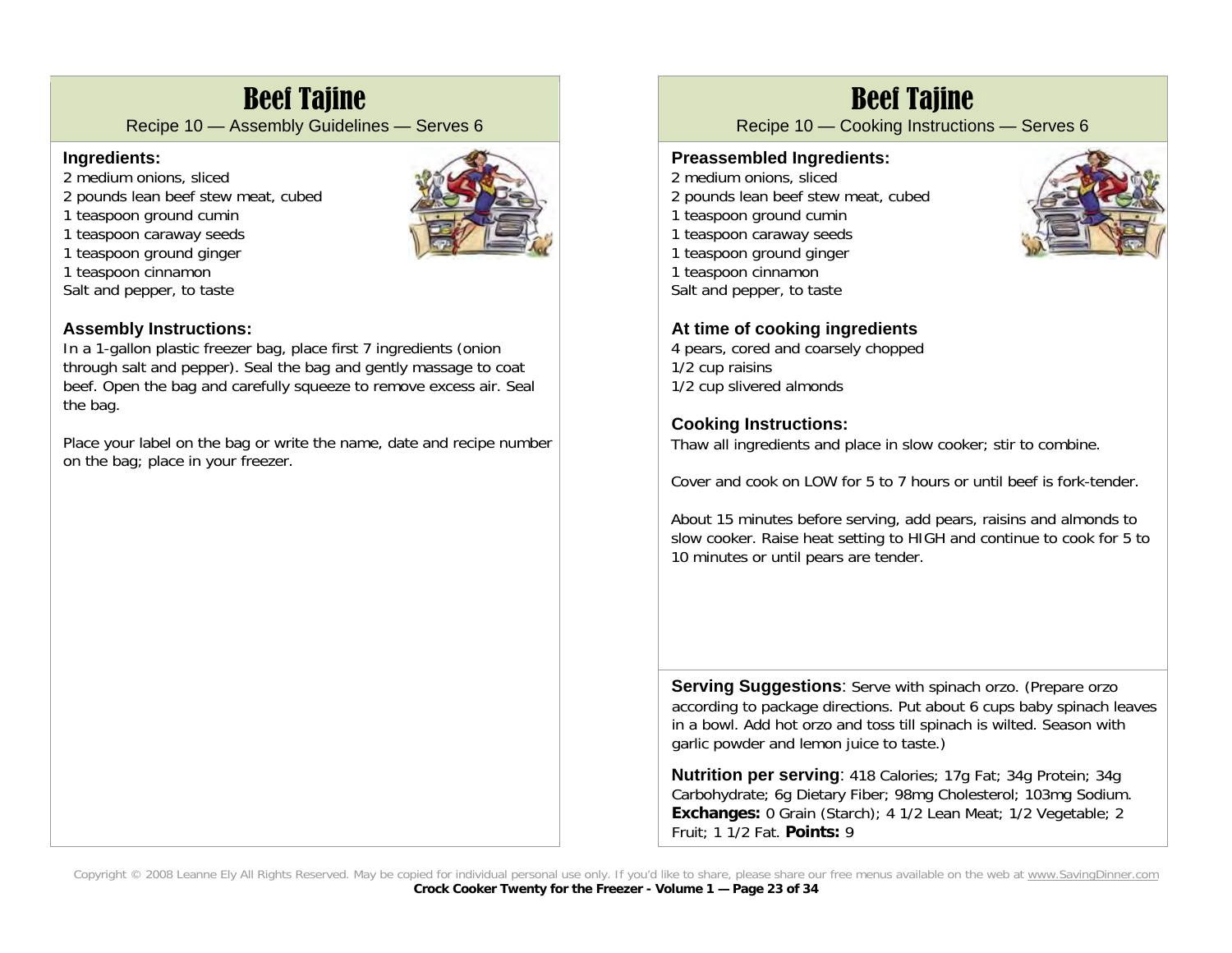# Beef Tajine

Recipe 10 — Assembly Guidelines — Serves 6

### Ingredients:

2 medium onions, sliced
2 pounds lean beef stew meat, cubed
1 teaspoon ground cumin
1 teaspoon caraway seeds
1 teaspoon ground ginger
1 teaspoon cinnamon
Salt and pepper, to taste

### Assembly Instructions:

In a 1-gallon plastic freezer bag, place first 7 ingredients (onion through salt and pepper). Seal the bag and gently massage to coat beef. Open the bag and carefully squeeze to remove excess air. Seal the bag.

Place your label on the bag or write the name, date and recipe number on the bag; place in your freezer.

# Beef Tajine

Recipe 10 — Cooking Instructions — Serves 6

### Preassembled Ingredients:

2 medium onions, sliced
2 pounds lean beef stew meat, cubed
1 teaspoon ground cumin
1 teaspoon caraway seeds
1 teaspoon ground ginger
1 teaspoon cinnamon
Salt and pepper, to taste

### At time of cooking ingredients

4 pears, cored and coarsely chopped
1/2 cup raisins
1/2 cup slivered almonds

### Cooking Instructions:

Thaw all ingredients and place in slow cooker; stir to combine.

Cover and cook on LOW for 5 to 7 hours or until beef is fork-tender.

About 15 minutes before serving, add pears, raisins and almonds to slow cooker. Raise heat setting to HIGH and continue to cook for 5 to 10 minutes or until pears are tender.

**Serving Suggestions**: Serve with spinach orzo. (Prepare orzo according to package directions. Put about 6 cups baby spinach leaves in a bowl. Add hot orzo and toss till spinach is wilted. Season with garlic powder and lemon juice to taste.)

**Nutrition per serving**: 418 Calories; 17g Fat; 34g Protein; 34g Carbohydrate; 6g Dietary Fiber; 98mg Cholesterol; 103mg Sodium. **Exchanges:** 0 Grain (Starch); 4 1/2 Lean Meat; 1/2 Vegetable; 2 Fruit; 1 1/2 Fat. **Points:** 9

Copyright © 2008 Leanne Ely All Rights Reserved. May be copied for individual personal use only. If you'd like to share, please share our free menus available on the web at www.SavingDinner.com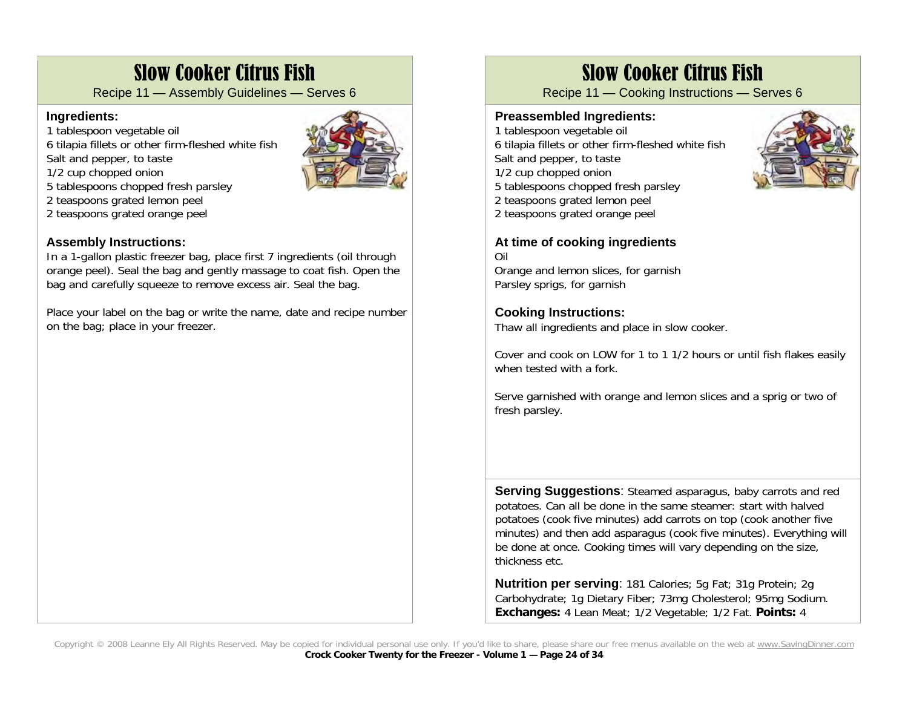# Slow Cooker Citrus Fish

Recipe 11 — Assembly Guidelines — Serves 6

### Ingredients:

1 tablespoon vegetable oil
6 tilapia fillets or other firm-fleshed white fish
Salt and pepper, to taste
1/2 cup chopped onion
5 tablespoons chopped fresh parsley
2 teaspoons grated lemon peel
2 teaspoons grated orange peel

### Assembly Instructions:

In a 1-gallon plastic freezer bag, place first 7 ingredients (oil through orange peel). Seal the bag and gently massage to coat fish. Open the bag and carefully squeeze to remove excess air. Seal the bag.

Place your label on the bag or write the name, date and recipe number on the bag; place in your freezer.

# Slow Cooker Citrus Fish

Recipe 11 — Cooking Instructions — Serves 6

### Preassembled Ingredients:

1 tablespoon vegetable oil
6 tilapia fillets or other firm-fleshed white fish
Salt and pepper, to taste
1/2 cup chopped onion
5 tablespoons chopped fresh parsley
2 teaspoons grated lemon peel
2 teaspoons grated orange peel

### At time of cooking ingredients

Oil
Orange and lemon slices, for garnish
Parsley sprigs, for garnish

### Cooking Instructions:

Thaw all ingredients and place in slow cooker.

Cover and cook on LOW for 1 to 1 1/2 hours or until fish flakes easily when tested with a fork.

Serve garnished with orange and lemon slices and a sprig or two of fresh parsley.

**Serving Suggestions**: Steamed asparagus, baby carrots and red potatoes. Can all be done in the same steamer: start with halved potatoes (cook five minutes) add carrots on top (cook another five minutes) and then add asparagus (cook five minutes). Everything will be done at once. Cooking times will vary depending on the size, thickness etc.

**Nutrition per serving**: 181 Calories; 5g Fat; 31g Protein; 2g Carbohydrate; 1g Dietary Fiber; 73mg Cholesterol; 95mg Sodium. **Exchanges:** 4 Lean Meat; 1/2 Vegetable; 1/2 Fat. **Points:** 4

Copyright © 2008 Leanne Ely All Rights Reserved. May be copied for individual personal use only. If you'd like to share, please share our free menus available on the web at www.SavingDinner.com

**Crock Cooker Twenty for the Freezer - Volume 1**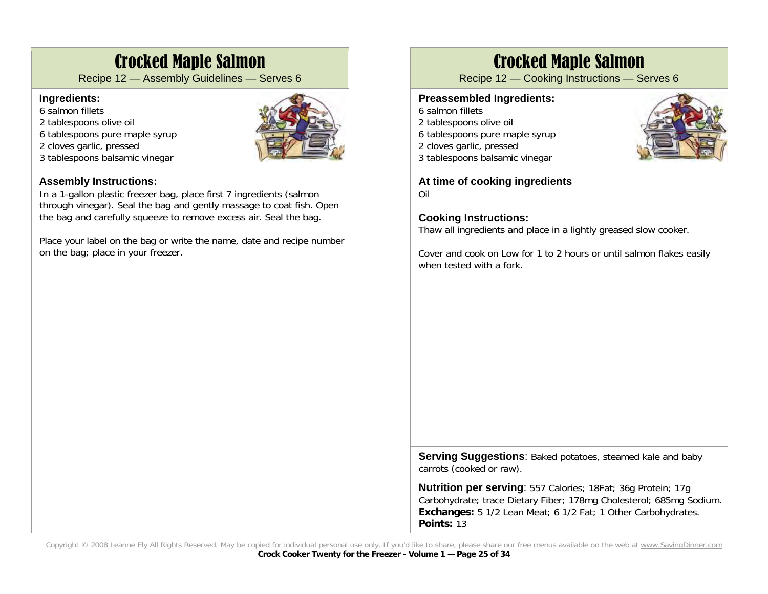# Crocked Maple Salmon

Recipe 12 — Assembly Guidelines — Serves 6

### Ingredients:

6 salmon fillets
2 tablespoons olive oil
6 tablespoons pure maple syrup
2 cloves garlic, pressed
3 tablespoons balsamic vinegar

### Assembly Instructions:

In a 1-gallon plastic freezer bag, place first 7 ingredients (salmon through vinegar). Seal the bag and gently massage to coat fish. Open the bag and carefully squeeze to remove excess air. Seal the bag.

Place your label on the bag or write the name, date and recipe number on the bag; place in your freezer.

# Crocked Maple Salmon

Recipe 12 — Cooking Instructions — Serves 6

### Preassembled Ingredients:

6 salmon fillets
2 tablespoons olive oil
6 tablespoons pure maple syrup
2 cloves garlic, pressed
3 tablespoons balsamic vinegar

### At time of cooking ingredients

Oil

### Cooking Instructions:

Thaw all ingredients and place in a lightly greased slow cooker.

Cover and cook on Low for 1 to 2 hours or until salmon flakes easily when tested with a fork.

**Serving Suggestions**: Baked potatoes, steamed kale and baby carrots (cooked or raw).

**Nutrition per serving**: 557 Calories; 18Fat; 36g Protein; 17g Carbohydrate; trace Dietary Fiber; 178mg Cholesterol; 685mg Sodium.
**Exchanges:** 5 1/2 Lean Meat; 6 1/2 Fat; 1 Other Carbohydrates.
**Points:** 13

Copyright © 2008 Leanne Ely All Rights Reserved. May be copied for individual personal use only. If you'd like to share, please share our free menus available on the web at www.SavingDinner.com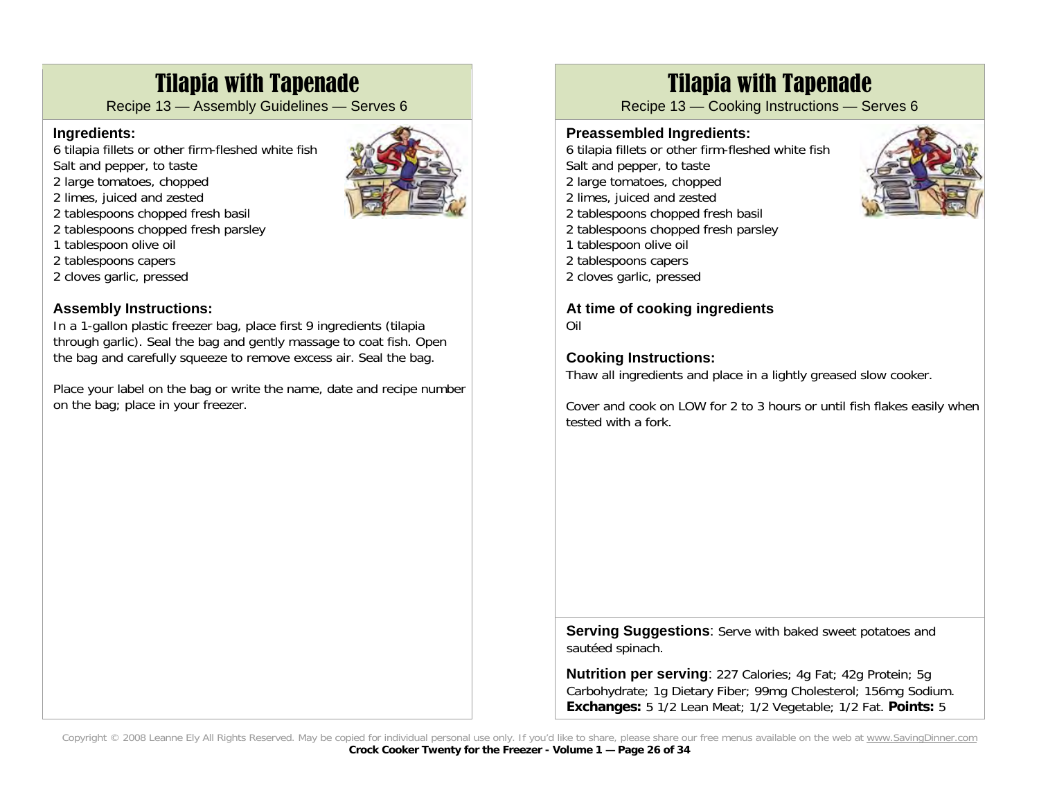# Tilapia with Tapenade

Recipe 13 — Assembly Guidelines — Serves 6

### Ingredients:

6 tilapia fillets or other firm-fleshed white fish
Salt and pepper, to taste
2 large tomatoes, chopped
2 limes, juiced and zested
2 tablespoons chopped fresh basil
2 tablespoons chopped fresh parsley
1 tablespoon olive oil
2 tablespoons capers
2 cloves garlic, pressed

### Assembly Instructions:

In a 1-gallon plastic freezer bag, place first 9 ingredients (tilapia through garlic). Seal the bag and gently massage to coat fish. Open the bag and carefully squeeze to remove excess air. Seal the bag.

Place your label on the bag or write the name, date and recipe number on the bag; place in your freezer.

# Tilapia with Tapenade

Recipe 13 — Cooking Instructions — Serves 6

### Preassembled Ingredients:

6 tilapia fillets or other firm-fleshed white fish
Salt and pepper, to taste
2 large tomatoes, chopped
2 limes, juiced and zested
2 tablespoons chopped fresh basil
2 tablespoons chopped fresh parsley
1 tablespoon olive oil
2 tablespoons capers
2 cloves garlic, pressed

### At time of cooking ingredients

Oil

### Cooking Instructions:

Thaw all ingredients and place in a lightly greased slow cooker.

Cover and cook on LOW for 2 to 3 hours or until fish flakes easily when tested with a fork.

**Serving Suggestions**: Serve with baked sweet potatoes and sautéed spinach.

**Nutrition per serving**: 227 Calories; 4g Fat; 42g Protein; 5g Carbohydrate; 1g Dietary Fiber; 99mg Cholesterol; 156mg Sodium. **Exchanges:** 5 1/2 Lean Meat; 1/2 Vegetable; 1/2 Fat. **Points:** 5

Copyright © 2008 Leanne Ely All Rights Reserved. May be copied for individual personal use only. If you'd like to share, please share our free menus available on the web at www.SavingDinner.com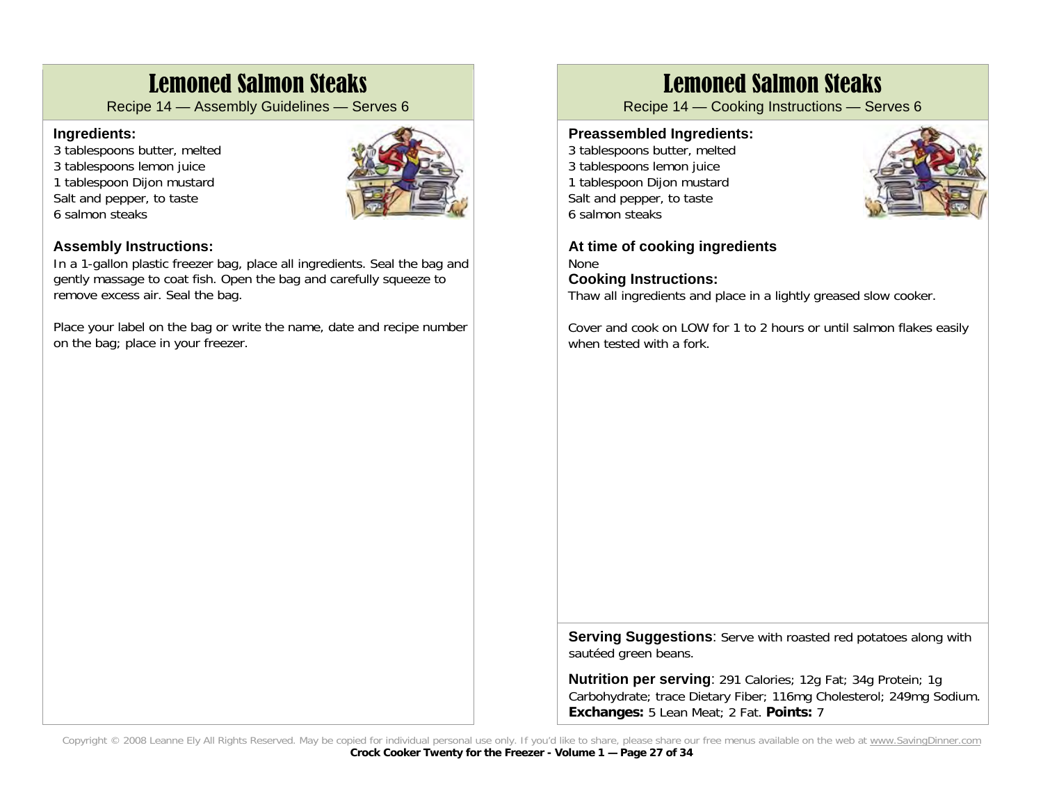# Lemoned Salmon Steaks

Recipe 14 — Assembly Guidelines — Serves 6

**Ingredients:**

3 tablespoons butter, melted
3 tablespoons lemon juice
1 tablespoon Dijon mustard
Salt and pepper, to taste
6 salmon steaks

**Assembly Instructions:**

In a 1-gallon plastic freezer bag, place all ingredients. Seal the bag and gently massage to coat fish. Open the bag and carefully squeeze to remove excess air. Seal the bag.

Place your label on the bag or write the name, date and recipe number on the bag; place in your freezer.

# Lemoned Salmon Steaks

Recipe 14 — Cooking Instructions — Serves 6

**Preassembled Ingredients:**

3 tablespoons butter, melted
3 tablespoons lemon juice
1 tablespoon Dijon mustard
Salt and pepper, to taste
6 salmon steaks

**At time of cooking ingredients**

None

**Cooking Instructions:**

Thaw all ingredients and place in a lightly greased slow cooker.

Cover and cook on LOW for 1 to 2 hours or until salmon flakes easily when tested with a fork.

**Serving Suggestions**: Serve with roasted red potatoes along with sautéed green beans.

**Nutrition per serving**: 291 Calories; 12g Fat; 34g Protein; 1g Carbohydrate; trace Dietary Fiber; 116mg Cholesterol; 249mg Sodium. **Exchanges:** 5 Lean Meat; 2 Fat. **Points:** 7

Copyright © 2008 Leanne Ely All Rights Reserved. May be copied for individual personal use only. If you'd like to share, please share our free menus available on the web at www.SavingDinner.com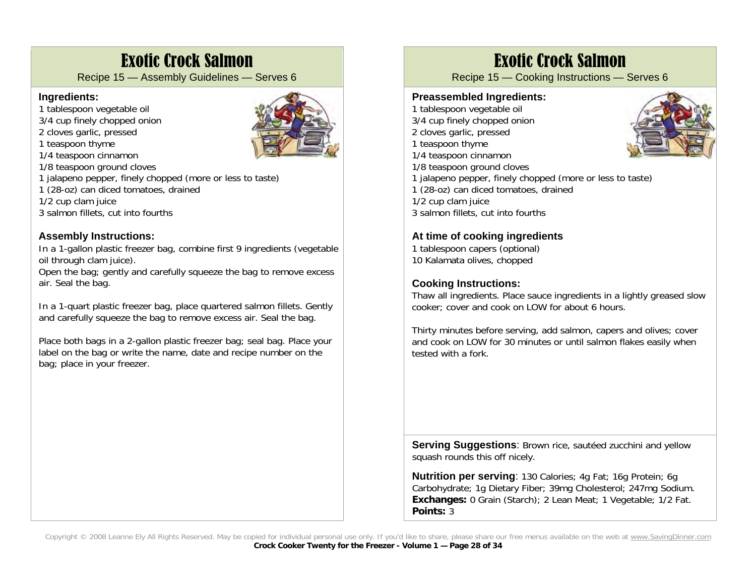# Exotic Crock Salmon

Recipe 15 — Assembly Guidelines — Serves 6

### Ingredients:

1 tablespoon vegetable oil
3/4 cup finely chopped onion
2 cloves garlic, pressed
1 teaspoon thyme
1/4 teaspoon cinnamon
1/8 teaspoon ground cloves
1 jalapeno pepper, finely chopped (more or less to taste)
1 (28-oz) can diced tomatoes, drained
1/2 cup clam juice
3 salmon fillets, cut into fourths

### Assembly Instructions:

In a 1-gallon plastic freezer bag, combine first 9 ingredients (vegetable oil through clam juice).
Open the bag; gently and carefully squeeze the bag to remove excess air. Seal the bag.

In a 1-quart plastic freezer bag, place quartered salmon fillets. Gently and carefully squeeze the bag to remove excess air. Seal the bag.

Place both bags in a 2-gallon plastic freezer bag; seal bag. Place your label on the bag or write the name, date and recipe number on the bag; place in your freezer.

# Exotic Crock Salmon

Recipe 15 — Cooking Instructions — Serves 6

### Preassembled Ingredients:

1 tablespoon vegetable oil
3/4 cup finely chopped onion
2 cloves garlic, pressed
1 teaspoon thyme
1/4 teaspoon cinnamon
1/8 teaspoon ground cloves
1 jalapeno pepper, finely chopped (more or less to taste)
1 (28-oz) can diced tomatoes, drained
1/2 cup clam juice
3 salmon fillets, cut into fourths

### At time of cooking ingredients

1 tablespoon capers (optional)
10 Kalamata olives, chopped

### Cooking Instructions:

Thaw all ingredients. Place sauce ingredients in a lightly greased slow cooker; cover and cook on LOW for about 6 hours.

Thirty minutes before serving, add salmon, capers and olives; cover and cook on LOW for 30 minutes or until salmon flakes easily when tested with a fork.

**Serving Suggestions**: Brown rice, sautéed zucchini and yellow squash rounds this off nicely.

**Nutrition per serving**: 130 Calories; 4g Fat; 16g Protein; 6g Carbohydrate; 1g Dietary Fiber; 39mg Cholesterol; 247mg Sodium.
**Exchanges:** 0 Grain (Starch); 2 Lean Meat; 1 Vegetable; 1/2 Fat.
**Points:** 3

Copyright © 2008 Leanne Ely All Rights Reserved. May be copied for individual personal use only. If you'd like to share, please share our free menus available on the web at www.SavingDinner.com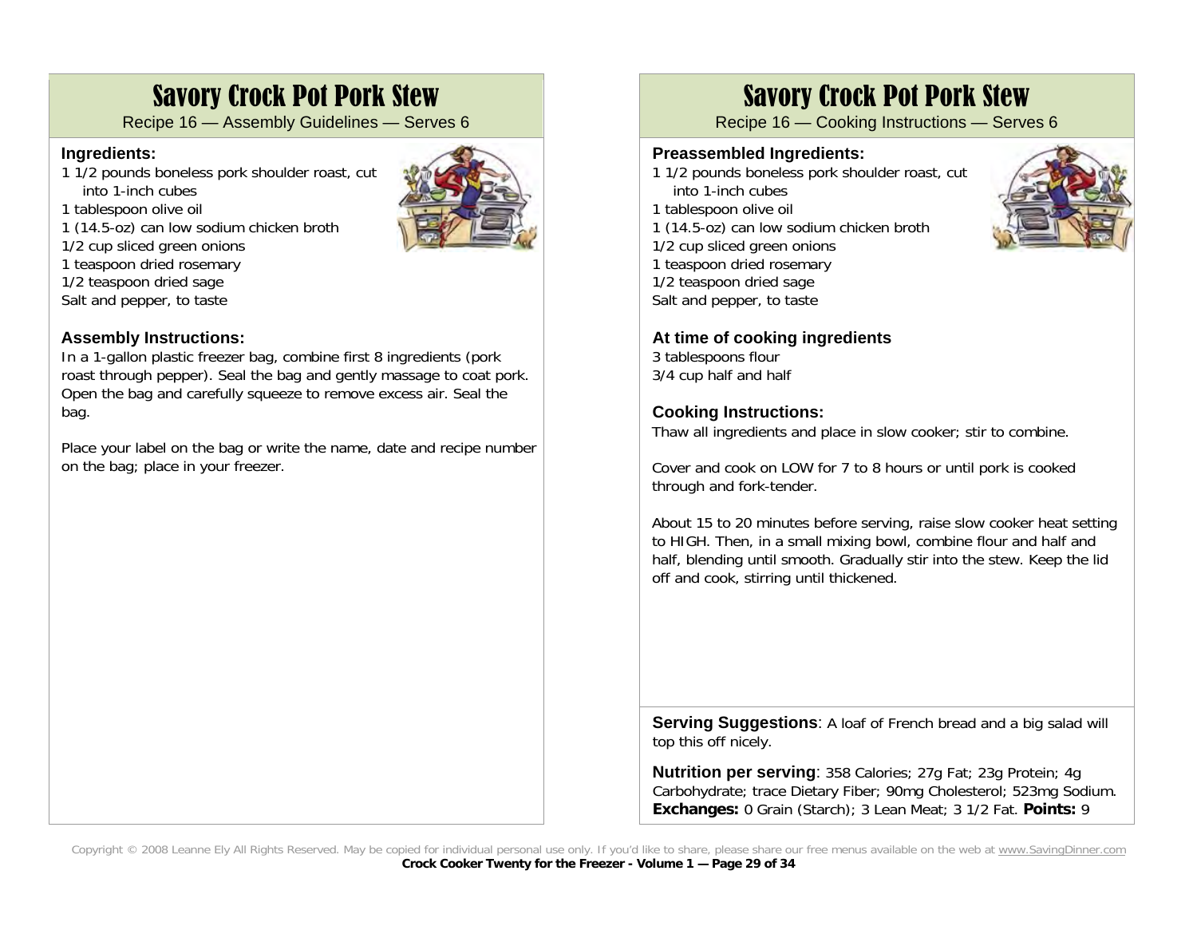# Savory Crock Pot Pork Stew

Recipe 16 — Assembly Guidelines — Serves 6

### Ingredients:

1 1/2 pounds boneless pork shoulder roast, cut into 1-inch cubes
1 tablespoon olive oil
1 (14.5-oz) can low sodium chicken broth
1/2 cup sliced green onions
1 teaspoon dried rosemary
1/2 teaspoon dried sage
Salt and pepper, to taste

### Assembly Instructions:

In a 1-gallon plastic freezer bag, combine first 8 ingredients (pork roast through pepper). Seal the bag and gently massage to coat pork. Open the bag and carefully squeeze to remove excess air. Seal the bag.

Place your label on the bag or write the name, date and recipe number on the bag; place in your freezer.

# Savory Crock Pot Pork Stew

Recipe 16 — Cooking Instructions — Serves 6

### Preassembled Ingredients:

1 1/2 pounds boneless pork shoulder roast, cut into 1-inch cubes
1 tablespoon olive oil
1 (14.5-oz) can low sodium chicken broth
1/2 cup sliced green onions
1 teaspoon dried rosemary
1/2 teaspoon dried sage
Salt and pepper, to taste

### At time of cooking ingredients

3 tablespoons flour
3/4 cup half and half

### Cooking Instructions:

Thaw all ingredients and place in slow cooker; stir to combine.

Cover and cook on LOW for 7 to 8 hours or until pork is cooked through and fork-tender.

About 15 to 20 minutes before serving, raise slow cooker heat setting to HIGH. Then, in a small mixing bowl, combine flour and half and half, blending until smooth. Gradually stir into the stew. Keep the lid off and cook, stirring until thickened.

**Serving Suggestions**: A loaf of French bread and a big salad will top this off nicely.

**Nutrition per serving**: 358 Calories; 27g Fat; 23g Protein; 4g Carbohydrate; trace Dietary Fiber; 90mg Cholesterol; 523mg Sodium. **Exchanges:** 0 Grain (Starch); 3 Lean Meat; 3 1/2 Fat. **Points:** 9

Copyright © 2008 Leanne Ely All Rights Reserved. May be copied for individual personal use only. If you'd like to share, please share our free menus available on the web at www.SavingDinner.com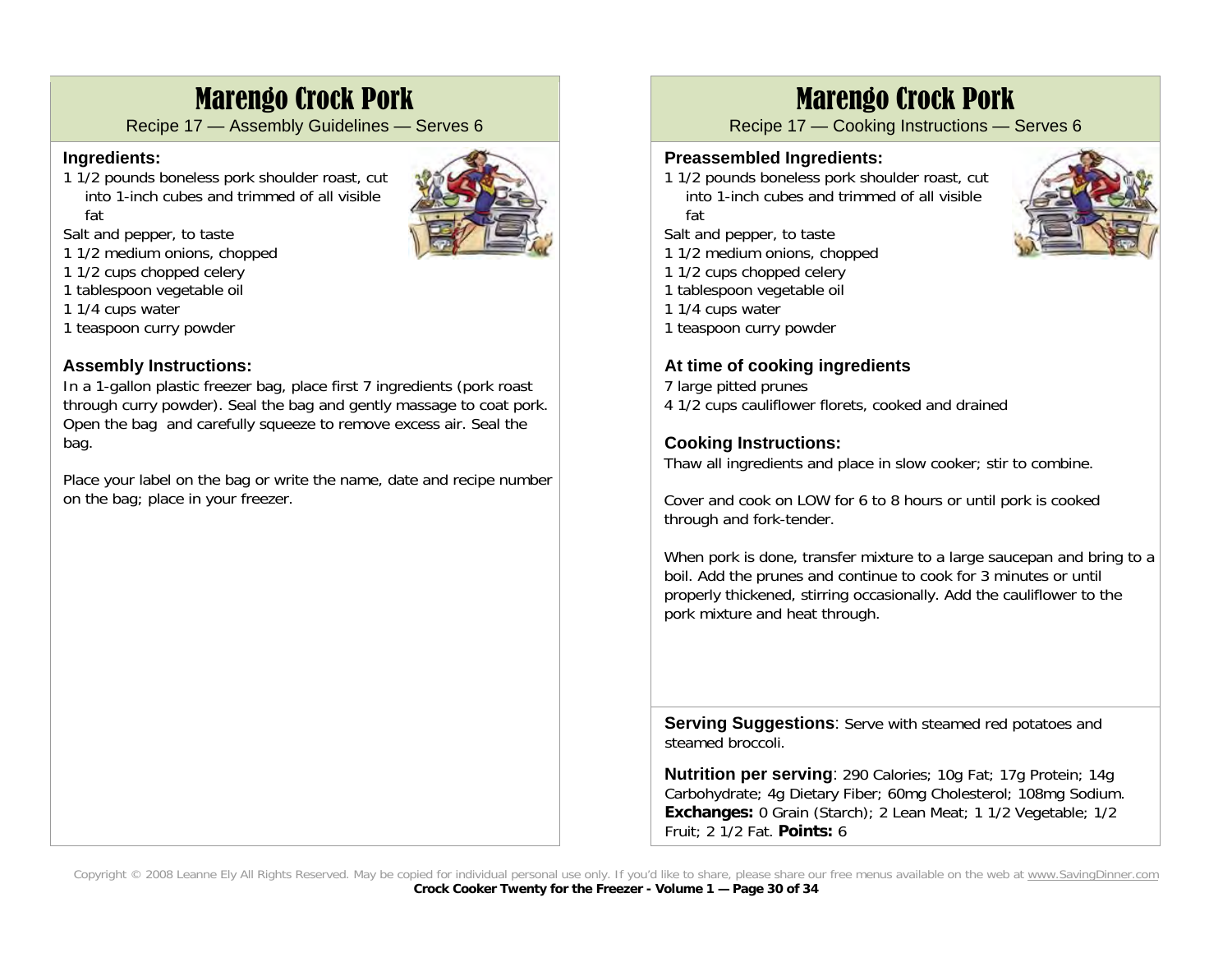# Marengo Crock Pork

Recipe 17 — Assembly Guidelines — Serves 6

### Ingredients:

1 1/2 pounds boneless pork shoulder roast, cut into 1-inch cubes and trimmed of all visible fat
Salt and pepper, to taste
1 1/2 medium onions, chopped
1 1/2 cups chopped celery
1 tablespoon vegetable oil
1 1/4 cups water
1 teaspoon curry powder

### Assembly Instructions:

In a 1-gallon plastic freezer bag, place first 7 ingredients (pork roast through curry powder). Seal the bag and gently massage to coat pork. Open the bag and carefully squeeze to remove excess air. Seal the bag.

Place your label on the bag or write the name, date and recipe number on the bag; place in your freezer.

# Marengo Crock Pork

Recipe 17 — Cooking Instructions — Serves 6

### Preassembled Ingredients:

1 1/2 pounds boneless pork shoulder roast, cut into 1-inch cubes and trimmed of all visible fat
Salt and pepper, to taste
1 1/2 medium onions, chopped
1 1/2 cups chopped celery
1 tablespoon vegetable oil
1 1/4 cups water
1 teaspoon curry powder

### At time of cooking ingredients

7 large pitted prunes
4 1/2 cups cauliflower florets, cooked and drained

### Cooking Instructions:

Thaw all ingredients and place in slow cooker; stir to combine.

Cover and cook on LOW for 6 to 8 hours or until pork is cooked through and fork-tender.

When pork is done, transfer mixture to a large saucepan and bring to a boil. Add the prunes and continue to cook for 3 minutes or until properly thickened, stirring occasionally. Add the cauliflower to the pork mixture and heat through.

**Serving Suggestions**: Serve with steamed red potatoes and steamed broccoli.

**Nutrition per serving**: 290 Calories; 10g Fat; 17g Protein; 14g Carbohydrate; 4g Dietary Fiber; 60mg Cholesterol; 108mg Sodium. **Exchanges:** 0 Grain (Starch); 2 Lean Meat; 1 1/2 Vegetable; 1/2 Fruit; 2 1/2 Fat. **Points:** 6

Copyright © 2008 Leanne Ely All Rights Reserved. May be copied for individual personal use only. If you'd like to share, please share our free menus available on the web at www.SavingDinner.com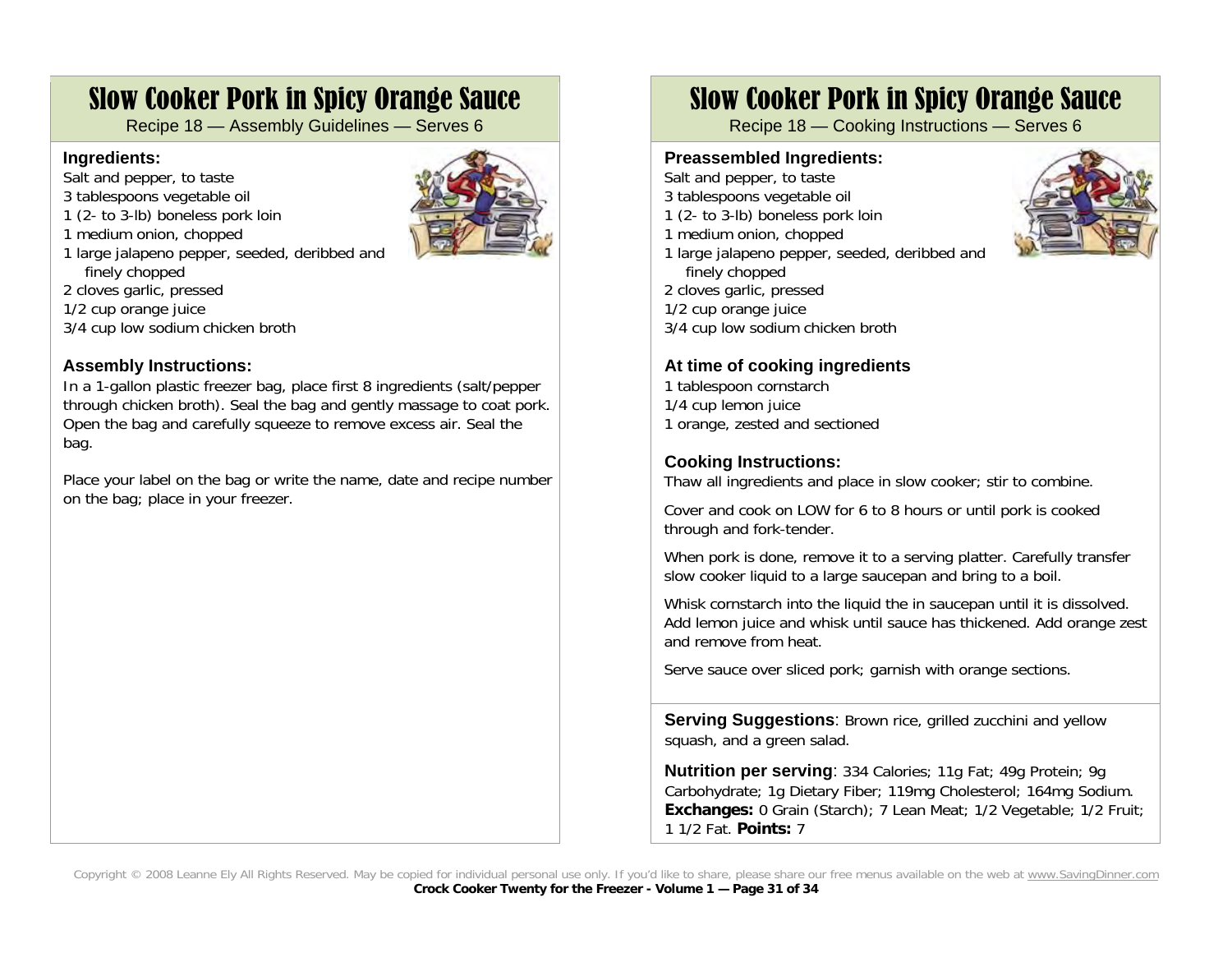# Slow Cooker Pork in Spicy Orange Sauce

Recipe 18 — Assembly Guidelines — Serves 6

### Ingredients:

Salt and pepper, to taste
3 tablespoons vegetable oil
1 (2- to 3-lb) boneless pork loin
1 medium onion, chopped
1 large jalapeno pepper, seeded, deribbed and finely chopped
2 cloves garlic, pressed
1/2 cup orange juice
3/4 cup low sodium chicken broth

### Assembly Instructions:

In a 1-gallon plastic freezer bag, place first 8 ingredients (salt/pepper through chicken broth). Seal the bag and gently massage to coat pork. Open the bag and carefully squeeze to remove excess air. Seal the bag.

Place your label on the bag or write the name, date and recipe number on the bag; place in your freezer.

# Slow Cooker Pork in Spicy Orange Sauce

Recipe 18 — Cooking Instructions — Serves 6

### Preassembled Ingredients:

Salt and pepper, to taste
3 tablespoons vegetable oil
1 (2- to 3-lb) boneless pork loin
1 medium onion, chopped
1 large jalapeno pepper, seeded, deribbed and finely chopped
2 cloves garlic, pressed
1/2 cup orange juice
3/4 cup low sodium chicken broth

### At time of cooking ingredients

1 tablespoon cornstarch
1/4 cup lemon juice
1 orange, zested and sectioned

### Cooking Instructions:

Thaw all ingredients and place in slow cooker; stir to combine.

Cover and cook on LOW for 6 to 8 hours or until pork is cooked through and fork-tender.

When pork is done, remove it to a serving platter. Carefully transfer slow cooker liquid to a large saucepan and bring to a boil.

Whisk cornstarch into the liquid the in saucepan until it is dissolved. Add lemon juice and whisk until sauce has thickened. Add orange zest and remove from heat.

Serve sauce over sliced pork; garnish with orange sections.

**Serving Suggestions**: Brown rice, grilled zucchini and yellow squash, and a green salad.

**Nutrition per serving**: 334 Calories; 11g Fat; 49g Protein; 9g Carbohydrate; 1g Dietary Fiber; 119mg Cholesterol; 164mg Sodium. **Exchanges:** 0 Grain (Starch); 7 Lean Meat; 1/2 Vegetable; 1/2 Fruit; 1 1/2 Fat. **Points:** 7

Copyright © 2008 Leanne Ely All Rights Reserved. May be copied for individual personal use only. If you'd like to share, please share our free menus available on the web at www.SavingDinner.com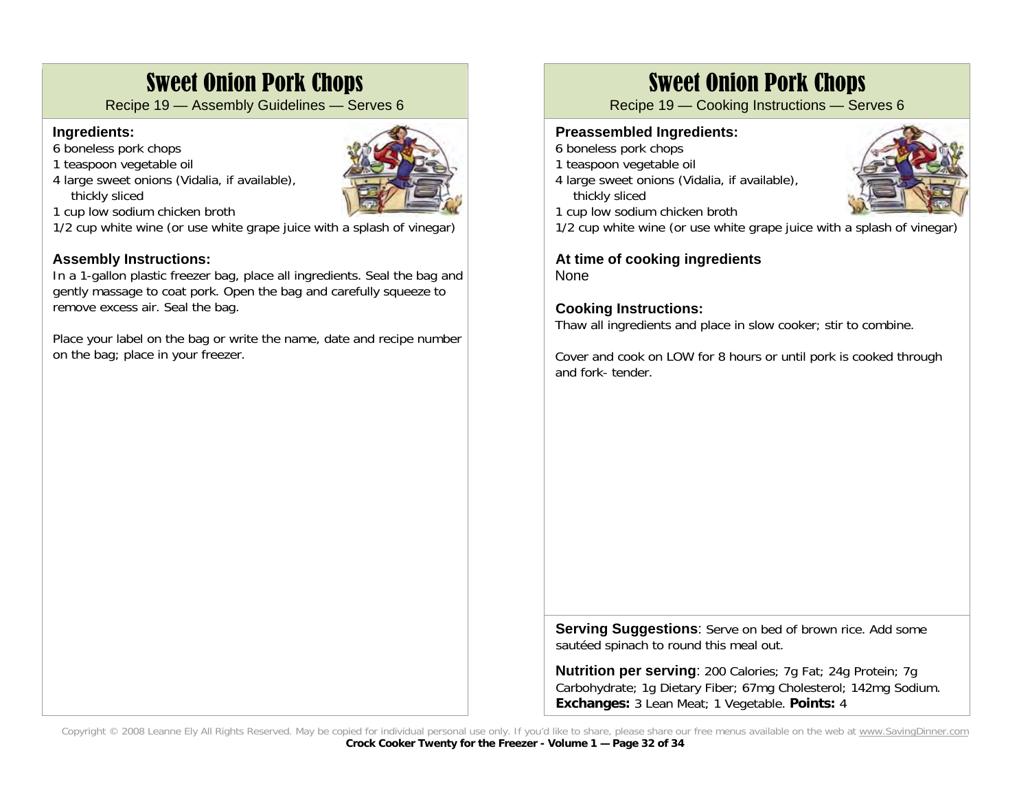# Sweet Onion Pork Chops

Recipe 19 — Assembly Guidelines — Serves 6

**Ingredients:**

6 boneless pork chops
1 teaspoon vegetable oil
4 large sweet onions (Vidalia, if available), thickly sliced
1 cup low sodium chicken broth
1/2 cup white wine (or use white grape juice with a splash of vinegar)

**Assembly Instructions:**

In a 1-gallon plastic freezer bag, place all ingredients. Seal the bag and gently massage to coat pork. Open the bag and carefully squeeze to remove excess air. Seal the bag.

Place your label on the bag or write the name, date and recipe number on the bag; place in your freezer.

# Sweet Onion Pork Chops

Recipe 19 — Cooking Instructions — Serves 6

**Preassembled Ingredients:**

6 boneless pork chops
1 teaspoon vegetable oil
4 large sweet onions (Vidalia, if available), thickly sliced
1 cup low sodium chicken broth
1/2 cup white wine (or use white grape juice with a splash of vinegar)

**At time of cooking ingredients**

None

**Cooking Instructions:**

Thaw all ingredients and place in slow cooker; stir to combine.

Cover and cook on LOW for 8 hours or until pork is cooked through and fork- tender.

**Serving Suggestions**: Serve on bed of brown rice. Add some sautéed spinach to round this meal out.

**Nutrition per serving**: 200 Calories; 7g Fat; 24g Protein; 7g Carbohydrate; 1g Dietary Fiber; 67mg Cholesterol; 142mg Sodium. **Exchanges:** 3 Lean Meat; 1 Vegetable. **Points:** 4

Copyright © 2008 Leanne Ely All Rights Reserved. May be copied for individual personal use only. If you'd like to share, please share our free menus available on the web at www.SavingDinner.com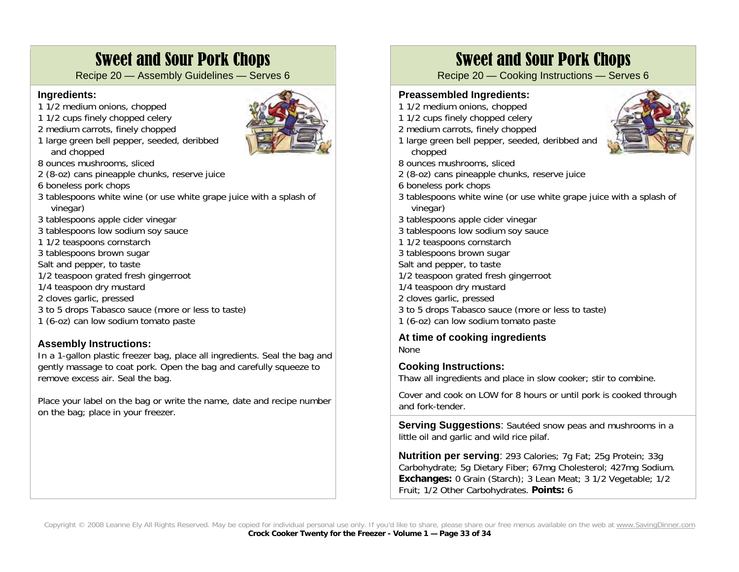# Sweet and Sour Pork Chops

Recipe 20 — Assembly Guidelines — Serves 6

### Ingredients:

1 1/2 medium onions, chopped
1 1/2 cups finely chopped celery
2 medium carrots, finely chopped
1 large green bell pepper, seeded, deribbed and chopped
8 ounces mushrooms, sliced
2 (8-oz) cans pineapple chunks, reserve juice
6 boneless pork chops
3 tablespoons white wine (or use white grape juice with a splash of vinegar)
3 tablespoons apple cider vinegar
3 tablespoons low sodium soy sauce
1 1/2 teaspoons cornstarch
3 tablespoons brown sugar
Salt and pepper, to taste
1/2 teaspoon grated fresh gingerroot
1/4 teaspoon dry mustard
2 cloves garlic, pressed
3 to 5 drops Tabasco sauce (more or less to taste)
1 (6-oz) can low sodium tomato paste

### Assembly Instructions:

In a 1-gallon plastic freezer bag, place all ingredients. Seal the bag and gently massage to coat pork. Open the bag and carefully squeeze to remove excess air. Seal the bag.

Place your label on the bag or write the name, date and recipe number on the bag; place in your freezer.

# Sweet and Sour Pork Chops

Recipe 20 — Cooking Instructions — Serves 6

### Preassembled Ingredients:

1 1/2 medium onions, chopped
1 1/2 cups finely chopped celery
2 medium carrots, finely chopped
1 large green bell pepper, seeded, deribbed and chopped
8 ounces mushrooms, sliced
2 (8-oz) cans pineapple chunks, reserve juice
6 boneless pork chops
3 tablespoons white wine (or use white grape juice with a splash of vinegar)
3 tablespoons apple cider vinegar
3 tablespoons low sodium soy sauce
1 1/2 teaspoons cornstarch
3 tablespoons brown sugar
Salt and pepper, to taste
1/2 teaspoon grated fresh gingerroot
1/4 teaspoon dry mustard
2 cloves garlic, pressed
3 to 5 drops Tabasco sauce (more or less to taste)
1 (6-oz) can low sodium tomato paste

### At time of cooking ingredients

None

### Cooking Instructions:

Thaw all ingredients and place in slow cooker; stir to combine.

Cover and cook on LOW for 8 hours or until pork is cooked through and fork-tender.

**Serving Suggestions**: Sautéed snow peas and mushrooms in a little oil and garlic and wild rice pilaf.

**Nutrition per serving**: 293 Calories; 7g Fat; 25g Protein; 33g Carbohydrate; 5g Dietary Fiber; 67mg Cholesterol; 427mg Sodium. **Exchanges:** 0 Grain (Starch); 3 Lean Meat; 3 1/2 Vegetable; 1/2 Fruit; 1/2 Other Carbohydrates. **Points:** 6

Copyright © 2008 Leanne Ely All Rights Reserved. May be copied for individual personal use only. If you'd like to share, please share our free menus available on the web at www.SavingDinner.com